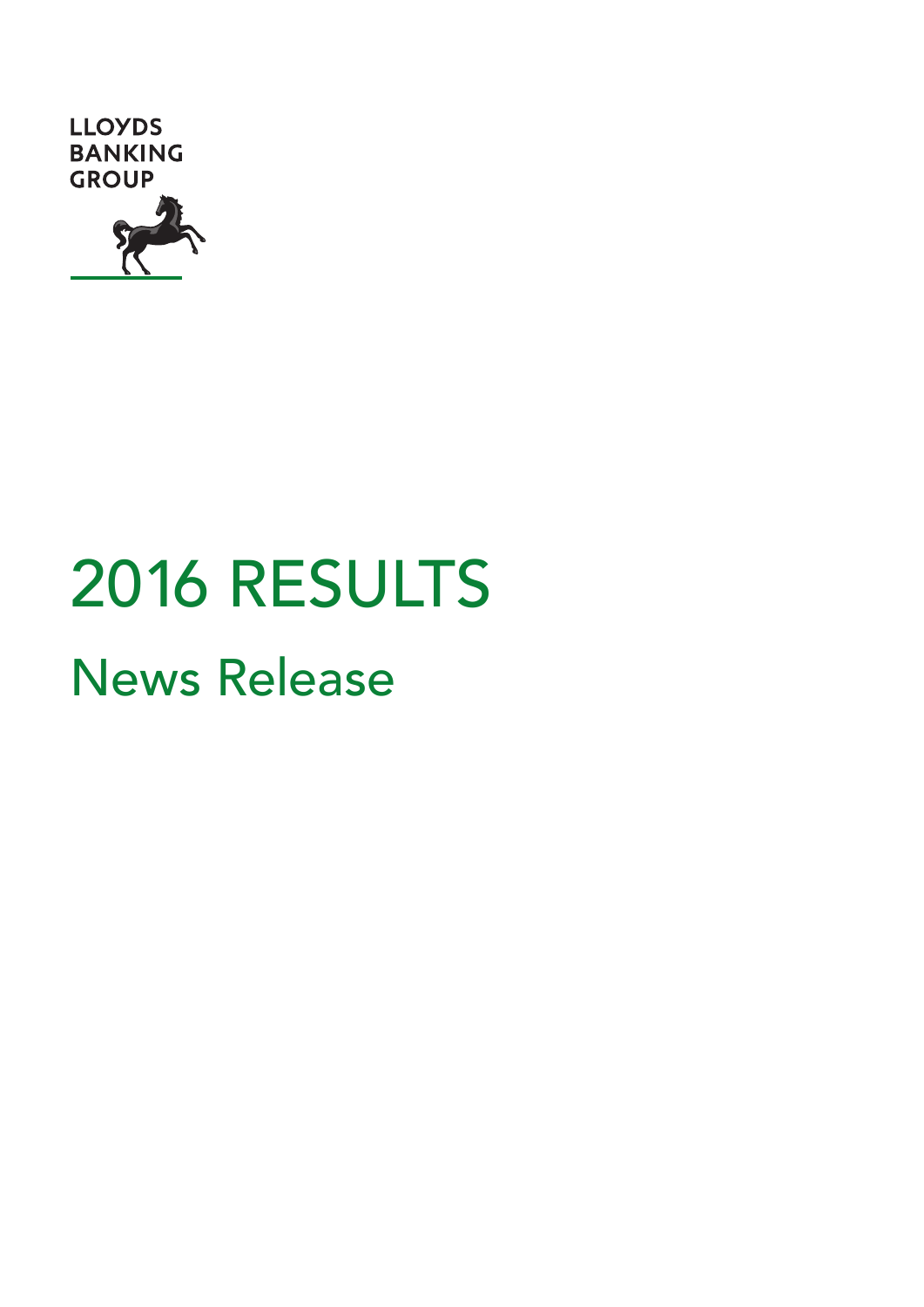LLOYDS BANKING GROUP

# 2016 RESULTS

## News Release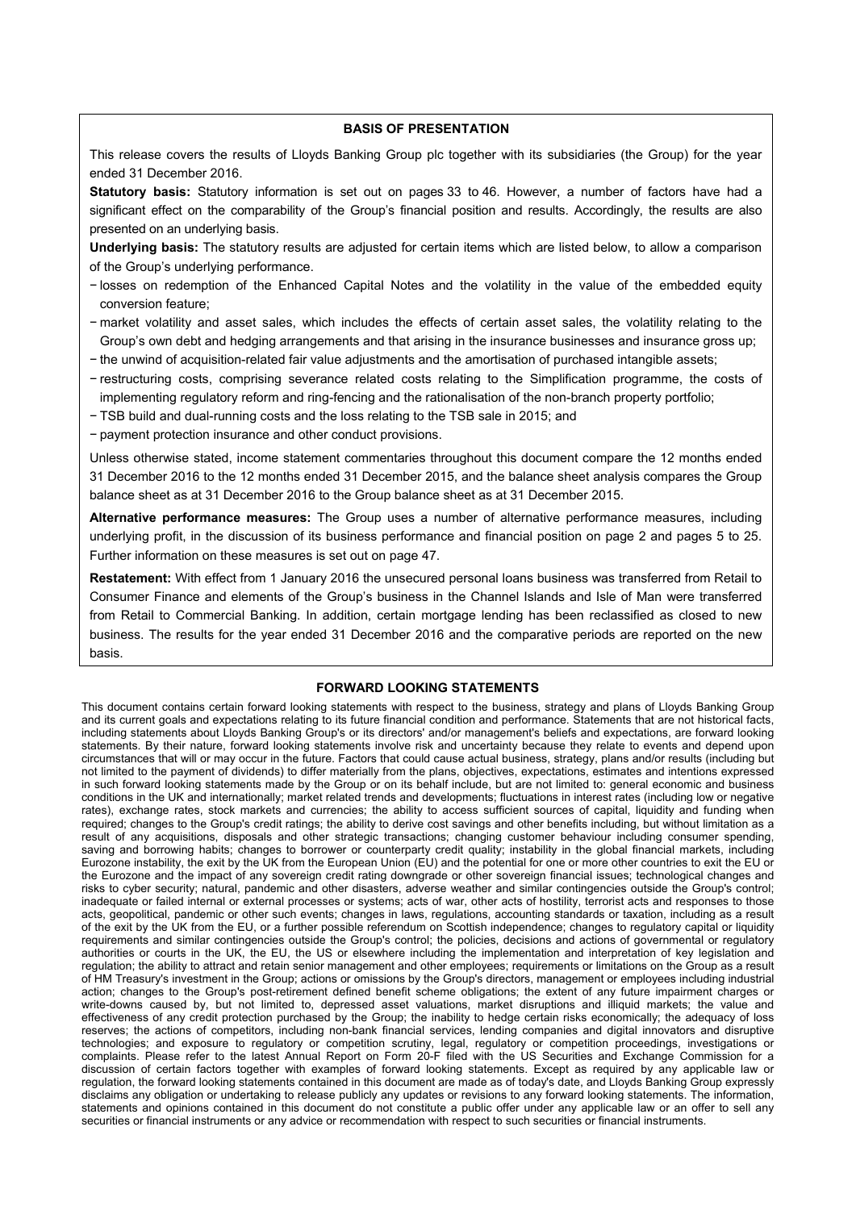## BASIS OF PRESENTATION

This release covers the results of Lloyds Banking Group plc together with its subsidiaries (the Group) for the year ended 31 December 2016.

**Statutory basis:** Statutory information is set out on pages 33 to 46. However, a number of factors have had a significant effect on the comparability of the Group's financial position and results. Accordingly, the results are also presented on an underlying basis.

**Underlying basis:** The statutory results are adjusted for certain items which are listed below, to allow a comparison of the Group's underlying performance.

- losses on redemption of the Enhanced Capital Notes and the volatility in the value of the embedded equity conversion feature;
- market volatility and asset sales, which includes the effects of certain asset sales, the volatility relating to the Group's own debt and hedging arrangements and that arising in the insurance businesses and insurance gross up;
- the unwind of acquisition-related fair value adjustments and the amortisation of purchased intangible assets;
- restructuring costs, comprising severance related costs relating to the Simplification programme, the costs of implementing regulatory reform and ring-fencing and the rationalisation of the non-branch property portfolio;
- TSB build and dual-running costs and the loss relating to the TSB sale in 2015; and
- payment protection insurance and other conduct provisions.

Unless otherwise stated, income statement commentaries throughout this document compare the 12 months ended 31 December 2016 to the 12 months ended 31 December 2015, and the balance sheet analysis compares the Group balance sheet as at 31 December 2016 to the Group balance sheet as at 31 December 2015.

**Alternative performance measures:** The Group uses a number of alternative performance measures, including underlying profit, in the discussion of its business performance and financial position on page 2 and pages 5 to 25. Further information on these measures is set out on page 47.

**Restatement:** With effect from 1 January 2016 the unsecured personal loans business was transferred from Retail to Consumer Finance and elements of the Group's business in the Channel Islands and Isle of Man were transferred from Retail to Commercial Banking. In addition, certain mortgage lending has been reclassified as closed to new business. The results for the year ended 31 December 2016 and the comparative periods are reported on the new basis.

## FORWARD LOOKING STATEMENTS

This document contains certain forward looking statements with respect to the business, strategy and plans of Lloyds Banking Group and its current goals and expectations relating to its future financial condition and performance. Statements that are not historical facts, including statements about Lloyds Banking Group's or its directors' and/or management's beliefs and expectations, are forward looking statements. By their nature, forward looking statements involve risk and uncertainty because they relate to events and depend upon circumstances that will or may occur in the future. Factors that could cause actual business, strategy, plans and/or results (including but not limited to the payment of dividends) to differ materially from the plans, objectives, expectations, estimates and intentions expressed in such forward looking statements made by the Group or on its behalf include, but are not limited to: general economic and business conditions in the UK and internationally; market related trends and developments; fluctuations in interest rates (including low or negative rates), exchange rates, stock markets and currencies; the ability to access sufficient sources of capital, liquidity and funding when required; changes to the Group's credit ratings; the ability to derive cost savings and other benefits including, but without limitation as a result of any acquisitions, disposals and other strategic transactions; changing customer behaviour including consumer spending, saving and borrowing habits; changes to borrower or counterparty credit quality; instability in the global financial markets, including Eurozone instability, the exit by the UK from the European Union (EU) and the potential for one or more other countries to exit the EU or the Eurozone and the impact of any sovereign credit rating downgrade or other sovereign financial issues; technological changes and risks to cyber security; natural, pandemic and other disasters, adverse weather and similar contingencies outside the Group's control; inadequate or failed internal or external processes or systems; acts of war, other acts of hostility, terrorist acts and responses to those acts, geopolitical, pandemic or other such events; changes in laws, regulations, accounting standards or taxation, including as a result of the exit by the UK from the EU, or a further possible referendum on Scottish independence; changes to regulatory capital or liquidity requirements and similar contingencies outside the Group's control; the policies, decisions and actions of governmental or regulatory authorities or courts in the UK, the EU, the US or elsewhere including the implementation and interpretation of key legislation and regulation; the ability to attract and retain senior management and other employees; requirements or limitations on the Group as a result of HM Treasury's investment in the Group; actions or omissions by the Group's directors, management or employees including industrial action; changes to the Group's post-retirement defined benefit scheme obligations; the extent of any future impairment charges or write-downs caused by, but not limited to, depressed asset valuations, market disruptions and illiquid markets; the value and effectiveness of any credit protection purchased by the Group; the inability to hedge certain risks economically; the adequacy of loss reserves; the actions of competitors, including non-bank financial services, lending companies and digital innovators and disruptive technologies; and exposure to regulatory or competition scrutiny, legal, regulatory or competition proceedings, investigations or complaints. Please refer to the latest Annual Report on Form 20-F filed with the US Securities and Exchange Commission for a discussion of certain factors together with examples of forward looking statements. Except as required by any applicable law or regulation, the forward looking statements contained in this document are made as of today's date, and Lloyds Banking Group expressly disclaims any obligation or undertaking to release publicly any updates or revisions to any forward looking statements. The information, statements and opinions contained in this document do not constitute a public offer under any applicable law or an offer to sell any securities or financial instruments or any advice or recommendation with respect to such securities or financial instruments.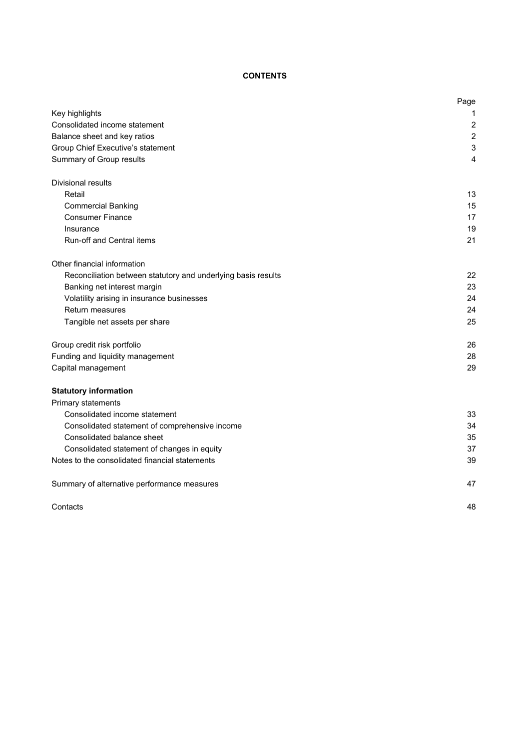**CONTENTS**

| | Page |
|---|---|
| Key highlights | 1 |
| Consolidated income statement | 2 |
| Balance sheet and key ratios | 2 |
| Group Chief Executive's statement | 3 |
| Summary of Group results | 4 |
| | |
| Divisional results | |
| Retail | 13 |
| Commercial Banking | 15 |
| Consumer Finance | 17 |
| Insurance | 19 |
| Run-off and Central items | 21 |
| | |
| Other financial information | |
| Reconciliation between statutory and underlying basis results | 22 |
| Banking net interest margin | 23 |
| Volatility arising in insurance businesses | 24 |
| Return measures | 24 |
| Tangible net assets per share | 25 |
| | |
| Group credit risk portfolio | 26 |
| Funding and liquidity management | 28 |
| Capital management | 29 |
| | |
| **Statutory information** | |
| Primary statements | |
| Consolidated income statement | 33 |
| Consolidated statement of comprehensive income | 34 |
| Consolidated balance sheet | 35 |
| Consolidated statement of changes in equity | 37 |
| Notes to the consolidated financial statements | 39 |
| | |
| Summary of alternative performance measures | 47 |
| | |
| Contacts | 48 |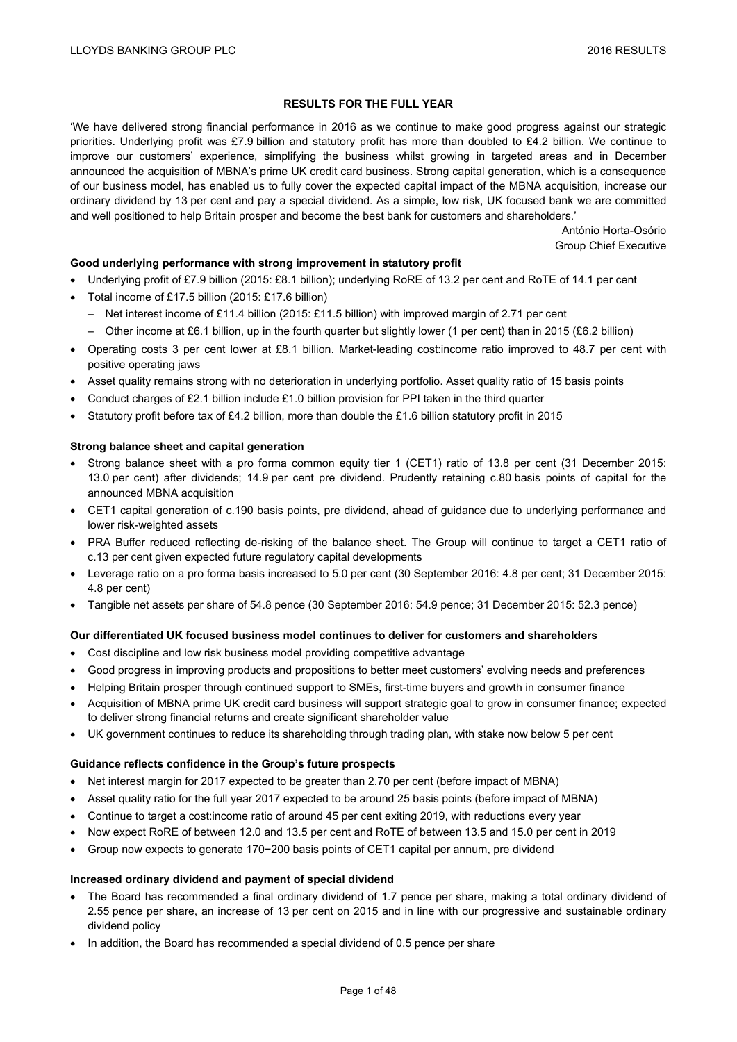## RESULTS FOR THE FULL YEAR

'We have delivered strong financial performance in 2016 as we continue to make good progress against our strategic priorities. Underlying profit was £7.9 billion and statutory profit has more than doubled to £4.2 billion. We continue to improve our customers' experience, simplifying the business whilst growing in targeted areas and in December announced the acquisition of MBNA's prime UK credit card business. Strong capital generation, which is a consequence of our business model, has enabled us to fully cover the expected capital impact of the MBNA acquisition, increase our ordinary dividend by 13 per cent and pay a special dividend. As a simple, low risk, UK focused bank we are committed and well positioned to help Britain prosper and become the best bank for customers and shareholders.'

António Horta-Osório
Group Chief Executive

### Good underlying performance with strong improvement in statutory profit

- Underlying profit of £7.9 billion (2015: £8.1 billion); underlying RoRE of 13.2 per cent and RoTE of 14.1 per cent
- Total income of £17.5 billion (2015: £17.6 billion)
  - Net interest income of £11.4 billion (2015: £11.5 billion) with improved margin of 2.71 per cent
  - Other income at £6.1 billion, up in the fourth quarter but slightly lower (1 per cent) than in 2015 (£6.2 billion)
- Operating costs 3 per cent lower at £8.1 billion. Market-leading cost:income ratio improved to 48.7 per cent with positive operating jaws
- Asset quality remains strong with no deterioration in underlying portfolio. Asset quality ratio of 15 basis points
- Conduct charges of £2.1 billion include £1.0 billion provision for PPI taken in the third quarter
- Statutory profit before tax of £4.2 billion, more than double the £1.6 billion statutory profit in 2015

### Strong balance sheet and capital generation

- Strong balance sheet with a pro forma common equity tier 1 (CET1) ratio of 13.8 per cent (31 December 2015: 13.0 per cent) after dividends; 14.9 per cent pre dividend. Prudently retaining c.80 basis points of capital for the announced MBNA acquisition
- CET1 capital generation of c.190 basis points, pre dividend, ahead of guidance due to underlying performance and lower risk-weighted assets
- PRA Buffer reduced reflecting de-risking of the balance sheet. The Group will continue to target a CET1 ratio of c.13 per cent given expected future regulatory capital developments
- Leverage ratio on a pro forma basis increased to 5.0 per cent (30 September 2016: 4.8 per cent; 31 December 2015: 4.8 per cent)
- Tangible net assets per share of 54.8 pence (30 September 2016: 54.9 pence; 31 December 2015: 52.3 pence)

### Our differentiated UK focused business model continues to deliver for customers and shareholders

- Cost discipline and low risk business model providing competitive advantage
- Good progress in improving products and propositions to better meet customers' evolving needs and preferences
- Helping Britain prosper through continued support to SMEs, first-time buyers and growth in consumer finance
- Acquisition of MBNA prime UK credit card business will support strategic goal to grow in consumer finance; expected to deliver strong financial returns and create significant shareholder value
- UK government continues to reduce its shareholding through trading plan, with stake now below 5 per cent

### Guidance reflects confidence in the Group's future prospects

- Net interest margin for 2017 expected to be greater than 2.70 per cent (before impact of MBNA)
- Asset quality ratio for the full year 2017 expected to be around 25 basis points (before impact of MBNA)
- Continue to target a cost:income ratio of around 45 per cent exiting 2019, with reductions every year
- Now expect RoRE of between 12.0 and 13.5 per cent and RoTE of between 13.5 and 15.0 per cent in 2019
- Group now expects to generate 170−200 basis points of CET1 capital per annum, pre dividend

### Increased ordinary dividend and payment of special dividend

- The Board has recommended a final ordinary dividend of 1.7 pence per share, making a total ordinary dividend of 2.55 pence per share, an increase of 13 per cent on 2015 and in line with our progressive and sustainable ordinary dividend policy
- In addition, the Board has recommended a special dividend of 0.5 pence per share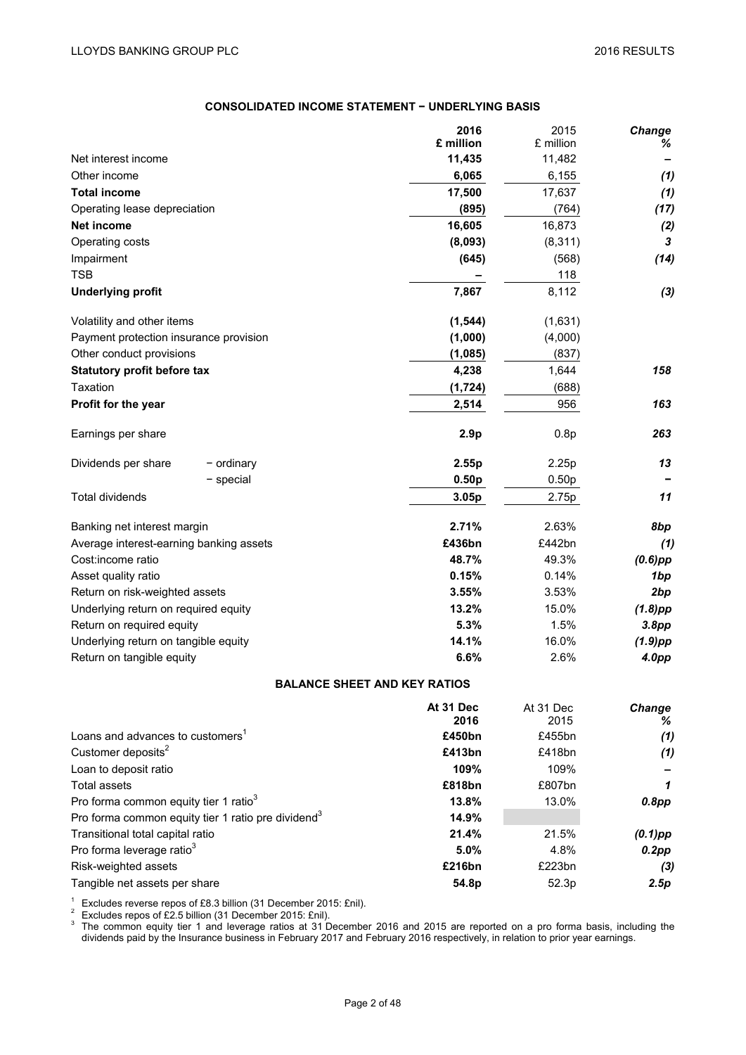## CONSOLIDATED INCOME STATEMENT − UNDERLYING BASIS

| | 2016 £ million | 2015 £ million | Change % |
|---|---|---|---|
| Net interest income | **11,435** | 11,482 | – |
| Other income | **6,065** | 6,155 | *(1)* |
| **Total income** | **17,500** | 17,637 | *(1)* |
| Operating lease depreciation | **(895)** | (764) | *(17)* |
| **Net income** | **16,605** | 16,873 | *(2)* |
| Operating costs | **(8,093)** | (8,311) | *3* |
| Impairment | **(645)** | (568) | *(14)* |
| TSB | **–** | 118 | |
| **Underlying profit** | **7,867** | 8,112 | *(3)* |
| | | | |
| Volatility and other items | **(1,544)** | (1,631) | |
| Payment protection insurance provision | **(1,000)** | (4,000) | |
| Other conduct provisions | **(1,085)** | (837) | |
| **Statutory profit before tax** | **4,238** | 1,644 | *158* |
| Taxation | **(1,724)** | (688) | |
| **Profit for the year** | **2,514** | 956 | *163* |
| | | | |
| Earnings per share | **2.9p** | 0.8p | *263* |
| | | | |
| Dividends per share − ordinary | **2.55p** | 2.25p | *13* |
| − special | **0.50p** | 0.50p | – |
| Total dividends | **3.05p** | 2.75p | *11* |
| | | | |
| Banking net interest margin | **2.71%** | 2.63% | *8bp* |
| Average interest-earning banking assets | **£436bn** | £442bn | *(1)* |
| Cost:income ratio | **48.7%** | 49.3% | *(0.6)pp* |
| Asset quality ratio | **0.15%** | 0.14% | *1bp* |
| Return on risk-weighted assets | **3.55%** | 3.53% | *2bp* |
| Underlying return on required equity | **13.2%** | 15.0% | *(1.8)pp* |
| Return on required equity | **5.3%** | 1.5% | *3.8pp* |
| Underlying return on tangible equity | **14.1%** | 16.0% | *(1.9)pp* |
| Return on tangible equity | **6.6%** | 2.6% | *4.0pp* |

## BALANCE SHEET AND KEY RATIOS

| | At 31 Dec 2016 | At 31 Dec 2015 | Change % |
|---|---|---|---|
| Loans and advances to customers[1] | **£450bn** | £455bn | *(1)* |
| Customer deposits[2] | **£413bn** | £418bn | *(1)* |
| Loan to deposit ratio | **109%** | 109% | – |
| Total assets | **£818bn** | £807bn | *1* |
| Pro forma common equity tier 1 ratio[3] | **13.8%** | 13.0% | *0.8pp* |
| Pro forma common equity tier 1 ratio pre dividend[3] | **14.9%** | | |
| Transitional total capital ratio | **21.4%** | 21.5% | *(0.1)pp* |
| Pro forma leverage ratio[3] | **5.0%** | 4.8% | *0.2pp* |
| Risk-weighted assets | **£216bn** | £223bn | *(3)* |
| Tangible net assets per share | **54.8p** | 52.3p | *2.5p* |

[1] Excludes reverse repos of £8.3 billion (31 December 2015: £nil).

[2] Excludes repos of £2.5 billion (31 December 2015: £nil).

[3] The common equity tier 1 and leverage ratios at 31 December 2016 and 2015 are reported on a pro forma basis, including the dividends paid by the Insurance business in February 2017 and February 2016 respectively, in relation to prior year earnings.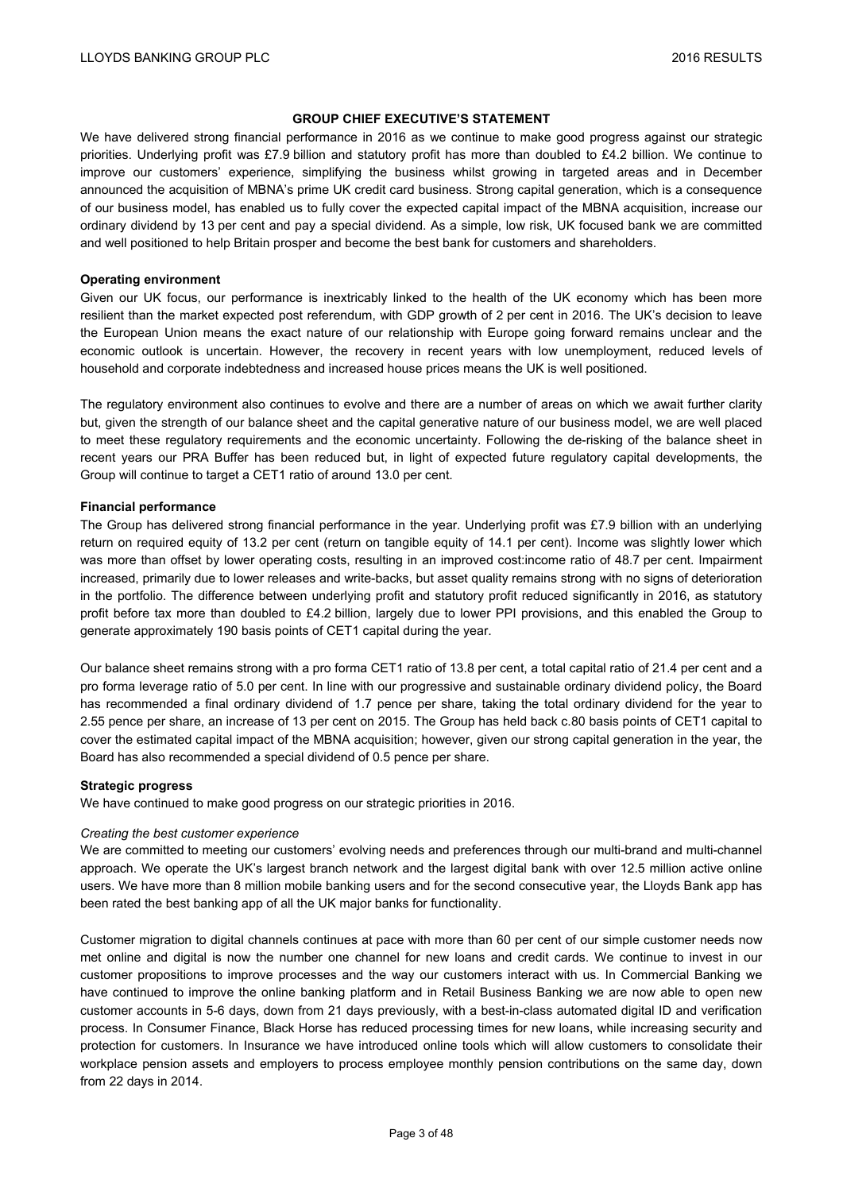## GROUP CHIEF EXECUTIVE'S STATEMENT

We have delivered strong financial performance in 2016 as we continue to make good progress against our strategic priorities. Underlying profit was £7.9 billion and statutory profit has more than doubled to £4.2 billion. We continue to improve our customers' experience, simplifying the business whilst growing in targeted areas and in December announced the acquisition of MBNA's prime UK credit card business. Strong capital generation, which is a consequence of our business model, has enabled us to fully cover the expected capital impact of the MBNA acquisition, increase our ordinary dividend by 13 per cent and pay a special dividend. As a simple, low risk, UK focused bank we are committed and well positioned to help Britain prosper and become the best bank for customers and shareholders.

**Operating environment**

Given our UK focus, our performance is inextricably linked to the health of the UK economy which has been more resilient than the market expected post referendum, with GDP growth of 2 per cent in 2016. The UK's decision to leave the European Union means the exact nature of our relationship with Europe going forward remains unclear and the economic outlook is uncertain. However, the recovery in recent years with low unemployment, reduced levels of household and corporate indebtedness and increased house prices means the UK is well positioned.

The regulatory environment also continues to evolve and there are a number of areas on which we await further clarity but, given the strength of our balance sheet and the capital generative nature of our business model, we are well placed to meet these regulatory requirements and the economic uncertainty. Following the de-risking of the balance sheet in recent years our PRA Buffer has been reduced but, in light of expected future regulatory capital developments, the Group will continue to target a CET1 ratio of around 13.0 per cent.

**Financial performance**

The Group has delivered strong financial performance in the year. Underlying profit was £7.9 billion with an underlying return on required equity of 13.2 per cent (return on tangible equity of 14.1 per cent). Income was slightly lower which was more than offset by lower operating costs, resulting in an improved cost:income ratio of 48.7 per cent. Impairment increased, primarily due to lower releases and write-backs, but asset quality remains strong with no signs of deterioration in the portfolio. The difference between underlying profit and statutory profit reduced significantly in 2016, as statutory profit before tax more than doubled to £4.2 billion, largely due to lower PPI provisions, and this enabled the Group to generate approximately 190 basis points of CET1 capital during the year.

Our balance sheet remains strong with a pro forma CET1 ratio of 13.8 per cent, a total capital ratio of 21.4 per cent and a pro forma leverage ratio of 5.0 per cent. In line with our progressive and sustainable ordinary dividend policy, the Board has recommended a final ordinary dividend of 1.7 pence per share, taking the total ordinary dividend for the year to 2.55 pence per share, an increase of 13 per cent on 2015. The Group has held back c.80 basis points of CET1 capital to cover the estimated capital impact of the MBNA acquisition; however, given our strong capital generation in the year, the Board has also recommended a special dividend of 0.5 pence per share.

**Strategic progress**

We have continued to make good progress on our strategic priorities in 2016.

*Creating the best customer experience*

We are committed to meeting our customers' evolving needs and preferences through our multi-brand and multi-channel approach. We operate the UK's largest branch network and the largest digital bank with over 12.5 million active online users. We have more than 8 million mobile banking users and for the second consecutive year, the Lloyds Bank app has been rated the best banking app of all the UK major banks for functionality.

Customer migration to digital channels continues at pace with more than 60 per cent of our simple customer needs now met online and digital is now the number one channel for new loans and credit cards. We continue to invest in our customer propositions to improve processes and the way our customers interact with us. In Commercial Banking we have continued to improve the online banking platform and in Retail Business Banking we are now able to open new customer accounts in 5-6 days, down from 21 days previously, with a best-in-class automated digital ID and verification process. In Consumer Finance, Black Horse has reduced processing times for new loans, while increasing security and protection for customers. In Insurance we have introduced online tools which will allow customers to consolidate their workplace pension assets and employers to process employee monthly pension contributions on the same day, down from 22 days in 2014.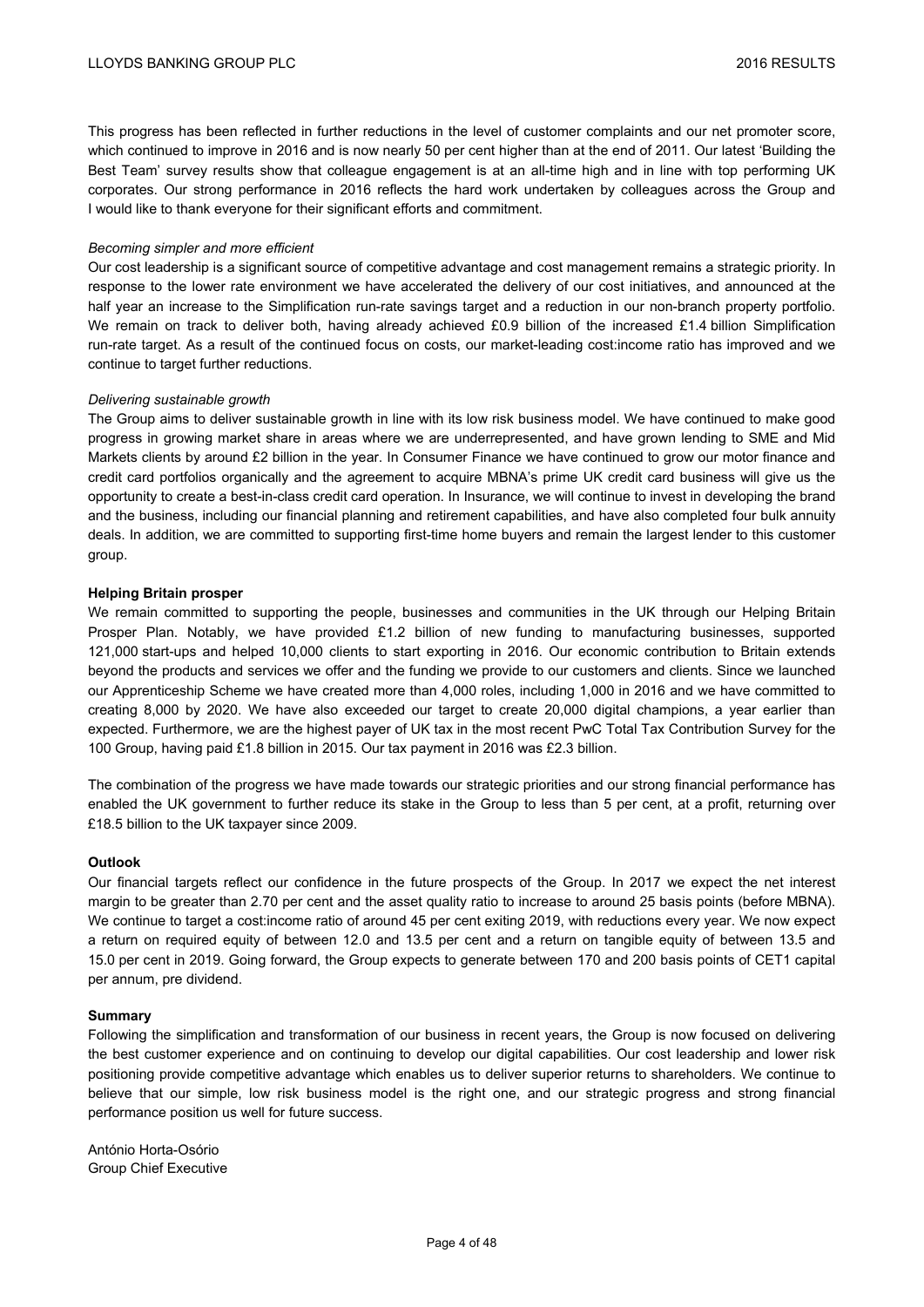This progress has been reflected in further reductions in the level of customer complaints and our net promoter score, which continued to improve in 2016 and is now nearly 50 per cent higher than at the end of 2011. Our latest 'Building the Best Team' survey results show that colleague engagement is at an all-time high and in line with top performing UK corporates. Our strong performance in 2016 reflects the hard work undertaken by colleagues across the Group and I would like to thank everyone for their significant efforts and commitment.

*Becoming simpler and more efficient*

Our cost leadership is a significant source of competitive advantage and cost management remains a strategic priority. In response to the lower rate environment we have accelerated the delivery of our cost initiatives, and announced at the half year an increase to the Simplification run-rate savings target and a reduction in our non-branch property portfolio. We remain on track to deliver both, having already achieved £0.9 billion of the increased £1.4 billion Simplification run-rate target. As a result of the continued focus on costs, our market-leading cost:income ratio has improved and we continue to target further reductions.

*Delivering sustainable growth*

The Group aims to deliver sustainable growth in line with its low risk business model. We have continued to make good progress in growing market share in areas where we are underrepresented, and have grown lending to SME and Mid Markets clients by around £2 billion in the year. In Consumer Finance we have continued to grow our motor finance and credit card portfolios organically and the agreement to acquire MBNA's prime UK credit card business will give us the opportunity to create a best-in-class credit card operation. In Insurance, we will continue to invest in developing the brand and the business, including our financial planning and retirement capabilities, and have also completed four bulk annuity deals. In addition, we are committed to supporting first-time home buyers and remain the largest lender to this customer group.

**Helping Britain prosper**

We remain committed to supporting the people, businesses and communities in the UK through our Helping Britain Prosper Plan. Notably, we have provided £1.2 billion of new funding to manufacturing businesses, supported 121,000 start-ups and helped 10,000 clients to start exporting in 2016. Our economic contribution to Britain extends beyond the products and services we offer and the funding we provide to our customers and clients. Since we launched our Apprenticeship Scheme we have created more than 4,000 roles, including 1,000 in 2016 and we have committed to creating 8,000 by 2020. We have also exceeded our target to create 20,000 digital champions, a year earlier than expected. Furthermore, we are the highest payer of UK tax in the most recent PwC Total Tax Contribution Survey for the 100 Group, having paid £1.8 billion in 2015. Our tax payment in 2016 was £2.3 billion.

The combination of the progress we have made towards our strategic priorities and our strong financial performance has enabled the UK government to further reduce its stake in the Group to less than 5 per cent, at a profit, returning over £18.5 billion to the UK taxpayer since 2009.

**Outlook**

Our financial targets reflect our confidence in the future prospects of the Group. In 2017 we expect the net interest margin to be greater than 2.70 per cent and the asset quality ratio to increase to around 25 basis points (before MBNA). We continue to target a cost:income ratio of around 45 per cent exiting 2019, with reductions every year. We now expect a return on required equity of between 12.0 and 13.5 per cent and a return on tangible equity of between 13.5 and 15.0 per cent in 2019. Going forward, the Group expects to generate between 170 and 200 basis points of CET1 capital per annum, pre dividend.

**Summary**

Following the simplification and transformation of our business in recent years, the Group is now focused on delivering the best customer experience and on continuing to develop our digital capabilities. Our cost leadership and lower risk positioning provide competitive advantage which enables us to deliver superior returns to shareholders. We continue to believe that our simple, low risk business model is the right one, and our strategic progress and strong financial performance position us well for future success.

António Horta-Osório
Group Chief Executive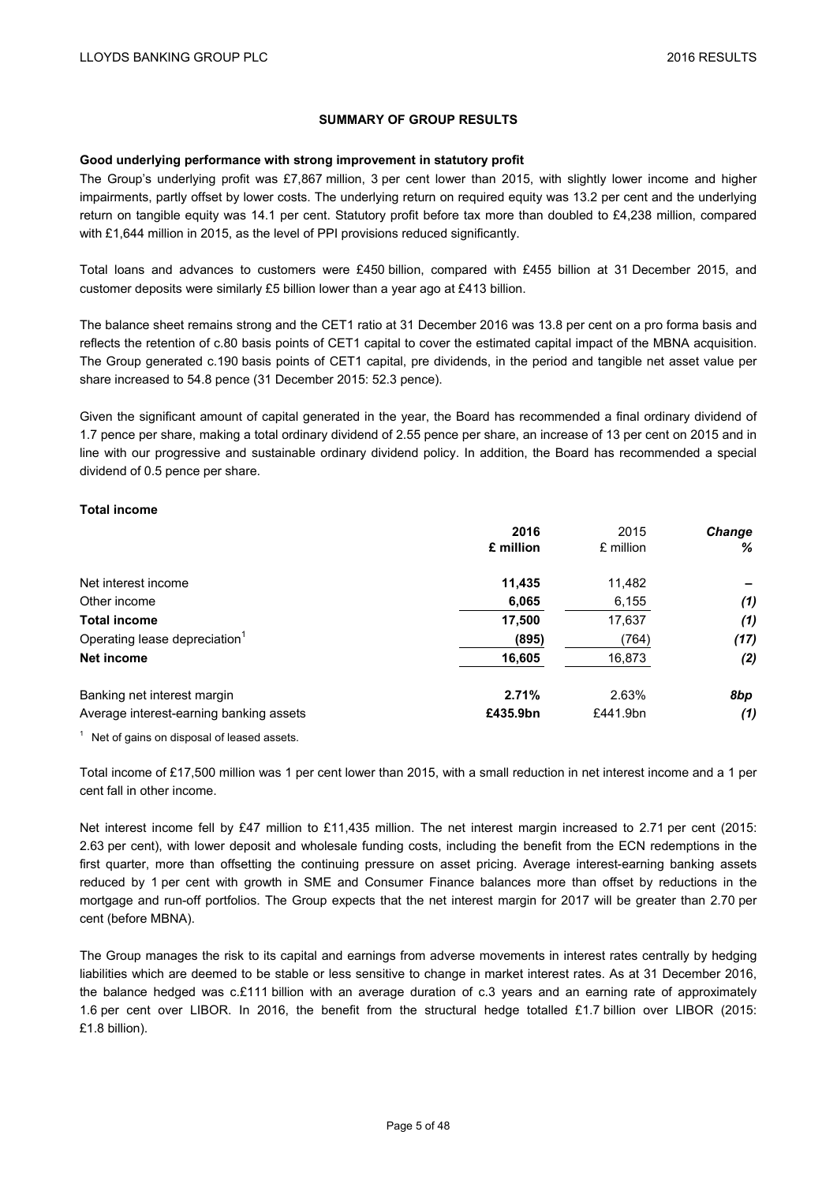## SUMMARY OF GROUP RESULTS

**Good underlying performance with strong improvement in statutory profit**

The Group's underlying profit was £7,867 million, 3 per cent lower than 2015, with slightly lower income and higher impairments, partly offset by lower costs. The underlying return on required equity was 13.2 per cent and the underlying return on tangible equity was 14.1 per cent. Statutory profit before tax more than doubled to £4,238 million, compared with £1,644 million in 2015, as the level of PPI provisions reduced significantly.

Total loans and advances to customers were £450 billion, compared with £455 billion at 31 December 2015, and customer deposits were similarly £5 billion lower than a year ago at £413 billion.

The balance sheet remains strong and the CET1 ratio at 31 December 2016 was 13.8 per cent on a pro forma basis and reflects the retention of c.80 basis points of CET1 capital to cover the estimated capital impact of the MBNA acquisition. The Group generated c.190 basis points of CET1 capital, pre dividends, in the period and tangible net asset value per share increased to 54.8 pence (31 December 2015: 52.3 pence).

Given the significant amount of capital generated in the year, the Board has recommended a final ordinary dividend of 1.7 pence per share, making a total ordinary dividend of 2.55 pence per share, an increase of 13 per cent on 2015 and in line with our progressive and sustainable ordinary dividend policy. In addition, the Board has recommended a special dividend of 0.5 pence per share.

**Total income**

| | **2016** | 2015 | ***Change*** |
|---|---|---|---|
| | **£ million** | £ million | ***%*** |
| Net interest income | **11,435** | 11,482 | *–* |
| Other income | **6,065** | 6,155 | *(1)* |
| **Total income** | **17,500** | 17,637 | *(1)* |
| Operating lease depreciation[1] | **(895)** | (764) | *(17)* |
| **Net income** | **16,605** | 16,873 | *(2)* |
| | | | |
| Banking net interest margin | **2.71%** | 2.63% | ***8bp*** |
| Average interest-earning banking assets | **£435.9bn** | £441.9bn | *(1)* |

[1] Net of gains on disposal of leased assets.

Total income of £17,500 million was 1 per cent lower than 2015, with a small reduction in net interest income and a 1 per cent fall in other income.

Net interest income fell by £47 million to £11,435 million. The net interest margin increased to 2.71 per cent (2015: 2.63 per cent), with lower deposit and wholesale funding costs, including the benefit from the ECN redemptions in the first quarter, more than offsetting the continuing pressure on asset pricing. Average interest-earning banking assets reduced by 1 per cent with growth in SME and Consumer Finance balances more than offset by reductions in the mortgage and run-off portfolios. The Group expects that the net interest margin for 2017 will be greater than 2.70 per cent (before MBNA).

The Group manages the risk to its capital and earnings from adverse movements in interest rates centrally by hedging liabilities which are deemed to be stable or less sensitive to change in market interest rates. As at 31 December 2016, the balance hedged was c.£111 billion with an average duration of c.3 years and an earning rate of approximately 1.6 per cent over LIBOR. In 2016, the benefit from the structural hedge totalled £1.7 billion over LIBOR (2015: £1.8 billion).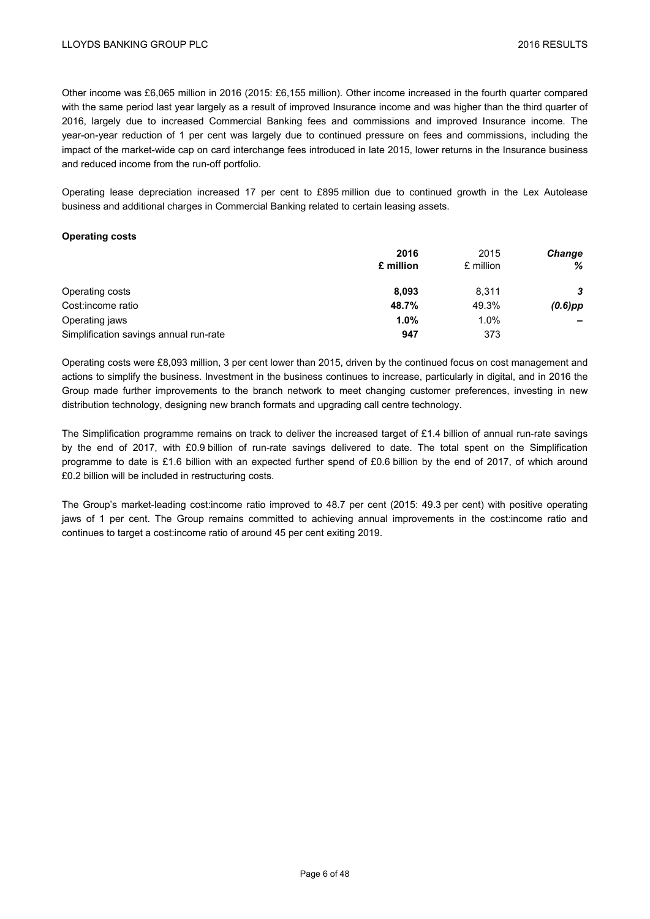Other income was £6,065 million in 2016 (2015: £6,155 million). Other income increased in the fourth quarter compared with the same period last year largely as a result of improved Insurance income and was higher than the third quarter of 2016, largely due to increased Commercial Banking fees and commissions and improved Insurance income. The year-on-year reduction of 1 per cent was largely due to continued pressure on fees and commissions, including the impact of the market-wide cap on card interchange fees introduced in late 2015, lower returns in the Insurance business and reduced income from the run-off portfolio.

Operating lease depreciation increased 17 per cent to £895 million due to continued growth in the Lex Autolease business and additional charges in Commercial Banking related to certain leasing assets.

**Operating costs**

| | **2016** **£ million** | 2015 £ million | ***Change*** ***%*** |
|---|---|---|---|
| Operating costs | **8,093** | 8,311 | ***3*** |
| Cost:income ratio | **48.7%** | 49.3% | ***(0.6)pp*** |
| Operating jaws | **1.0%** | 1.0% | ***–*** |
| Simplification savings annual run-rate | **947** | 373 | |

Operating costs were £8,093 million, 3 per cent lower than 2015, driven by the continued focus on cost management and actions to simplify the business. Investment in the business continues to increase, particularly in digital, and in 2016 the Group made further improvements to the branch network to meet changing customer preferences, investing in new distribution technology, designing new branch formats and upgrading call centre technology.

The Simplification programme remains on track to deliver the increased target of £1.4 billion of annual run-rate savings by the end of 2017, with £0.9 billion of run-rate savings delivered to date. The total spent on the Simplification programme to date is £1.6 billion with an expected further spend of £0.6 billion by the end of 2017, of which around £0.2 billion will be included in restructuring costs.

The Group's market-leading cost:income ratio improved to 48.7 per cent (2015: 49.3 per cent) with positive operating jaws of 1 per cent. The Group remains committed to achieving annual improvements in the cost:income ratio and continues to target a cost:income ratio of around 45 per cent exiting 2019.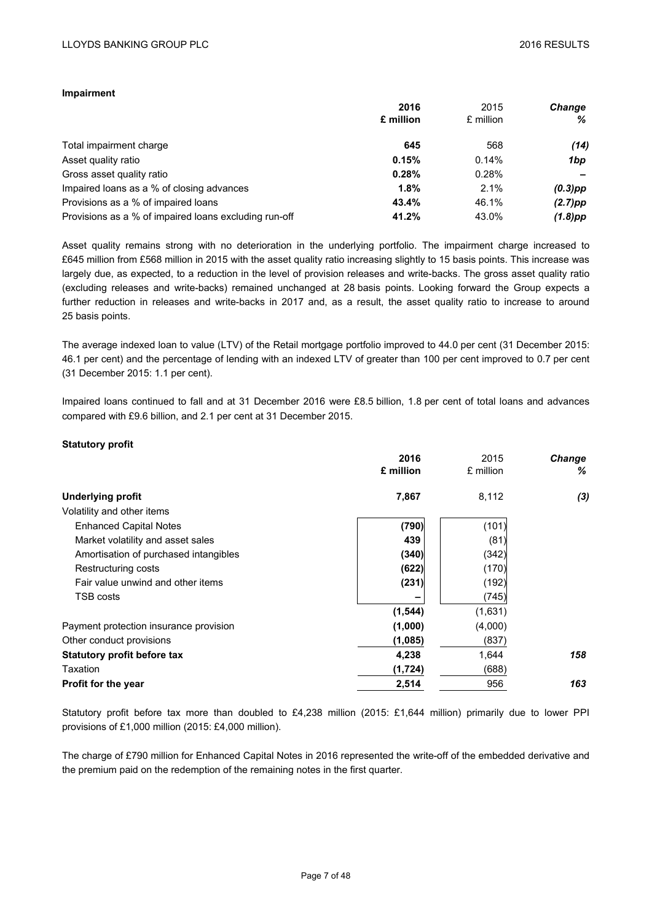### Impairment

| | 2016 £ million | 2015 £ million | Change % |
|---|---|---|---|
| Total impairment charge | **645** | 568 | *(14)* |
| Asset quality ratio | **0.15%** | 0.14% | *1bp* |
| Gross asset quality ratio | **0.28%** | 0.28% | *–* |
| Impaired loans as a % of closing advances | **1.8%** | 2.1% | *(0.3)pp* |
| Provisions as a % of impaired loans | **43.4%** | 46.1% | *(2.7)pp* |
| Provisions as a % of impaired loans excluding run-off | **41.2%** | 43.0% | *(1.8)pp* |

Asset quality remains strong with no deterioration in the underlying portfolio. The impairment charge increased to £645 million from £568 million in 2015 with the asset quality ratio increasing slightly to 15 basis points. This increase was largely due, as expected, to a reduction in the level of provision releases and write-backs. The gross asset quality ratio (excluding releases and write-backs) remained unchanged at 28 basis points. Looking forward the Group expects a further reduction in releases and write-backs in 2017 and, as a result, the asset quality ratio to increase to around 25 basis points.

The average indexed loan to value (LTV) of the Retail mortgage portfolio improved to 44.0 per cent (31 December 2015: 46.1 per cent) and the percentage of lending with an indexed LTV of greater than 100 per cent improved to 0.7 per cent (31 December 2015: 1.1 per cent).

Impaired loans continued to fall and at 31 December 2016 were £8.5 billion, 1.8 per cent of total loans and advances compared with £9.6 billion, and 2.1 per cent at 31 December 2015.

### Statutory profit

| | 2016 £ million | 2015 £ million | Change % |
|---|---|---|---|
| **Underlying profit** | **7,867** | 8,112 | *(3)* |
| Volatility and other items | | | |
| Enhanced Capital Notes | **(790)** | (101) | |
| Market volatility and asset sales | **439** | (81) | |
| Amortisation of purchased intangibles | **(340)** | (342) | |
| Restructuring costs | **(622)** | (170) | |
| Fair value unwind and other items | **(231)** | (192) | |
| TSB costs | **–** | (745) | |
| | **(1,544)** | (1,631) | |
| Payment protection insurance provision | **(1,000)** | (4,000) | |
| Other conduct provisions | **(1,085)** | (837) | |
| **Statutory profit before tax** | **4,238** | 1,644 | *158* |
| Taxation | **(1,724)** | (688) | |
| **Profit for the year** | **2,514** | 956 | *163* |

Statutory profit before tax more than doubled to £4,238 million (2015: £1,644 million) primarily due to lower PPI provisions of £1,000 million (2015: £4,000 million).

The charge of £790 million for Enhanced Capital Notes in 2016 represented the write-off of the embedded derivative and the premium paid on the redemption of the remaining notes in the first quarter.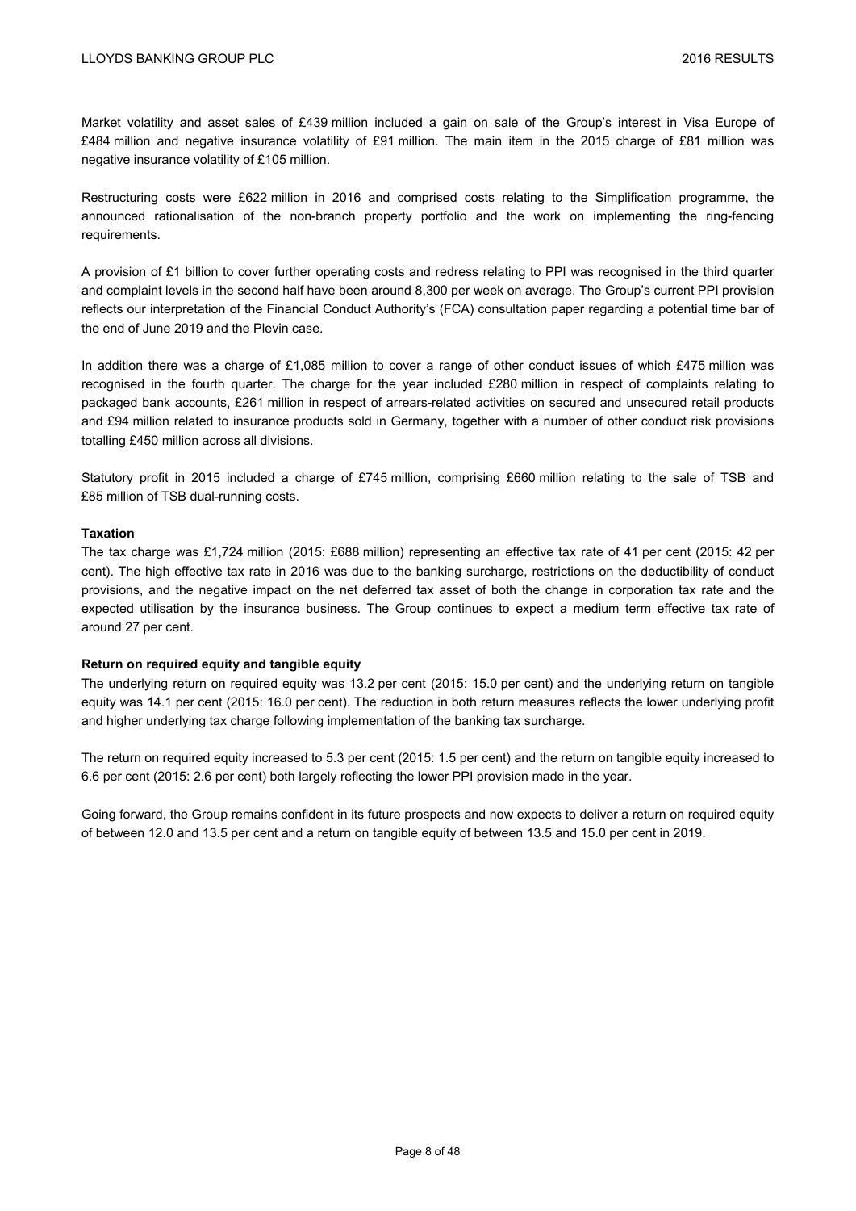Market volatility and asset sales of £439 million included a gain on sale of the Group's interest in Visa Europe of £484 million and negative insurance volatility of £91 million. The main item in the 2015 charge of £81 million was negative insurance volatility of £105 million.

Restructuring costs were £622 million in 2016 and comprised costs relating to the Simplification programme, the announced rationalisation of the non-branch property portfolio and the work on implementing the ring-fencing requirements.

A provision of £1 billion to cover further operating costs and redress relating to PPI was recognised in the third quarter and complaint levels in the second half have been around 8,300 per week on average. The Group's current PPI provision reflects our interpretation of the Financial Conduct Authority's (FCA) consultation paper regarding a potential time bar of the end of June 2019 and the Plevin case.

In addition there was a charge of £1,085 million to cover a range of other conduct issues of which £475 million was recognised in the fourth quarter. The charge for the year included £280 million in respect of complaints relating to packaged bank accounts, £261 million in respect of arrears-related activities on secured and unsecured retail products and £94 million related to insurance products sold in Germany, together with a number of other conduct risk provisions totalling £450 million across all divisions.

Statutory profit in 2015 included a charge of £745 million, comprising £660 million relating to the sale of TSB and £85 million of TSB dual-running costs.

**Taxation**

The tax charge was £1,724 million (2015: £688 million) representing an effective tax rate of 41 per cent (2015: 42 per cent). The high effective tax rate in 2016 was due to the banking surcharge, restrictions on the deductibility of conduct provisions, and the negative impact on the net deferred tax asset of both the change in corporation tax rate and the expected utilisation by the insurance business. The Group continues to expect a medium term effective tax rate of around 27 per cent.

**Return on required equity and tangible equity**

The underlying return on required equity was 13.2 per cent (2015: 15.0 per cent) and the underlying return on tangible equity was 14.1 per cent (2015: 16.0 per cent). The reduction in both return measures reflects the lower underlying profit and higher underlying tax charge following implementation of the banking tax surcharge.

The return on required equity increased to 5.3 per cent (2015: 1.5 per cent) and the return on tangible equity increased to 6.6 per cent (2015: 2.6 per cent) both largely reflecting the lower PPI provision made in the year.

Going forward, the Group remains confident in its future prospects and now expects to deliver a return on required equity of between 12.0 and 13.5 per cent and a return on tangible equity of between 13.5 and 15.0 per cent in 2019.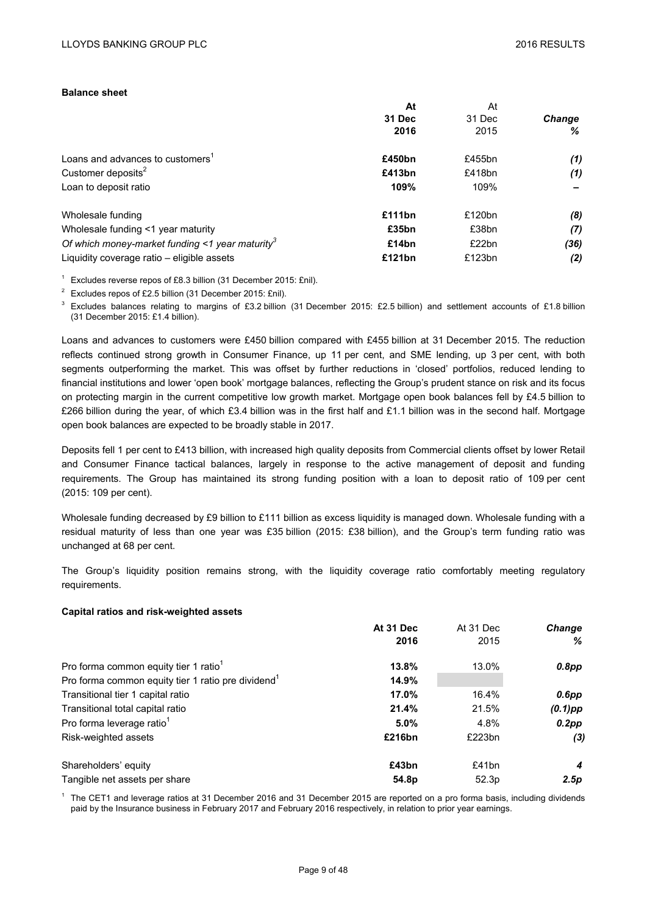**Balance sheet**

| | At 31 Dec 2016 | At 31 Dec 2015 | Change % |
|---|---|---|---|
| Loans and advances to customers[1] | **£450bn** | £455bn | *(1)* |
| Customer deposits[2] | **£413bn** | £418bn | *(1)* |
| Loan to deposit ratio | **109%** | 109% | **–** |
| Wholesale funding | **£111bn** | £120bn | *(8)* |
| Wholesale funding <1 year maturity | **£35bn** | £38bn | *(7)* |
| *Of which money-market funding <1 year maturity*[3] | **£14bn** | £22bn | *(36)* |
| Liquidity coverage ratio – eligible assets | **£121bn** | £123bn | *(2)* |

[1] Excludes reverse repos of £8.3 billion (31 December 2015: £nil).

[2] Excludes repos of £2.5 billion (31 December 2015: £nil).

[3] Excludes balances relating to margins of £3.2 billion (31 December 2015: £2.5 billion) and settlement accounts of £1.8 billion (31 December 2015: £1.4 billion).

Loans and advances to customers were £450 billion compared with £455 billion at 31 December 2015. The reduction reflects continued strong growth in Consumer Finance, up 11 per cent, and SME lending, up 3 per cent, with both segments outperforming the market. This was offset by further reductions in 'closed' portfolios, reduced lending to financial institutions and lower 'open book' mortgage balances, reflecting the Group's prudent stance on risk and its focus on protecting margin in the current competitive low growth market. Mortgage open book balances fell by £4.5 billion to £266 billion during the year, of which £3.4 billion was in the first half and £1.1 billion was in the second half. Mortgage open book balances are expected to be broadly stable in 2017.

Deposits fell 1 per cent to £413 billion, with increased high quality deposits from Commercial clients offset by lower Retail and Consumer Finance tactical balances, largely in response to the active management of deposit and funding requirements. The Group has maintained its strong funding position with a loan to deposit ratio of 109 per cent (2015: 109 per cent).

Wholesale funding decreased by £9 billion to £111 billion as excess liquidity is managed down. Wholesale funding with a residual maturity of less than one year was £35 billion (2015: £38 billion), and the Group's term funding ratio was unchanged at 68 per cent.

The Group's liquidity position remains strong, with the liquidity coverage ratio comfortably meeting regulatory requirements.

**Capital ratios and risk-weighted assets**

| | At 31 Dec 2016 | At 31 Dec 2015 | Change % |
|---|---|---|---|
| Pro forma common equity tier 1 ratio[1] | **13.8%** | 13.0% | ***0.8pp*** |
| Pro forma common equity tier 1 ratio pre dividend[1] | **14.9%** | | |
| Transitional tier 1 capital ratio | **17.0%** | 16.4% | ***0.6pp*** |
| Transitional total capital ratio | **21.4%** | 21.5% | ***(0.1)pp*** |
| Pro forma leverage ratio[1] | **5.0%** | 4.8% | ***0.2pp*** |
| Risk-weighted assets | **£216bn** | £223bn | ***(3)*** |
| Shareholders' equity | **£43bn** | £41bn | ***4*** |
| Tangible net assets per share | **54.8p** | 52.3p | ***2.5p*** |

[1] The CET1 and leverage ratios at 31 December 2016 and 31 December 2015 are reported on a pro forma basis, including dividends paid by the Insurance business in February 2017 and February 2016 respectively, in relation to prior year earnings.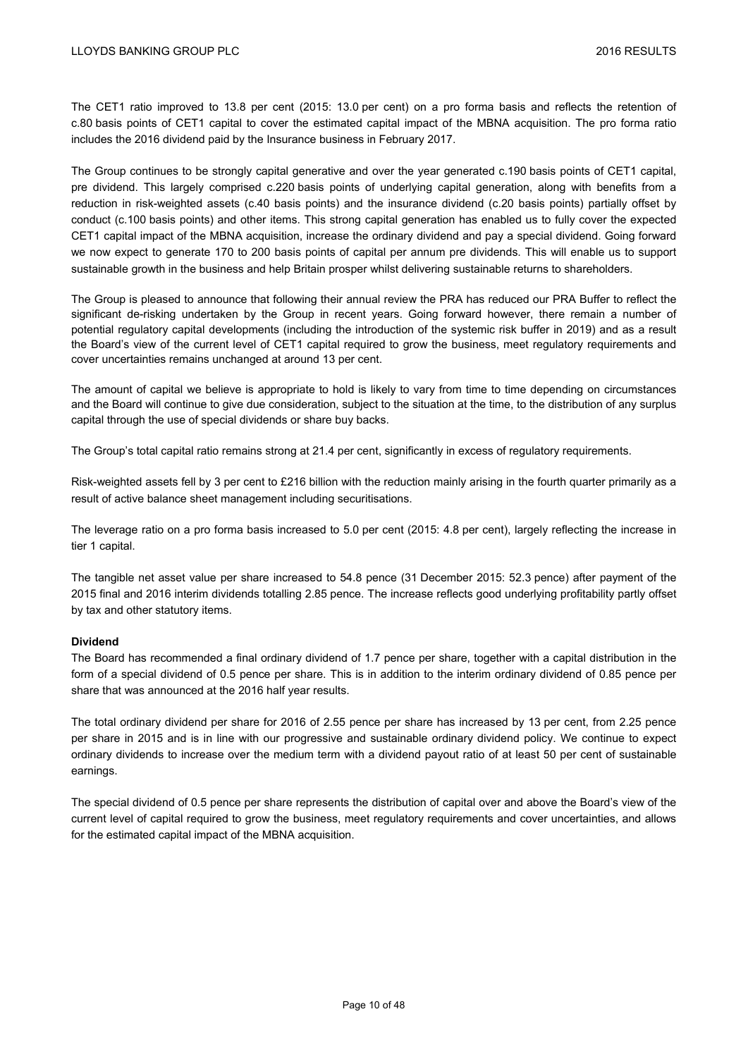The CET1 ratio improved to 13.8 per cent (2015: 13.0 per cent) on a pro forma basis and reflects the retention of c.80 basis points of CET1 capital to cover the estimated capital impact of the MBNA acquisition. The pro forma ratio includes the 2016 dividend paid by the Insurance business in February 2017.

The Group continues to be strongly capital generative and over the year generated c.190 basis points of CET1 capital, pre dividend. This largely comprised c.220 basis points of underlying capital generation, along with benefits from a reduction in risk-weighted assets (c.40 basis points) and the insurance dividend (c.20 basis points) partially offset by conduct (c.100 basis points) and other items. This strong capital generation has enabled us to fully cover the expected CET1 capital impact of the MBNA acquisition, increase the ordinary dividend and pay a special dividend. Going forward we now expect to generate 170 to 200 basis points of capital per annum pre dividends. This will enable us to support sustainable growth in the business and help Britain prosper whilst delivering sustainable returns to shareholders.

The Group is pleased to announce that following their annual review the PRA has reduced our PRA Buffer to reflect the significant de-risking undertaken by the Group in recent years. Going forward however, there remain a number of potential regulatory capital developments (including the introduction of the systemic risk buffer in 2019) and as a result the Board's view of the current level of CET1 capital required to grow the business, meet regulatory requirements and cover uncertainties remains unchanged at around 13 per cent.

The amount of capital we believe is appropriate to hold is likely to vary from time to time depending on circumstances and the Board will continue to give due consideration, subject to the situation at the time, to the distribution of any surplus capital through the use of special dividends or share buy backs.

The Group's total capital ratio remains strong at 21.4 per cent, significantly in excess of regulatory requirements.

Risk-weighted assets fell by 3 per cent to £216 billion with the reduction mainly arising in the fourth quarter primarily as a result of active balance sheet management including securitisations.

The leverage ratio on a pro forma basis increased to 5.0 per cent (2015: 4.8 per cent), largely reflecting the increase in tier 1 capital.

The tangible net asset value per share increased to 54.8 pence (31 December 2015: 52.3 pence) after payment of the 2015 final and 2016 interim dividends totalling 2.85 pence. The increase reflects good underlying profitability partly offset by tax and other statutory items.

**Dividend**

The Board has recommended a final ordinary dividend of 1.7 pence per share, together with a capital distribution in the form of a special dividend of 0.5 pence per share. This is in addition to the interim ordinary dividend of 0.85 pence per share that was announced at the 2016 half year results.

The total ordinary dividend per share for 2016 of 2.55 pence per share has increased by 13 per cent, from 2.25 pence per share in 2015 and is in line with our progressive and sustainable ordinary dividend policy. We continue to expect ordinary dividends to increase over the medium term with a dividend payout ratio of at least 50 per cent of sustainable earnings.

The special dividend of 0.5 pence per share represents the distribution of capital over and above the Board's view of the current level of capital required to grow the business, meet regulatory requirements and cover uncertainties, and allows for the estimated capital impact of the MBNA acquisition.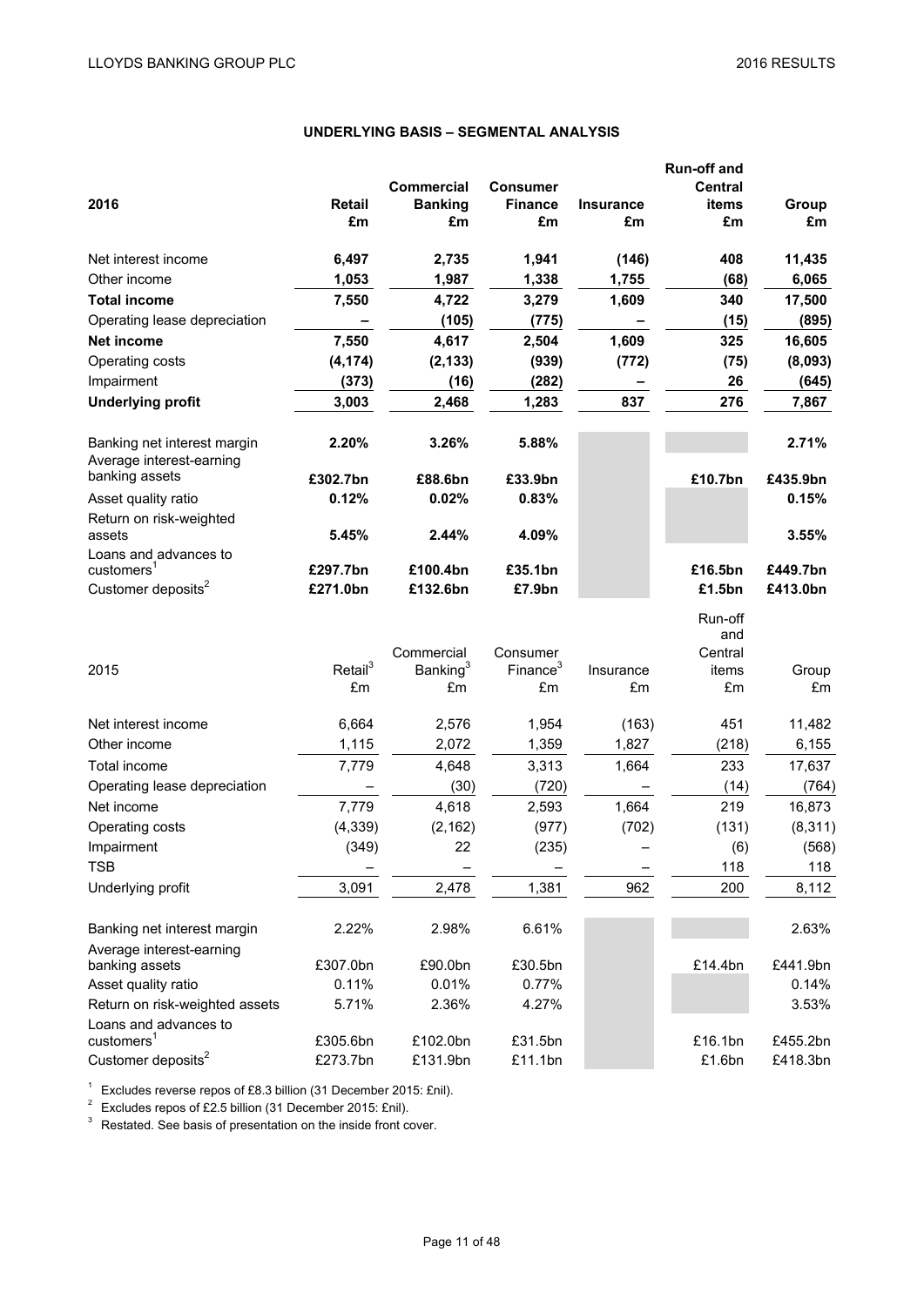## UNDERLYING BASIS – SEGMENTAL ANALYSIS

| 2016 | Retail £m | Commercial Banking £m | Consumer Finance £m | Insurance £m | Run-off and Central items £m | Group £m |
|---|---|---|---|---|---|---|
| Net interest income | **6,497** | **2,735** | **1,941** | **(146)** | **408** | **11,435** |
| Other income | **1,053** | **1,987** | **1,338** | **1,755** | **(68)** | **6,065** |
| **Total income** | **7,550** | **4,722** | **3,279** | **1,609** | **340** | **17,500** |
| Operating lease depreciation | **–** | **(105)** | **(775)** | **–** | **(15)** | **(895)** |
| **Net income** | **7,550** | **4,617** | **2,504** | **1,609** | **325** | **16,605** |
| Operating costs | **(4,174)** | **(2,133)** | **(939)** | **(772)** | **(75)** | **(8,093)** |
| Impairment | **(373)** | **(16)** | **(282)** | **–** | **26** | **(645)** |
| **Underlying profit** | **3,003** | **2,468** | **1,283** | **837** | **276** | **7,867** |
| | | | | | | |
| Banking net interest margin | **2.20%** | **3.26%** | **5.88%** | | | **2.71%** |
| Average interest-earning banking assets | **£302.7bn** | **£88.6bn** | **£33.9bn** | | **£10.7bn** | **£435.9bn** |
| Asset quality ratio | **0.12%** | **0.02%** | **0.83%** | | | **0.15%** |
| Return on risk-weighted assets | **5.45%** | **2.44%** | **4.09%** | | | **3.55%** |
| Loans and advances to customers[1] | **£297.7bn** | **£100.4bn** | **£35.1bn** | | **£16.5bn** | **£449.7bn** |
| Customer deposits[2] | **£271.0bn** | **£132.6bn** | **£7.9bn** | | **£1.5bn** | **£413.0bn** |

| 2015 | Retail[3] £m | Commercial Banking[3] £m | Consumer Finance[3] £m | Insurance £m | Run-off and Central items £m | Group £m |
|---|---|---|---|---|---|---|
| Net interest income | 6,664 | 2,576 | 1,954 | (163) | 451 | 11,482 |
| Other income | 1,115 | 2,072 | 1,359 | 1,827 | (218) | 6,155 |
| Total income | 7,779 | 4,648 | 3,313 | 1,664 | 233 | 17,637 |
| Operating lease depreciation | – | (30) | (720) | – | (14) | (764) |
| Net income | 7,779 | 4,618 | 2,593 | 1,664 | 219 | 16,873 |
| Operating costs | (4,339) | (2,162) | (977) | (702) | (131) | (8,311) |
| Impairment | (349) | 22 | (235) | – | (6) | (568) |
| TSB | – | – | – | – | 118 | 118 |
| Underlying profit | 3,091 | 2,478 | 1,381 | 962 | 200 | 8,112 |
| | | | | | | |
| Banking net interest margin | 2.22% | 2.98% | 6.61% | | | 2.63% |
| Average interest-earning banking assets | £307.0bn | £90.0bn | £30.5bn | | £14.4bn | £441.9bn |
| Asset quality ratio | 0.11% | 0.01% | 0.77% | | | 0.14% |
| Return on risk-weighted assets | 5.71% | 2.36% | 4.27% | | | 3.53% |
| Loans and advances to customers[1] | £305.6bn | £102.0bn | £31.5bn | | £16.1bn | £455.2bn |
| Customer deposits[2] | £273.7bn | £131.9bn | £11.1bn | | £1.6bn | £418.3bn |

[1] Excludes reverse repos of £8.3 billion (31 December 2015: £nil).

[2] Excludes repos of £2.5 billion (31 December 2015: £nil).

[3] Restated. See basis of presentation on the inside front cover.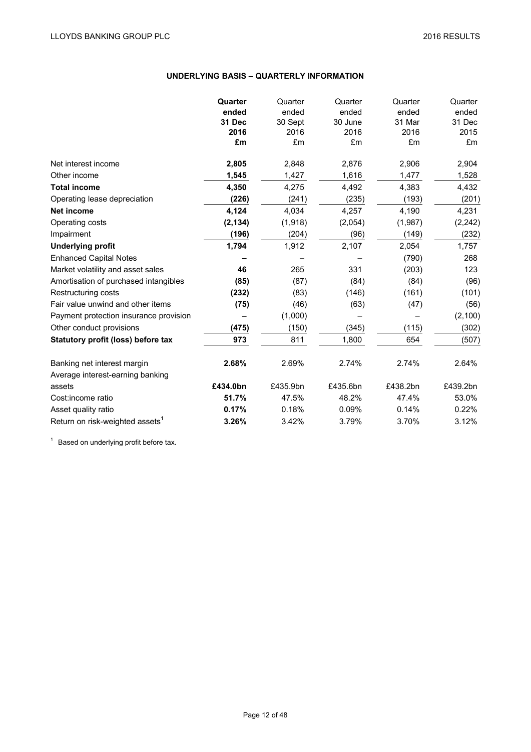## UNDERLYING BASIS – QUARTERLY INFORMATION

| | **Quarter ended 31 Dec 2016 £m** | Quarter ended 30 Sept 2016 £m | Quarter ended 30 June 2016 £m | Quarter ended 31 Mar 2016 £m | Quarter ended 31 Dec 2015 £m |
|---|---|---|---|---|---|
| Net interest income | **2,805** | 2,848 | 2,876 | 2,906 | 2,904 |
| Other income | **1,545** | 1,427 | 1,616 | 1,477 | 1,528 |
| **Total income** | **4,350** | 4,275 | 4,492 | 4,383 | 4,432 |
| Operating lease depreciation | **(226)** | (241) | (235) | (193) | (201) |
| **Net income** | **4,124** | 4,034 | 4,257 | 4,190 | 4,231 |
| Operating costs | **(2,134)** | (1,918) | (2,054) | (1,987) | (2,242) |
| Impairment | **(196)** | (204) | (96) | (149) | (232) |
| **Underlying profit** | **1,794** | 1,912 | 2,107 | 2,054 | 1,757 |
| Enhanced Capital Notes | **–** | – | – | (790) | 268 |
| Market volatility and asset sales | **46** | 265 | 331 | (203) | 123 |
| Amortisation of purchased intangibles | **(85)** | (87) | (84) | (84) | (96) |
| Restructuring costs | **(232)** | (83) | (146) | (161) | (101) |
| Fair value unwind and other items | **(75)** | (46) | (63) | (47) | (56) |
| Payment protection insurance provision | **–** | (1,000) | – | – | (2,100) |
| Other conduct provisions | **(475)** | (150) | (345) | (115) | (302) |
| **Statutory profit (loss) before tax** | **973** | 811 | 1,800 | 654 | (507) |
| | | | | | |
| Banking net interest margin | **2.68%** | 2.69% | 2.74% | 2.74% | 2.64% |
| Average interest-earning banking assets | **£434.0bn** | £435.9bn | £435.6bn | £438.2bn | £439.2bn |
| Cost:income ratio | **51.7%** | 47.5% | 48.2% | 47.4% | 53.0% |
| Asset quality ratio | **0.17%** | 0.18% | 0.09% | 0.14% | 0.22% |
| Return on risk-weighted assets[1] | **3.26%** | 3.42% | 3.79% | 3.70% | 3.12% |

[1] Based on underlying profit before tax.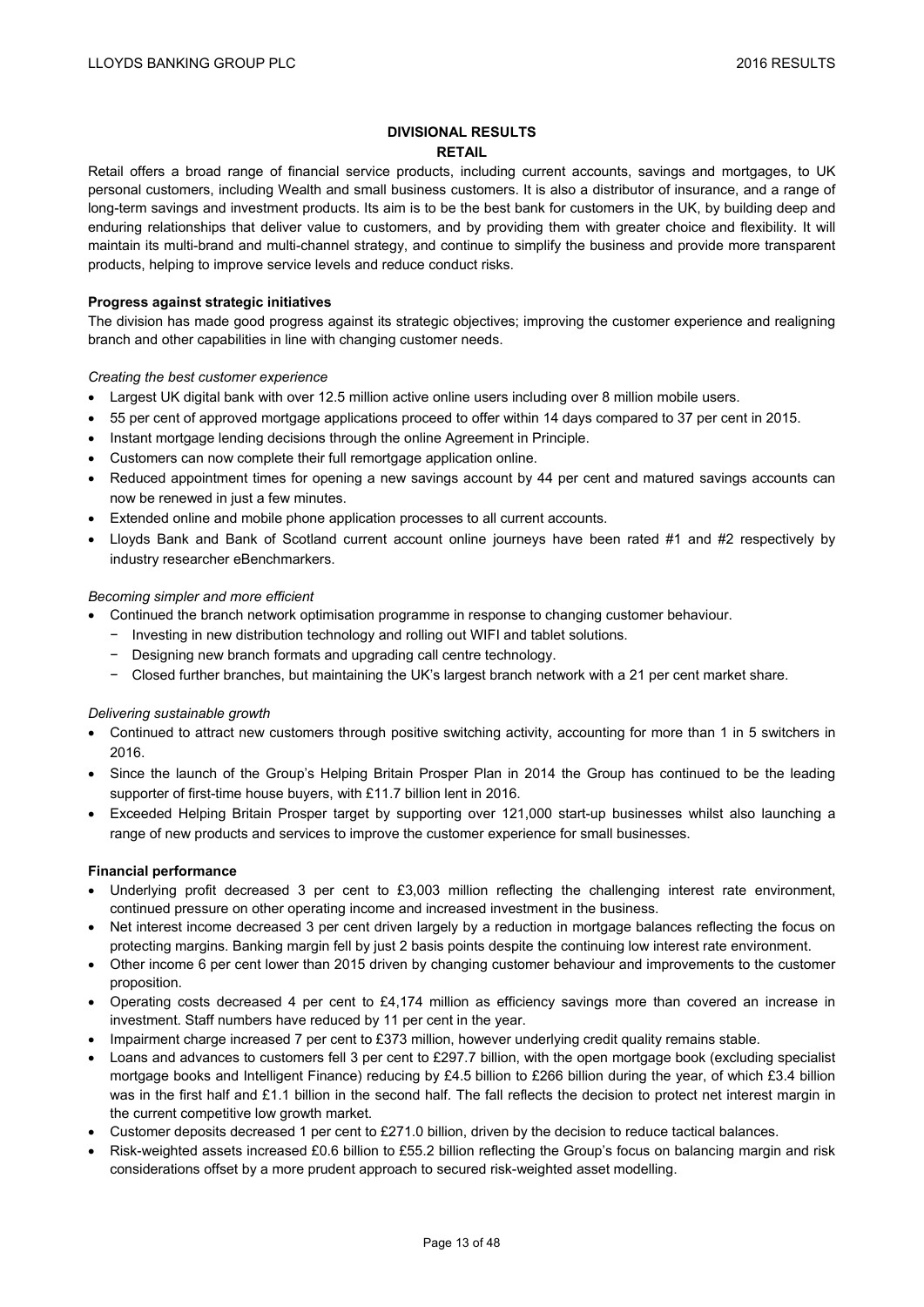## DIVISIONAL RESULTS

### RETAIL

Retail offers a broad range of financial service products, including current accounts, savings and mortgages, to UK personal customers, including Wealth and small business customers. It is also a distributor of insurance, and a range of long-term savings and investment products. Its aim is to be the best bank for customers in the UK, by building deep and enduring relationships that deliver value to customers, and by providing them with greater choice and flexibility. It will maintain its multi-brand and multi-channel strategy, and continue to simplify the business and provide more transparent products, helping to improve service levels and reduce conduct risks.

**Progress against strategic initiatives**

The division has made good progress against its strategic objectives; improving the customer experience and realigning branch and other capabilities in line with changing customer needs.

*Creating the best customer experience*

- Largest UK digital bank with over 12.5 million active online users including over 8 million mobile users.
- 55 per cent of approved mortgage applications proceed to offer within 14 days compared to 37 per cent in 2015.
- Instant mortgage lending decisions through the online Agreement in Principle.
- Customers can now complete their full remortgage application online.
- Reduced appointment times for opening a new savings account by 44 per cent and matured savings accounts can now be renewed in just a few minutes.
- Extended online and mobile phone application processes to all current accounts.
- Lloyds Bank and Bank of Scotland current account online journeys have been rated #1 and #2 respectively by industry researcher eBenchmarkers.

*Becoming simpler and more efficient*

- Continued the branch network optimisation programme in response to changing customer behaviour.
  - Investing in new distribution technology and rolling out WIFI and tablet solutions.
  - Designing new branch formats and upgrading call centre technology.
  - Closed further branches, but maintaining the UK's largest branch network with a 21 per cent market share.

*Delivering sustainable growth*

- Continued to attract new customers through positive switching activity, accounting for more than 1 in 5 switchers in 2016.
- Since the launch of the Group's Helping Britain Prosper Plan in 2014 the Group has continued to be the leading supporter of first-time house buyers, with £11.7 billion lent in 2016.
- Exceeded Helping Britain Prosper target by supporting over 121,000 start-up businesses whilst also launching a range of new products and services to improve the customer experience for small businesses.

**Financial performance**

- Underlying profit decreased 3 per cent to £3,003 million reflecting the challenging interest rate environment, continued pressure on other operating income and increased investment in the business.
- Net interest income decreased 3 per cent driven largely by a reduction in mortgage balances reflecting the focus on protecting margins. Banking margin fell by just 2 basis points despite the continuing low interest rate environment.
- Other income 6 per cent lower than 2015 driven by changing customer behaviour and improvements to the customer proposition.
- Operating costs decreased 4 per cent to £4,174 million as efficiency savings more than covered an increase in investment. Staff numbers have reduced by 11 per cent in the year.
- Impairment charge increased 7 per cent to £373 million, however underlying credit quality remains stable.
- Loans and advances to customers fell 3 per cent to £297.7 billion, with the open mortgage book (excluding specialist mortgage books and Intelligent Finance) reducing by £4.5 billion to £266 billion during the year, of which £3.4 billion was in the first half and £1.1 billion in the second half. The fall reflects the decision to protect net interest margin in the current competitive low growth market.
- Customer deposits decreased 1 per cent to £271.0 billion, driven by the decision to reduce tactical balances.
- Risk-weighted assets increased £0.6 billion to £55.2 billion reflecting the Group's focus on balancing margin and risk considerations offset by a more prudent approach to secured risk-weighted asset modelling.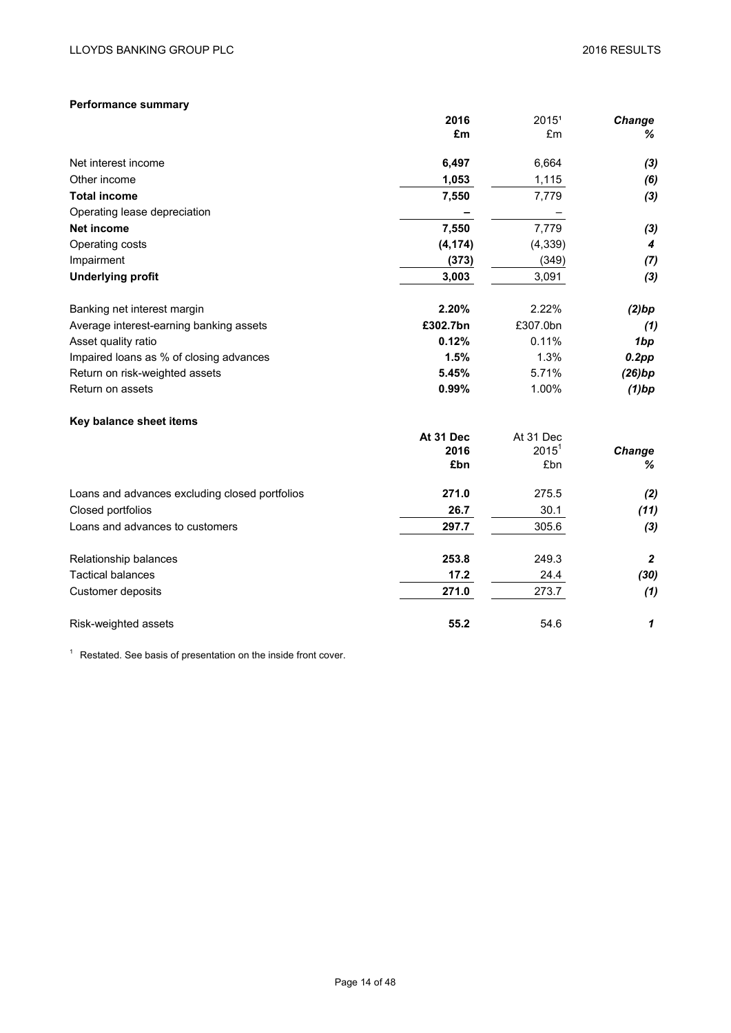**Performance summary**

| | 2016<br>£m | 2015[1]<br>£m | Change<br>% |
|---|---|---|---|
| Net interest income | **6,497** | 6,664 | *(3)* |
| Other income | **1,053** | 1,115 | *(6)* |
| **Total income** | **7,550** | 7,779 | *(3)* |
| Operating lease depreciation | **–** | – | |
| **Net income** | **7,550** | 7,779 | *(3)* |
| Operating costs | **(4,174)** | (4,339) | *4* |
| Impairment | **(373)** | (349) | *(7)* |
| **Underlying profit** | **3,003** | 3,091 | *(3)* |
| | | | |
| Banking net interest margin | **2.20%** | 2.22% | *(2)bp* |
| Average interest-earning banking assets | **£302.7bn** | £307.0bn | *(1)* |
| Asset quality ratio | **0.12%** | 0.11% | *1bp* |
| Impaired loans as % of closing advances | **1.5%** | 1.3% | *0.2pp* |
| Return on risk-weighted assets | **5.45%** | 5.71% | *(26)bp* |
| Return on assets | **0.99%** | 1.00% | *(1)bp* |

**Key balance sheet items**

| | At 31 Dec<br>2016<br>£bn | At 31 Dec<br>2015[1]<br>£bn | Change<br>% |
|---|---|---|---|
| Loans and advances excluding closed portfolios | **271.0** | 275.5 | *(2)* |
| Closed portfolios | **26.7** | 30.1 | *(11)* |
| Loans and advances to customers | **297.7** | 305.6 | *(3)* |
| | | | |
| Relationship balances | **253.8** | 249.3 | *2* |
| Tactical balances | **17.2** | 24.4 | *(30)* |
| Customer deposits | **271.0** | 273.7 | *(1)* |
| | | | |
| Risk-weighted assets | **55.2** | 54.6 | *1* |

[1] Restated. See basis of presentation on the inside front cover.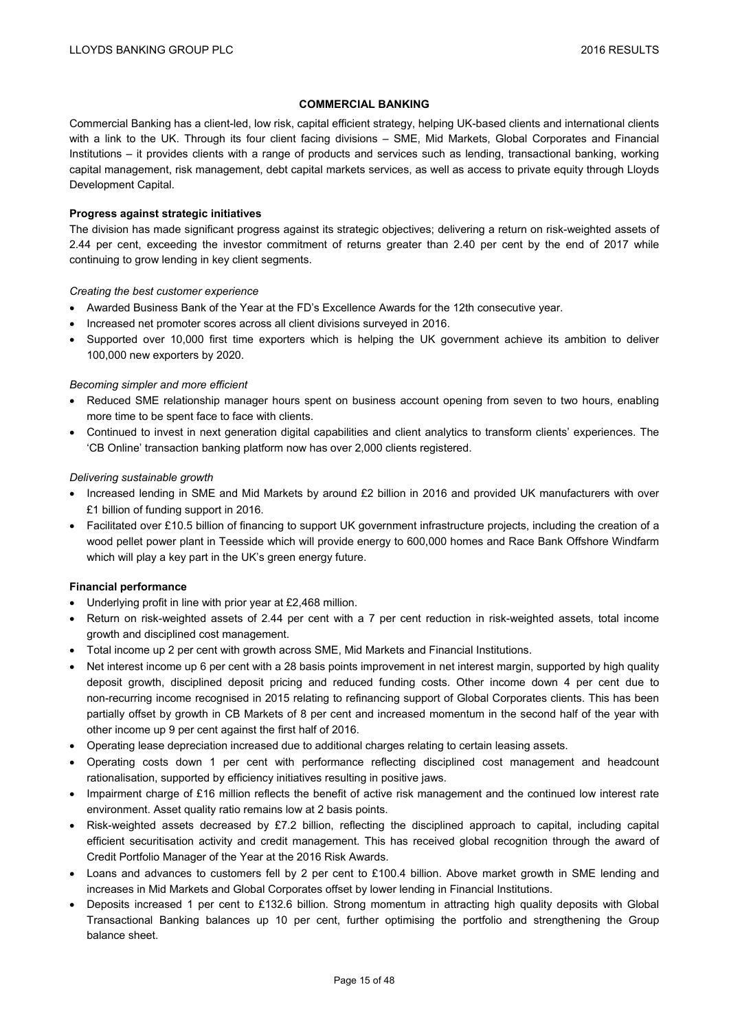## COMMERCIAL BANKING

Commercial Banking has a client-led, low risk, capital efficient strategy, helping UK-based clients and international clients with a link to the UK. Through its four client facing divisions – SME, Mid Markets, Global Corporates and Financial Institutions – it provides clients with a range of products and services such as lending, transactional banking, working capital management, risk management, debt capital markets services, as well as access to private equity through Lloyds Development Capital.

### Progress against strategic initiatives

The division has made significant progress against its strategic objectives; delivering a return on risk-weighted assets of 2.44 per cent, exceeding the investor commitment of returns greater than 2.40 per cent by the end of 2017 while continuing to grow lending in key client segments.

*Creating the best customer experience*

- Awarded Business Bank of the Year at the FD's Excellence Awards for the 12th consecutive year.
- Increased net promoter scores across all client divisions surveyed in 2016.
- Supported over 10,000 first time exporters which is helping the UK government achieve its ambition to deliver 100,000 new exporters by 2020.

*Becoming simpler and more efficient*

- Reduced SME relationship manager hours spent on business account opening from seven to two hours, enabling more time to be spent face to face with clients.
- Continued to invest in next generation digital capabilities and client analytics to transform clients' experiences. The 'CB Online' transaction banking platform now has over 2,000 clients registered.

*Delivering sustainable growth*

- Increased lending in SME and Mid Markets by around £2 billion in 2016 and provided UK manufacturers with over £1 billion of funding support in 2016.
- Facilitated over £10.5 billion of financing to support UK government infrastructure projects, including the creation of a wood pellet power plant in Teesside which will provide energy to 600,000 homes and Race Bank Offshore Windfarm which will play a key part in the UK's green energy future.

### Financial performance

- Underlying profit in line with prior year at £2,468 million.
- Return on risk-weighted assets of 2.44 per cent with a 7 per cent reduction in risk-weighted assets, total income growth and disciplined cost management.
- Total income up 2 per cent with growth across SME, Mid Markets and Financial Institutions.
- Net interest income up 6 per cent with a 28 basis points improvement in net interest margin, supported by high quality deposit growth, disciplined deposit pricing and reduced funding costs. Other income down 4 per cent due to non-recurring income recognised in 2015 relating to refinancing support of Global Corporates clients. This has been partially offset by growth in CB Markets of 8 per cent and increased momentum in the second half of the year with other income up 9 per cent against the first half of 2016.
- Operating lease depreciation increased due to additional charges relating to certain leasing assets.
- Operating costs down 1 per cent with performance reflecting disciplined cost management and headcount rationalisation, supported by efficiency initiatives resulting in positive jaws.
- Impairment charge of £16 million reflects the benefit of active risk management and the continued low interest rate environment. Asset quality ratio remains low at 2 basis points.
- Risk-weighted assets decreased by £7.2 billion, reflecting the disciplined approach to capital, including capital efficient securitisation activity and credit management. This has received global recognition through the award of Credit Portfolio Manager of the Year at the 2016 Risk Awards.
- Loans and advances to customers fell by 2 per cent to £100.4 billion. Above market growth in SME lending and increases in Mid Markets and Global Corporates offset by lower lending in Financial Institutions.
- Deposits increased 1 per cent to £132.6 billion. Strong momentum in attracting high quality deposits with Global Transactional Banking balances up 10 per cent, further optimising the portfolio and strengthening the Group balance sheet.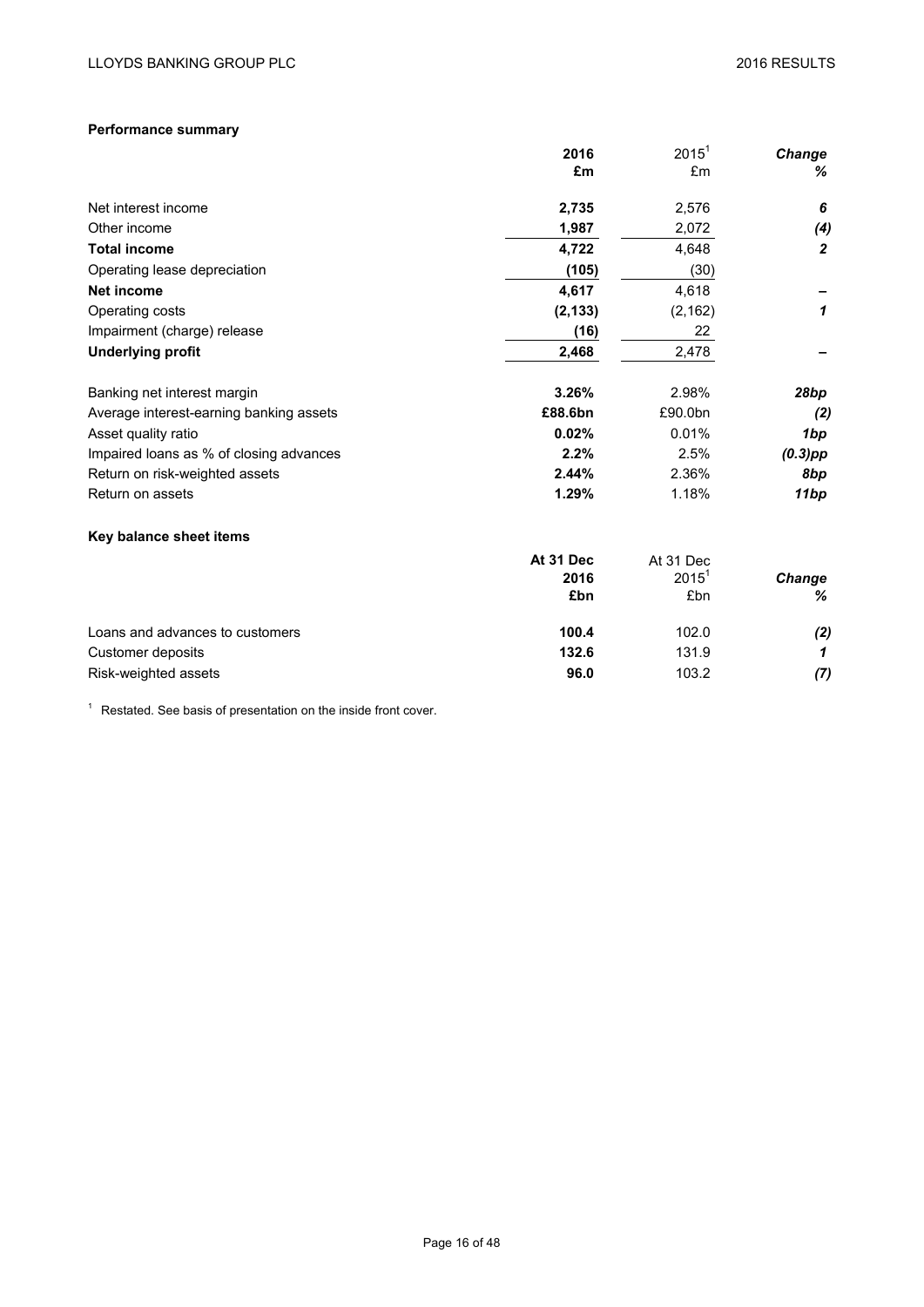**Performance summary**

| | 2016 £m | 2015[1] £m | Change % |
|---|---|---|---|
| Net interest income | **2,735** | 2,576 | *6* |
| Other income | **1,987** | 2,072 | *(4)* |
| **Total income** | **4,722** | 4,648 | *2* |
| Operating lease depreciation | **(105)** | (30) | |
| **Net income** | **4,617** | 4,618 | *–* |
| Operating costs | **(2,133)** | (2,162) | *1* |
| Impairment (charge) release | **(16)** | 22 | |
| **Underlying profit** | **2,468** | 2,478 | *–* |
| | | | |
| Banking net interest margin | **3.26%** | 2.98% | *28bp* |
| Average interest-earning banking assets | **£88.6bn** | £90.0bn | *(2)* |
| Asset quality ratio | **0.02%** | 0.01% | *1bp* |
| Impaired loans as % of closing advances | **2.2%** | 2.5% | *(0.3)pp* |
| Return on risk-weighted assets | **2.44%** | 2.36% | *8bp* |
| Return on assets | **1.29%** | 1.18% | *11bp* |

**Key balance sheet items**

| | At 31 Dec 2016 £bn | At 31 Dec 2015[1] £bn | Change % |
|---|---|---|---|
| Loans and advances to customers | **100.4** | 102.0 | *(2)* |
| Customer deposits | **132.6** | 131.9 | *1* |
| Risk-weighted assets | **96.0** | 103.2 | *(7)* |

[1] Restated. See basis of presentation on the inside front cover.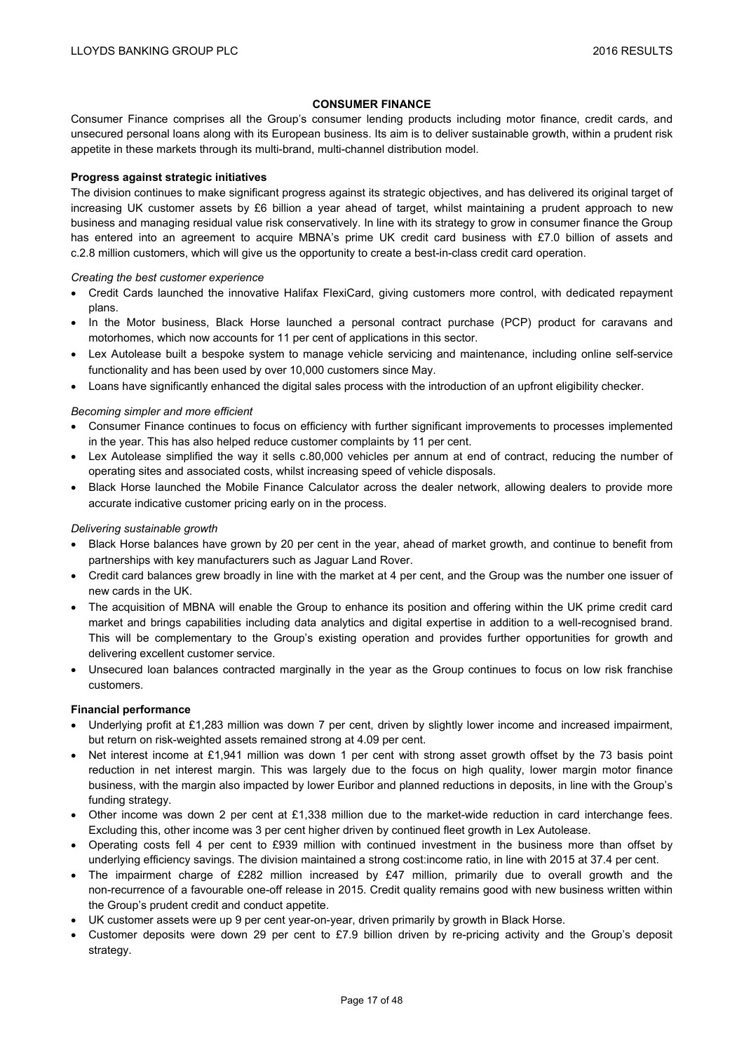## CONSUMER FINANCE

Consumer Finance comprises all the Group's consumer lending products including motor finance, credit cards, and unsecured personal loans along with its European business. Its aim is to deliver sustainable growth, within a prudent risk appetite in these markets through its multi-brand, multi-channel distribution model.

**Progress against strategic initiatives**

The division continues to make significant progress against its strategic objectives, and has delivered its original target of increasing UK customer assets by £6 billion a year ahead of target, whilst maintaining a prudent approach to new business and managing residual value risk conservatively. In line with its strategy to grow in consumer finance the Group has entered into an agreement to acquire MBNA's prime UK credit card business with £7.0 billion of assets and c.2.8 million customers, which will give us the opportunity to create a best-in-class credit card operation.

*Creating the best customer experience*

- Credit Cards launched the innovative Halifax FlexiCard, giving customers more control, with dedicated repayment plans.
- In the Motor business, Black Horse launched a personal contract purchase (PCP) product for caravans and motorhomes, which now accounts for 11 per cent of applications in this sector.
- Lex Autolease built a bespoke system to manage vehicle servicing and maintenance, including online self-service functionality and has been used by over 10,000 customers since May.
- Loans have significantly enhanced the digital sales process with the introduction of an upfront eligibility checker.

*Becoming simpler and more efficient*

- Consumer Finance continues to focus on efficiency with further significant improvements to processes implemented in the year. This has also helped reduce customer complaints by 11 per cent.
- Lex Autolease simplified the way it sells c.80,000 vehicles per annum at end of contract, reducing the number of operating sites and associated costs, whilst increasing speed of vehicle disposals.
- Black Horse launched the Mobile Finance Calculator across the dealer network, allowing dealers to provide more accurate indicative customer pricing early on in the process.

*Delivering sustainable growth*

- Black Horse balances have grown by 20 per cent in the year, ahead of market growth, and continue to benefit from partnerships with key manufacturers such as Jaguar Land Rover.
- Credit card balances grew broadly in line with the market at 4 per cent, and the Group was the number one issuer of new cards in the UK.
- The acquisition of MBNA will enable the Group to enhance its position and offering within the UK prime credit card market and brings capabilities including data analytics and digital expertise in addition to a well-recognised brand. This will be complementary to the Group's existing operation and provides further opportunities for growth and delivering excellent customer service.
- Unsecured loan balances contracted marginally in the year as the Group continues to focus on low risk franchise customers.

**Financial performance**

- Underlying profit at £1,283 million was down 7 per cent, driven by slightly lower income and increased impairment, but return on risk-weighted assets remained strong at 4.09 per cent.
- Net interest income at £1,941 million was down 1 per cent with strong asset growth offset by the 73 basis point reduction in net interest margin. This was largely due to the focus on high quality, lower margin motor finance business, with the margin also impacted by lower Euribor and planned reductions in deposits, in line with the Group's funding strategy.
- Other income was down 2 per cent at £1,338 million due to the market-wide reduction in card interchange fees. Excluding this, other income was 3 per cent higher driven by continued fleet growth in Lex Autolease.
- Operating costs fell 4 per cent to £939 million with continued investment in the business more than offset by underlying efficiency savings. The division maintained a strong cost:income ratio, in line with 2015 at 37.4 per cent.
- The impairment charge of £282 million increased by £47 million, primarily due to overall growth and the non-recurrence of a favourable one-off release in 2015. Credit quality remains good with new business written within the Group's prudent credit and conduct appetite.
- UK customer assets were up 9 per cent year-on-year, driven primarily by growth in Black Horse.
- Customer deposits were down 29 per cent to £7.9 billion driven by re-pricing activity and the Group's deposit strategy.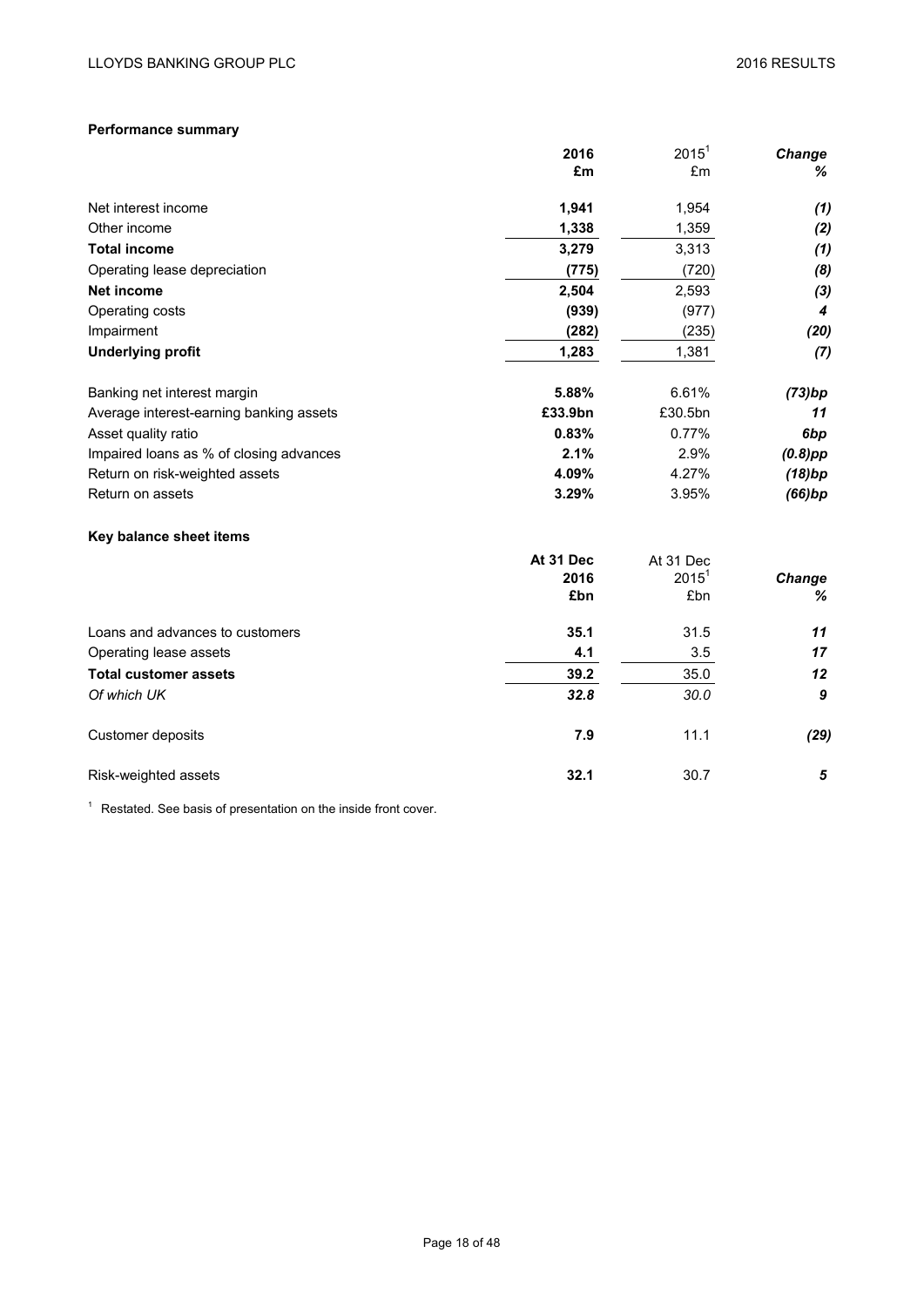**Performance summary**

| | 2016 £m | 2015[1] £m | Change % |
|---|---|---|---|
| Net interest income | **1,941** | 1,954 | *(1)* |
| Other income | **1,338** | 1,359 | *(2)* |
| **Total income** | **3,279** | 3,313 | *(1)* |
| Operating lease depreciation | **(775)** | (720) | *(8)* |
| **Net income** | **2,504** | 2,593 | *(3)* |
| Operating costs | **(939)** | (977) | *4* |
| Impairment | **(282)** | (235) | *(20)* |
| **Underlying profit** | **1,283** | 1,381 | *(7)* |
| | | | |
| Banking net interest margin | **5.88%** | 6.61% | *(73)bp* |
| Average interest-earning banking assets | **£33.9bn** | £30.5bn | *11* |
| Asset quality ratio | **0.83%** | 0.77% | *6bp* |
| Impaired loans as % of closing advances | **2.1%** | 2.9% | *(0.8)pp* |
| Return on risk-weighted assets | **4.09%** | 4.27% | *(18)bp* |
| Return on assets | **3.29%** | 3.95% | *(66)bp* |

**Key balance sheet items**

| | At 31 Dec 2016 £bn | At 31 Dec 2015[1] £bn | Change % |
|---|---|---|---|
| Loans and advances to customers | **35.1** | 31.5 | *11* |
| Operating lease assets | **4.1** | 3.5 | *17* |
| **Total customer assets** | **39.2** | 35.0 | *12* |
| *Of which UK* | ***32.8*** | *30.0* | *9* |
| | | | |
| Customer deposits | **7.9** | 11.1 | *(29)* |
| | | | |
| Risk-weighted assets | **32.1** | 30.7 | *5* |

[1] Restated. See basis of presentation on the inside front cover.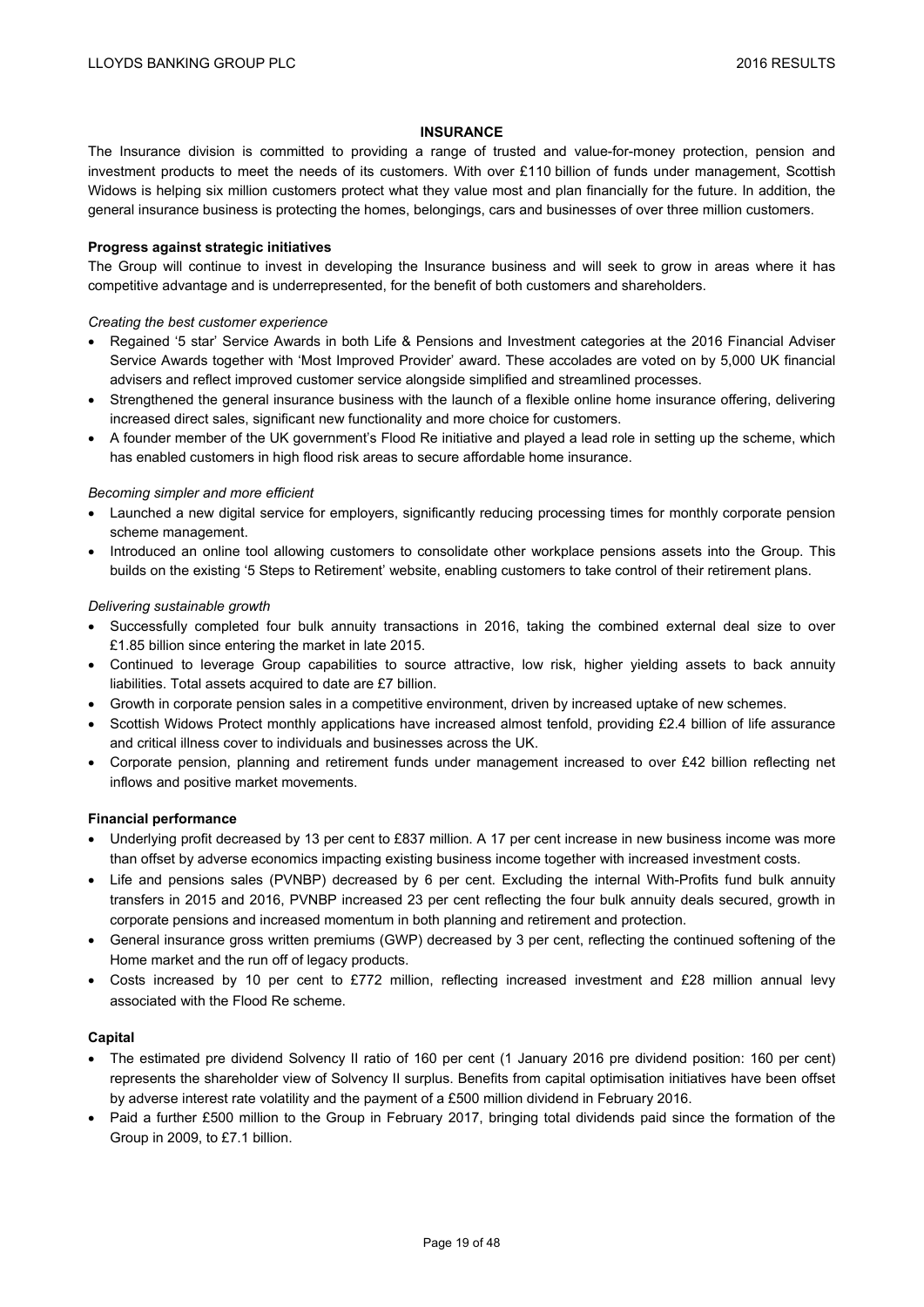## INSURANCE

The Insurance division is committed to providing a range of trusted and value-for-money protection, pension and investment products to meet the needs of its customers. With over £110 billion of funds under management, Scottish Widows is helping six million customers protect what they value most and plan financially for the future. In addition, the general insurance business is protecting the homes, belongings, cars and businesses of over three million customers.

### Progress against strategic initiatives

The Group will continue to invest in developing the Insurance business and will seek to grow in areas where it has competitive advantage and is underrepresented, for the benefit of both customers and shareholders.

*Creating the best customer experience*

- Regained '5 star' Service Awards in both Life & Pensions and Investment categories at the 2016 Financial Adviser Service Awards together with 'Most Improved Provider' award. These accolades are voted on by 5,000 UK financial advisers and reflect improved customer service alongside simplified and streamlined processes.
- Strengthened the general insurance business with the launch of a flexible online home insurance offering, delivering increased direct sales, significant new functionality and more choice for customers.
- A founder member of the UK government's Flood Re initiative and played a lead role in setting up the scheme, which has enabled customers in high flood risk areas to secure affordable home insurance.

*Becoming simpler and more efficient*

- Launched a new digital service for employers, significantly reducing processing times for monthly corporate pension scheme management.
- Introduced an online tool allowing customers to consolidate other workplace pensions assets into the Group. This builds on the existing '5 Steps to Retirement' website, enabling customers to take control of their retirement plans.

*Delivering sustainable growth*

- Successfully completed four bulk annuity transactions in 2016, taking the combined external deal size to over £1.85 billion since entering the market in late 2015.
- Continued to leverage Group capabilities to source attractive, low risk, higher yielding assets to back annuity liabilities. Total assets acquired to date are £7 billion.
- Growth in corporate pension sales in a competitive environment, driven by increased uptake of new schemes.
- Scottish Widows Protect monthly applications have increased almost tenfold, providing £2.4 billion of life assurance and critical illness cover to individuals and businesses across the UK.
- Corporate pension, planning and retirement funds under management increased to over £42 billion reflecting net inflows and positive market movements.

### Financial performance

- Underlying profit decreased by 13 per cent to £837 million. A 17 per cent increase in new business income was more than offset by adverse economics impacting existing business income together with increased investment costs.
- Life and pensions sales (PVNBP) decreased by 6 per cent. Excluding the internal With-Profits fund bulk annuity transfers in 2015 and 2016, PVNBP increased 23 per cent reflecting the four bulk annuity deals secured, growth in corporate pensions and increased momentum in both planning and retirement and protection.
- General insurance gross written premiums (GWP) decreased by 3 per cent, reflecting the continued softening of the Home market and the run off of legacy products.
- Costs increased by 10 per cent to £772 million, reflecting increased investment and £28 million annual levy associated with the Flood Re scheme.

### Capital

- The estimated pre dividend Solvency II ratio of 160 per cent (1 January 2016 pre dividend position: 160 per cent) represents the shareholder view of Solvency II surplus. Benefits from capital optimisation initiatives have been offset by adverse interest rate volatility and the payment of a £500 million dividend in February 2016.
- Paid a further £500 million to the Group in February 2017, bringing total dividends paid since the formation of the Group in 2009, to £7.1 billion.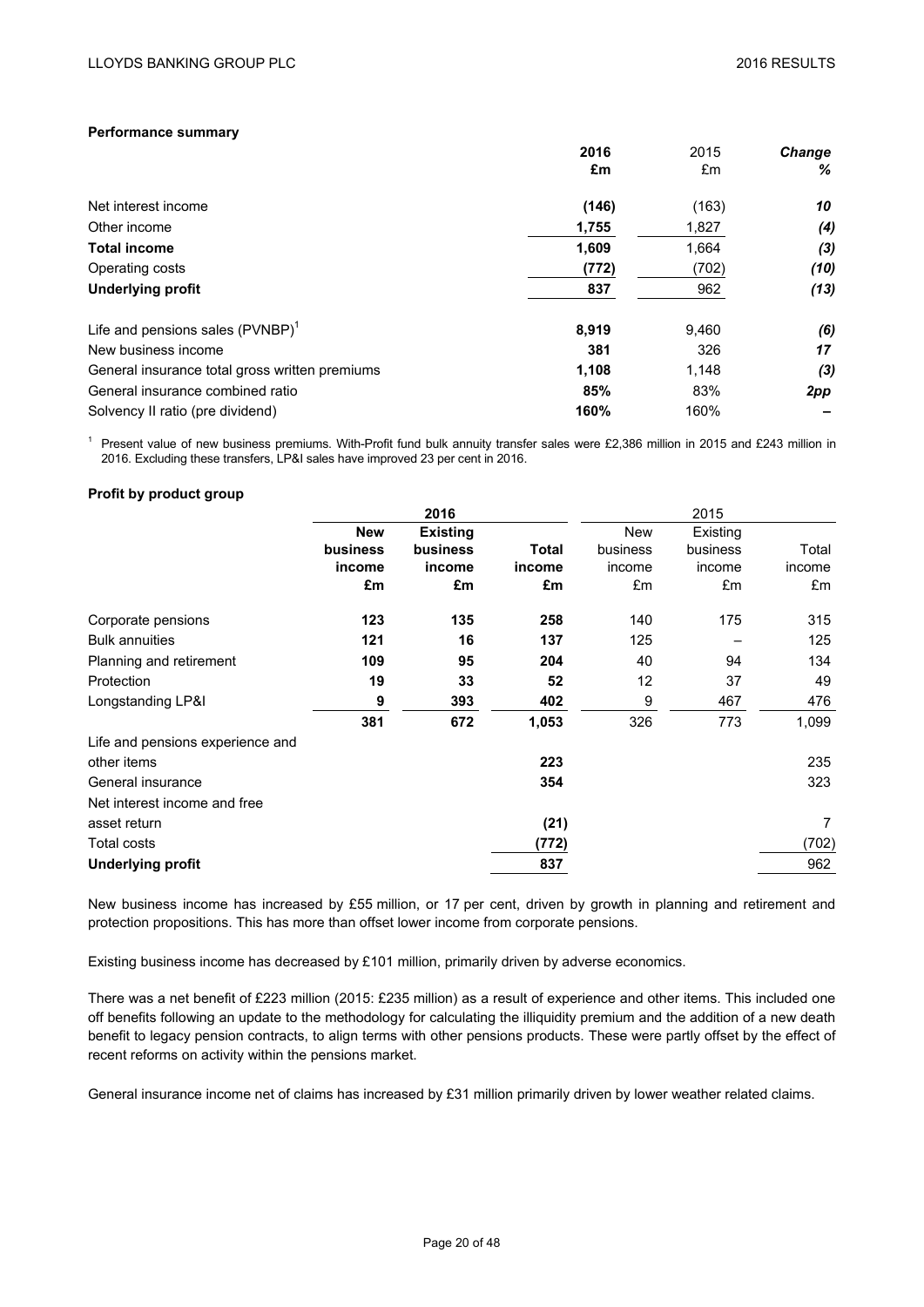**Performance summary**

| | 2016 £m | 2015 £m | Change % |
|---|---|---|---|
| Net interest income | **(146)** | (163) | *10* |
| Other income | **1,755** | 1,827 | *(4)* |
| **Total income** | **1,609** | 1,664 | *(3)* |
| Operating costs | **(772)** | (702) | *(10)* |
| **Underlying profit** | **837** | 962 | *(13)* |
| | | | |
| Life and pensions sales (PVNBP)[1] | **8,919** | 9,460 | *(6)* |
| New business income | **381** | 326 | *17* |
| General insurance total gross written premiums | **1,108** | 1,148 | *(3)* |
| General insurance combined ratio | **85%** | 83% | *2pp* |
| Solvency II ratio (pre dividend) | **160%** | 160% | *–* |

[1] Present value of new business premiums. With-Profit fund bulk annuity transfer sales were £2,386 million in 2015 and £243 million in 2016. Excluding these transfers, LP&I sales have improved 23 per cent in 2016.

**Profit by product group**

| | 2016 | | | 2015 | | |
|---|---|---|---|---|---|---|
| | **New business income £m** | **Existing business income £m** | **Total income £m** | New business income £m | Existing business income £m | Total income £m |
| Corporate pensions | **123** | **135** | **258** | 140 | 175 | 315 |
| Bulk annuities | **121** | **16** | **137** | 125 | – | 125 |
| Planning and retirement | **109** | **95** | **204** | 40 | 94 | 134 |
| Protection | **19** | **33** | **52** | 12 | 37 | 49 |
| Longstanding LP&I | **9** | **393** | **402** | 9 | 467 | 476 |
| | **381** | **672** | **1,053** | 326 | 773 | 1,099 |
| Life and pensions experience and other items | | | **223** | | | 235 |
| General insurance | | | **354** | | | 323 |
| Net interest income and free asset return | | | **(21)** | | | 7 |
| Total costs | | | **(772)** | | | (702) |
| **Underlying profit** | | | **837** | | | 962 |

New business income has increased by £55 million, or 17 per cent, driven by growth in planning and retirement and protection propositions. This has more than offset lower income from corporate pensions.

Existing business income has decreased by £101 million, primarily driven by adverse economics.

There was a net benefit of £223 million (2015: £235 million) as a result of experience and other items. This included one off benefits following an update to the methodology for calculating the illiquidity premium and the addition of a new death benefit to legacy pension contracts, to align terms with other pensions products. These were partly offset by the effect of recent reforms on activity within the pensions market.

General insurance income net of claims has increased by £31 million primarily driven by lower weather related claims.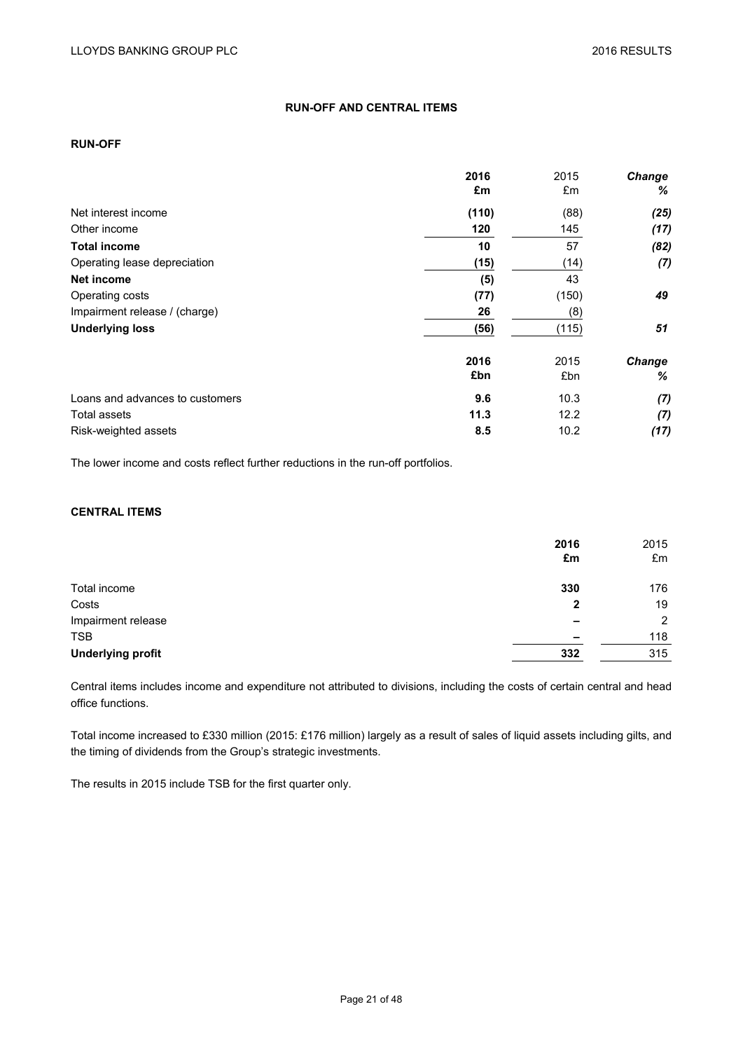## RUN-OFF AND CENTRAL ITEMS

### RUN-OFF

| | 2016 £m | 2015 £m | Change % |
|---|---|---|---|
| Net interest income | **(110)** | (88) | *(25)* |
| Other income | **120** | 145 | *(17)* |
| **Total income** | **10** | 57 | *(82)* |
| Operating lease depreciation | **(15)** | (14) | *(7)* |
| **Net income** | **(5)** | 43 | |
| Operating costs | **(77)** | (150) | *49* |
| Impairment release / (charge) | **26** | (8) | |
| **Underlying loss** | **(56)** | (115) | *51* |

| | 2016 £bn | 2015 £bn | Change % |
|---|---|---|---|
| Loans and advances to customers | **9.6** | 10.3 | *(7)* |
| Total assets | **11.3** | 12.2 | *(7)* |
| Risk-weighted assets | **8.5** | 10.2 | *(17)* |

The lower income and costs reflect further reductions in the run-off portfolios.

### CENTRAL ITEMS

| | 2016 £m | 2015 £m |
|---|---|---|
| Total income | **330** | 176 |
| Costs | **2** | 19 |
| Impairment release | **–** | 2 |
| TSB | **–** | 118 |
| **Underlying profit** | **332** | 315 |

Central items includes income and expenditure not attributed to divisions, including the costs of certain central and head office functions.

Total income increased to £330 million (2015: £176 million) largely as a result of sales of liquid assets including gilts, and the timing of dividends from the Group's strategic investments.

The results in 2015 include TSB for the first quarter only.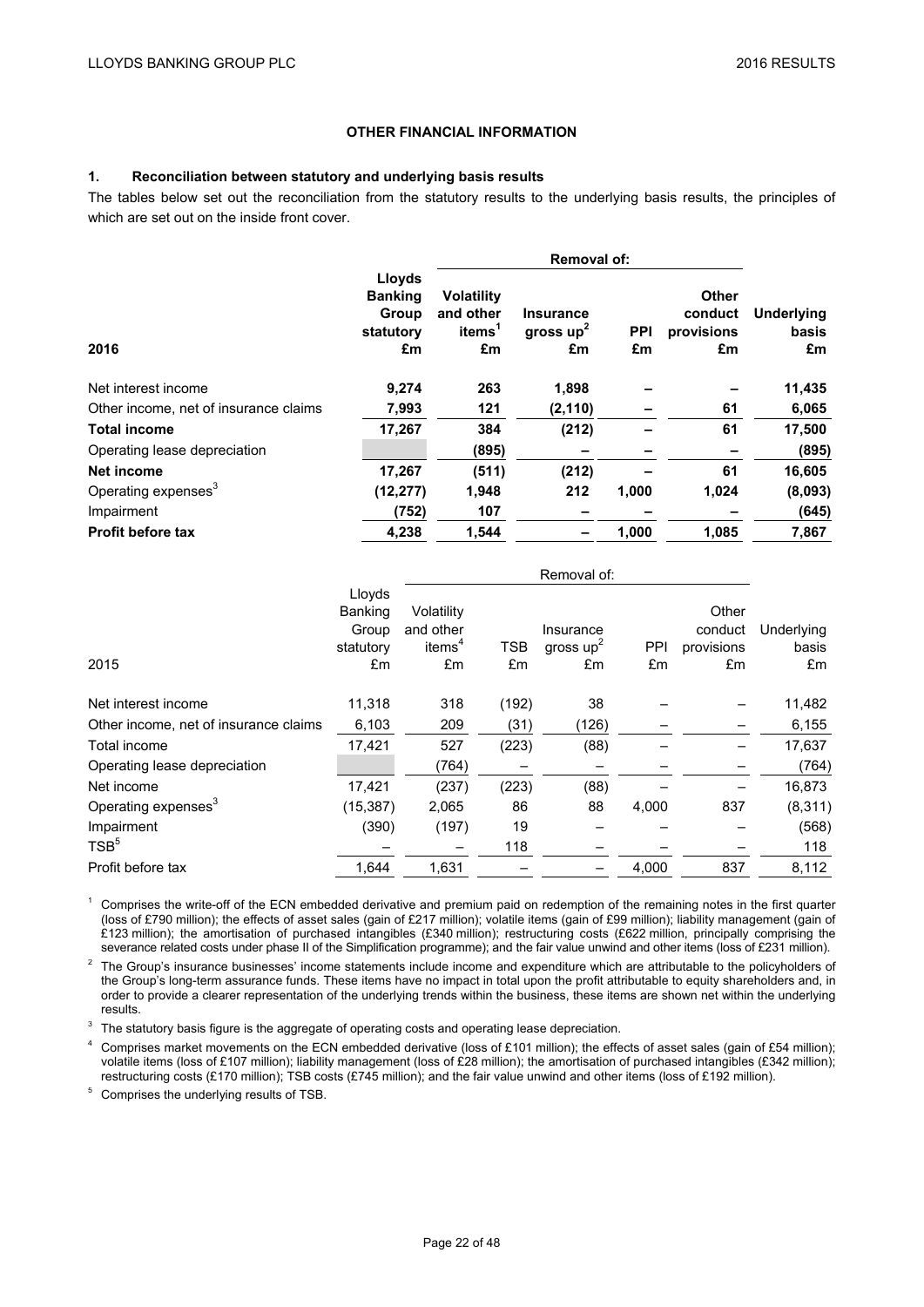## OTHER FINANCIAL INFORMATION

### 1. Reconciliation between statutory and underlying basis results

The tables below set out the reconciliation from the statutory results to the underlying basis results, the principles of which are set out on the inside front cover.

| | | Removal of: | | | | |
|---|---|---|---|---|---|---|
| **2016** | **Lloyds Banking Group statutory £m** | **Volatility and other items[1] £m** | **Insurance gross up[2] £m** | **PPI £m** | **Other conduct provisions £m** | **Underlying basis £m** |
| Net interest income | **9,274** | 263 | 1,898 | – | – | **11,435** |
| Other income, net of insurance claims | **7,993** | 121 | (2,110) | – | 61 | **6,065** |
| **Total income** | **17,267** | **384** | **(212)** | **–** | **61** | **17,500** |
| Operating lease depreciation | | (895) | – | – | – | **(895)** |
| **Net income** | **17,267** | **(511)** | **(212)** | **–** | **61** | **16,605** |
| Operating expenses[3] | **(12,277)** | 1,948 | 212 | 1,000 | 1,024 | **(8,093)** |
| Impairment | **(752)** | 107 | – | – | – | **(645)** |
| **Profit before tax** | **4,238** | **1,544** | **–** | **1,000** | **1,085** | **7,867** |

| | | Removal of: | | | | | |
|---|---|---|---|---|---|---|---|
| 2015 | Lloyds Banking Group statutory £m | Volatility and other items[4] £m | TSB £m | Insurance gross up[2] £m | PPI £m | Other conduct provisions £m | Underlying basis £m |
| Net interest income | 11,318 | 318 | (192) | 38 | – | – | 11,482 |
| Other income, net of insurance claims | 6,103 | 209 | (31) | (126) | – | – | 6,155 |
| Total income | 17,421 | 527 | (223) | (88) | – | – | 17,637 |
| Operating lease depreciation | | (764) | – | – | – | – | (764) |
| Net income | 17,421 | (237) | (223) | (88) | – | – | 16,873 |
| Operating expenses[3] | (15,387) | 2,065 | 86 | 88 | 4,000 | 837 | (8,311) |
| Impairment | (390) | (197) | 19 | – | – | – | (568) |
| TSB[5] | – | – | 118 | – | – | – | 118 |
| Profit before tax | 1,644 | 1,631 | – | – | 4,000 | 837 | 8,112 |

[1] Comprises the write-off of the ECN embedded derivative and premium paid on redemption of the remaining notes in the first quarter (loss of £790 million); the effects of asset sales (gain of £217 million); volatile items (gain of £99 million); liability management (gain of £123 million); the amortisation of purchased intangibles (£340 million); restructuring costs (£622 million, principally comprising the severance related costs under phase II of the Simplification programme); and the fair value unwind and other items (loss of £231 million).

[2] The Group's insurance businesses' income statements include income and expenditure which are attributable to the policyholders of the Group's long-term assurance funds. These items have no impact in total upon the profit attributable to equity shareholders and, in order to provide a clearer representation of the underlying trends within the business, these items are shown net within the underlying results.

[3] The statutory basis figure is the aggregate of operating costs and operating lease depreciation.

[4] Comprises market movements on the ECN embedded derivative (loss of £101 million); the effects of asset sales (gain of £54 million); volatile items (loss of £107 million); liability management (loss of £28 million); the amortisation of purchased intangibles (£342 million); restructuring costs (£170 million); TSB costs (£745 million); and the fair value unwind and other items (loss of £192 million).

[5] Comprises the underlying results of TSB.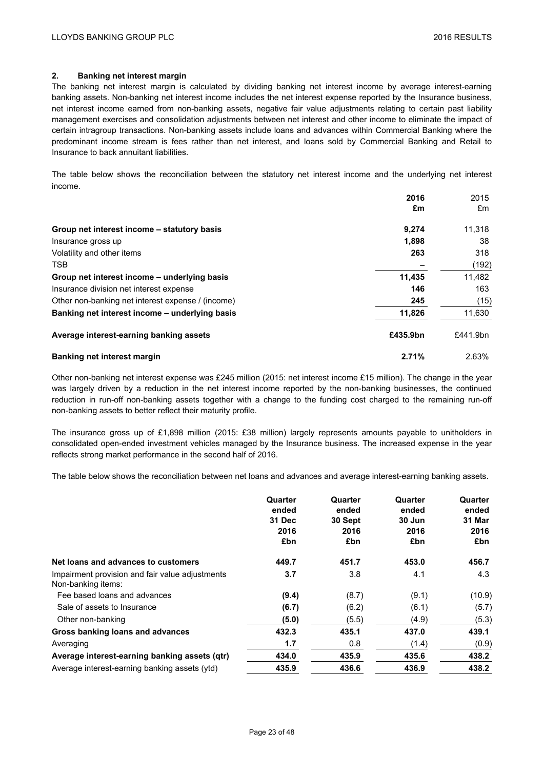## 2. Banking net interest margin

The banking net interest margin is calculated by dividing banking net interest income by average interest-earning banking assets. Non-banking net interest income includes the net interest expense reported by the Insurance business, net interest income earned from non-banking assets, negative fair value adjustments relating to certain past liability management exercises and consolidation adjustments between net interest and other income to eliminate the impact of certain intragroup transactions. Non-banking assets include loans and advances within Commercial Banking where the predominant income stream is fees rather than net interest, and loans sold by Commercial Banking and Retail to Insurance to back annuitant liabilities.

The table below shows the reconciliation between the statutory net interest income and the underlying net interest income.

| | **2016** | 2015 |
|---|---|---|
| | **£m** | £m |
| **Group net interest income – statutory basis** | **9,274** | 11,318 |
| Insurance gross up | **1,898** | 38 |
| Volatility and other items | **263** | 318 |
| TSB | **–** | (192) |
| **Group net interest income – underlying basis** | **11,435** | 11,482 |
| Insurance division net interest expense | **146** | 163 |
| Other non-banking net interest expense / (income) | **245** | (15) |
| **Banking net interest income – underlying basis** | **11,826** | 11,630 |
| **Average interest-earning banking assets** | **£435.9bn** | £441.9bn |
| **Banking net interest margin** | **2.71%** | 2.63% |

Other non-banking net interest expense was £245 million (2015: net interest income £15 million). The change in the year was largely driven by a reduction in the net interest income reported by the non-banking businesses, the continued reduction in run-off non-banking assets together with a change to the funding cost charged to the remaining run-off non-banking assets to better reflect their maturity profile.

The insurance gross up of £1,898 million (2015: £38 million) largely represents amounts payable to unitholders in consolidated open-ended investment vehicles managed by the Insurance business. The increased expense in the year reflects strong market performance in the second half of 2016.

The table below shows the reconciliation between net loans and advances and average interest-earning banking assets.

| | **Quarter ended 31 Dec 2016 £bn** | **Quarter ended 30 Sept 2016 £bn** | **Quarter ended 30 Jun 2016 £bn** | **Quarter ended 31 Mar 2016 £bn** |
|---|---|---|---|---|
| **Net loans and advances to customers** | **449.7** | **451.7** | **453.0** | **456.7** |
| Impairment provision and fair value adjustments | **3.7** | 3.8 | 4.1 | 4.3 |
| Non-banking items: | | | | |
| Fee based loans and advances | **(9.4)** | (8.7) | (9.1) | (10.9) |
| Sale of assets to Insurance | **(6.7)** | (6.2) | (6.1) | (5.7) |
| Other non-banking | **(5.0)** | (5.5) | (4.9) | (5.3) |
| **Gross banking loans and advances** | **432.3** | **435.1** | **437.0** | **439.1** |
| Averaging | **1.7** | 0.8 | (1.4) | (0.9) |
| **Average interest-earning banking assets (qtr)** | **434.0** | **435.9** | **435.6** | **438.2** |
| Average interest-earning banking assets (ytd) | **435.9** | **436.6** | **436.9** | **438.2** |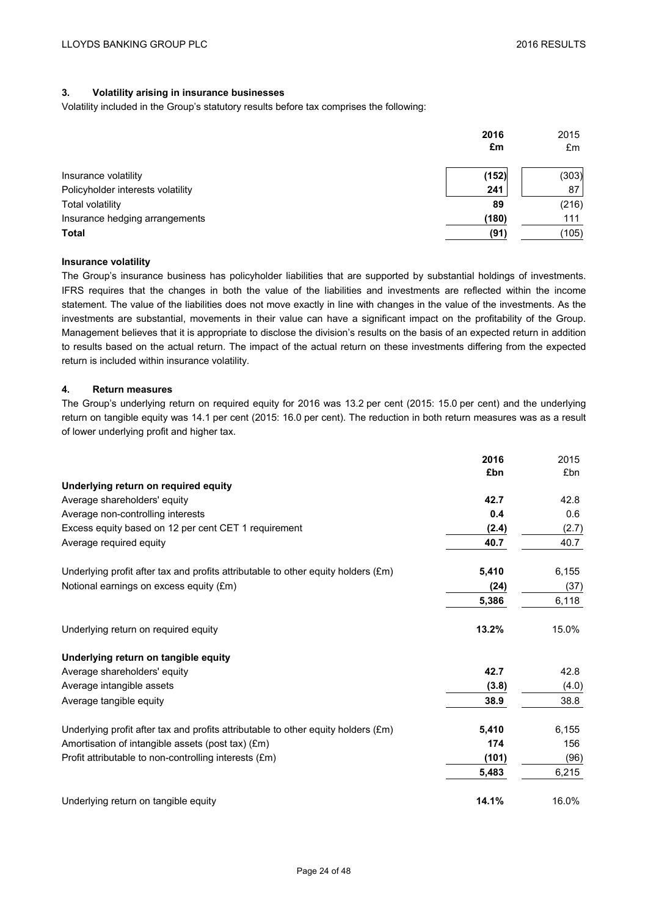### 3. Volatility arising in insurance businesses

Volatility included in the Group's statutory results before tax comprises the following:

| | 2016 £m | 2015 £m |
|---|---|---|
| Insurance volatility | **(152)** | (303) |
| Policyholder interests volatility | **241** | 87 |
| Total volatility | **89** | (216) |
| Insurance hedging arrangements | **(180)** | 111 |
| **Total** | **(91)** | (105) |

**Insurance volatility**

The Group's insurance business has policyholder liabilities that are supported by substantial holdings of investments. IFRS requires that the changes in both the value of the liabilities and investments are reflected within the income statement. The value of the liabilities does not move exactly in line with changes in the value of the investments. As the investments are substantial, movements in their value can have a significant impact on the profitability of the Group. Management believes that it is appropriate to disclose the division's results on the basis of an expected return in addition to results based on the actual return. The impact of the actual return on these investments differing from the expected return is included within insurance volatility.

### 4. Return measures

The Group's underlying return on required equity for 2016 was 13.2 per cent (2015: 15.0 per cent) and the underlying return on tangible equity was 14.1 per cent (2015: 16.0 per cent). The reduction in both return measures was as a result of lower underlying profit and higher tax.

| | 2016 £bn | 2015 £bn |
|---|---|---|
| **Underlying return on required equity** | | |
| Average shareholders' equity | **42.7** | 42.8 |
| Average non-controlling interests | **0.4** | 0.6 |
| Excess equity based on 12 per cent CET 1 requirement | **(2.4)** | (2.7) |
| Average required equity | **40.7** | 40.7 |
| | | |
| Underlying profit after tax and profits attributable to other equity holders (£m) | **5,410** | 6,155 |
| Notional earnings on excess equity (£m) | **(24)** | (37) |
| | **5,386** | 6,118 |
| | | |
| Underlying return on required equity | **13.2%** | 15.0% |
| | | |
| **Underlying return on tangible equity** | | |
| Average shareholders' equity | **42.7** | 42.8 |
| Average intangible assets | **(3.8)** | (4.0) |
| Average tangible equity | **38.9** | 38.8 |
| | | |
| Underlying profit after tax and profits attributable to other equity holders (£m) | **5,410** | 6,155 |
| Amortisation of intangible assets (post tax) (£m) | **174** | 156 |
| Profit attributable to non-controlling interests (£m) | **(101)** | (96) |
| | **5,483** | 6,215 |
| | | |
| Underlying return on tangible equity | **14.1%** | 16.0% |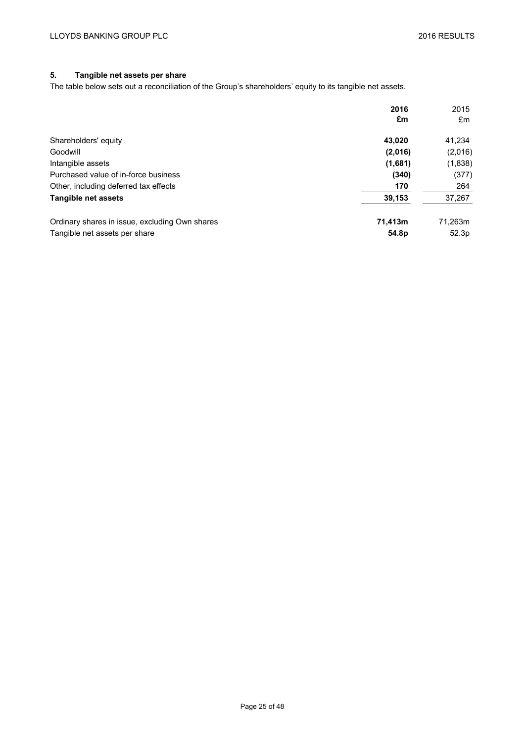## 5. Tangible net assets per share

The table below sets out a reconciliation of the Group's shareholders' equity to its tangible net assets.

| | **2016** | 2015 |
|---|---|---|
| | **£m** | £m |
| Shareholders' equity | **43,020** | 41,234 |
| Goodwill | **(2,016)** | (2,016) |
| Intangible assets | **(1,681)** | (1,838) |
| Purchased value of in-force business | **(340)** | (377) |
| Other, including deferred tax effects | **170** | 264 |
| **Tangible net assets** | **39,153** | 37,267 |
| | | |
| Ordinary shares in issue, excluding Own shares | **71,413m** | 71,263m |
| Tangible net assets per share | **54.8p** | 52.3p |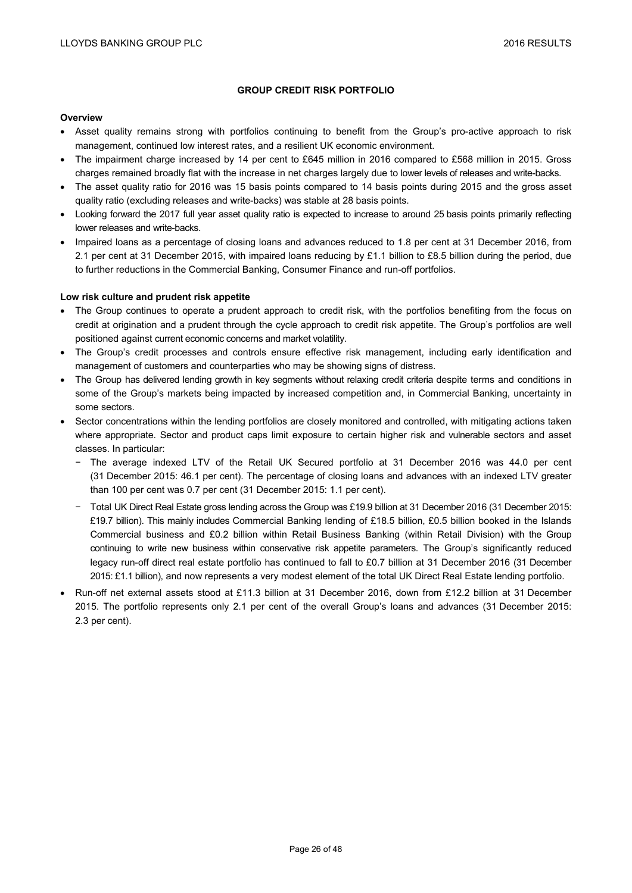## GROUP CREDIT RISK PORTFOLIO

**Overview**

- Asset quality remains strong with portfolios continuing to benefit from the Group's pro-active approach to risk management, continued low interest rates, and a resilient UK economic environment.
- The impairment charge increased by 14 per cent to £645 million in 2016 compared to £568 million in 2015. Gross charges remained broadly flat with the increase in net charges largely due to lower levels of releases and write-backs.
- The asset quality ratio for 2016 was 15 basis points compared to 14 basis points during 2015 and the gross asset quality ratio (excluding releases and write-backs) was stable at 28 basis points.
- Looking forward the 2017 full year asset quality ratio is expected to increase to around 25 basis points primarily reflecting lower releases and write-backs.
- Impaired loans as a percentage of closing loans and advances reduced to 1.8 per cent at 31 December 2016, from 2.1 per cent at 31 December 2015, with impaired loans reducing by £1.1 billion to £8.5 billion during the period, due to further reductions in the Commercial Banking, Consumer Finance and run-off portfolios.

**Low risk culture and prudent risk appetite**

- The Group continues to operate a prudent approach to credit risk, with the portfolios benefiting from the focus on credit at origination and a prudent through the cycle approach to credit risk appetite. The Group's portfolios are well positioned against current economic concerns and market volatility.
- The Group's credit processes and controls ensure effective risk management, including early identification and management of customers and counterparties who may be showing signs of distress.
- The Group has delivered lending growth in key segments without relaxing credit criteria despite terms and conditions in some of the Group's markets being impacted by increased competition and, in Commercial Banking, uncertainty in some sectors.
- Sector concentrations within the lending portfolios are closely monitored and controlled, with mitigating actions taken where appropriate. Sector and product caps limit exposure to certain higher risk and vulnerable sectors and asset classes. In particular:
  - The average indexed LTV of the Retail UK Secured portfolio at 31 December 2016 was 44.0 per cent (31 December 2015: 46.1 per cent). The percentage of closing loans and advances with an indexed LTV greater than 100 per cent was 0.7 per cent (31 December 2015: 1.1 per cent).
  - Total UK Direct Real Estate gross lending across the Group was £19.9 billion at 31 December 2016 (31 December 2015: £19.7 billion). This mainly includes Commercial Banking lending of £18.5 billion, £0.5 billion booked in the Islands Commercial business and £0.2 billion within Retail Business Banking (within Retail Division) with the Group continuing to write new business within conservative risk appetite parameters. The Group's significantly reduced legacy run-off direct real estate portfolio has continued to fall to £0.7 billion at 31 December 2016 (31 December 2015: £1.1 billion), and now represents a very modest element of the total UK Direct Real Estate lending portfolio.
- Run-off net external assets stood at £11.3 billion at 31 December 2016, down from £12.2 billion at 31 December 2015. The portfolio represents only 2.1 per cent of the overall Group's loans and advances (31 December 2015: 2.3 per cent).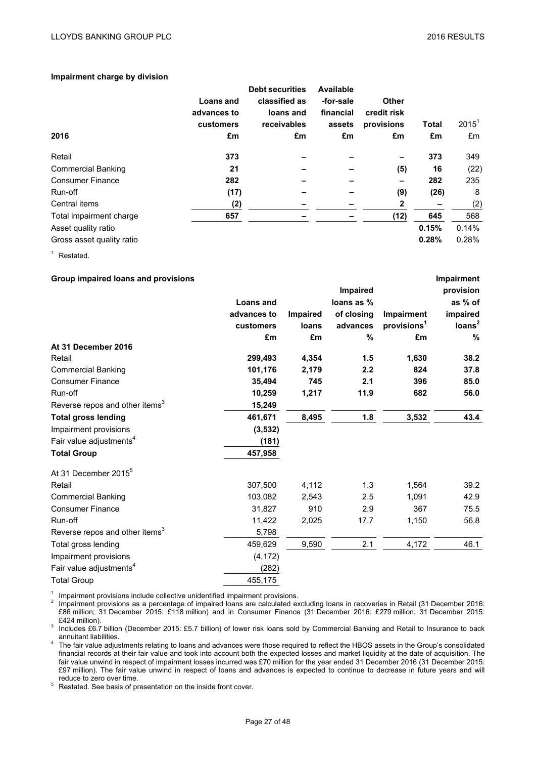**Impairment charge by division**

| 2016 | Loans and advances to customers £m | Debt securities classified as loans and receivables £m | Available -for-sale financial assets £m | Other credit risk provisions £m | Total £m | 2015[1] £m |
|---|---|---|---|---|---|---|
| Retail | **373** | **–** | **–** | **–** | **373** | 349 |
| Commercial Banking | **21** | **–** | **–** | **(5)** | **16** | (22) |
| Consumer Finance | **282** | **–** | **–** | **–** | **282** | 235 |
| Run-off | **(17)** | **–** | **–** | **(9)** | **(26)** | 8 |
| Central items | **(2)** | **–** | **–** | **2** | **–** | (2) |
| Total impairment charge | **657** | **–** | **–** | **(12)** | **645** | 568 |
| Asset quality ratio | | | | | **0.15%** | 0.14% |
| Gross asset quality ratio | | | | | **0.28%** | 0.28% |

[1] Restated.

**Group impaired loans and provisions**

| | Loans and advances to customers £m | Impaired loans £m | Impaired loans as % of closing advances % | Impairment provisions[1] £m | Impairment provision as % of impaired loans[2] % |
|---|---|---|---|---|---|
| **At 31 December 2016** | | | | | |
| Retail | **299,493** | **4,354** | **1.5** | **1,630** | **38.2** |
| Commercial Banking | **101,176** | **2,179** | **2.2** | **824** | **37.8** |
| Consumer Finance | **35,494** | **745** | **2.1** | **396** | **85.0** |
| Run-off | **10,259** | **1,217** | **11.9** | **682** | **56.0** |
| Reverse repos and other items[3] | **15,249** | | | | |
| **Total gross lending** | **461,671** | **8,495** | **1.8** | **3,532** | **43.4** |
| Impairment provisions | **(3,532)** | | | | |
| Fair value adjustments[4] | **(181)** | | | | |
| **Total Group** | **457,958** | | | | |
| At 31 December 2015[5] | | | | | |
| Retail | 307,500 | 4,112 | 1.3 | 1,564 | 39.2 |
| Commercial Banking | 103,082 | 2,543 | 2.5 | 1,091 | 42.9 |
| Consumer Finance | 31,827 | 910 | 2.9 | 367 | 75.5 |
| Run-off | 11,422 | 2,025 | 17.7 | 1,150 | 56.8 |
| Reverse repos and other items[3] | 5,798 | | | | |
| Total gross lending | 459,629 | 9,590 | 2.1 | 4,172 | 46.1 |
| Impairment provisions | (4,172) | | | | |
| Fair value adjustments[4] | (282) | | | | |
| Total Group | 455,175 | | | | |

[1] Impairment provisions include collective unidentified impairment provisions.

[2] Impairment provisions as a percentage of impaired loans are calculated excluding loans in recoveries in Retail (31 December 2016: £86 million; 31 December 2015: £118 million) and in Consumer Finance (31 December 2016: £279 million; 31 December 2015: £424 million).

[3] Includes £6.7 billion (December 2015: £5.7 billion) of lower risk loans sold by Commercial Banking and Retail to Insurance to back annuitant liabilities.

[4] The fair value adjustments relating to loans and advances were those required to reflect the HBOS assets in the Group's consolidated financial records at their fair value and took into account both the expected losses and market liquidity at the date of acquisition. The fair value unwind in respect of impairment losses incurred was £70 million for the year ended 31 December 2016 (31 December 2015: £97 million). The fair value unwind in respect of loans and advances is expected to continue to decrease in future years and will reduce to zero over time.

[5] Restated. See basis of presentation on the inside front cover.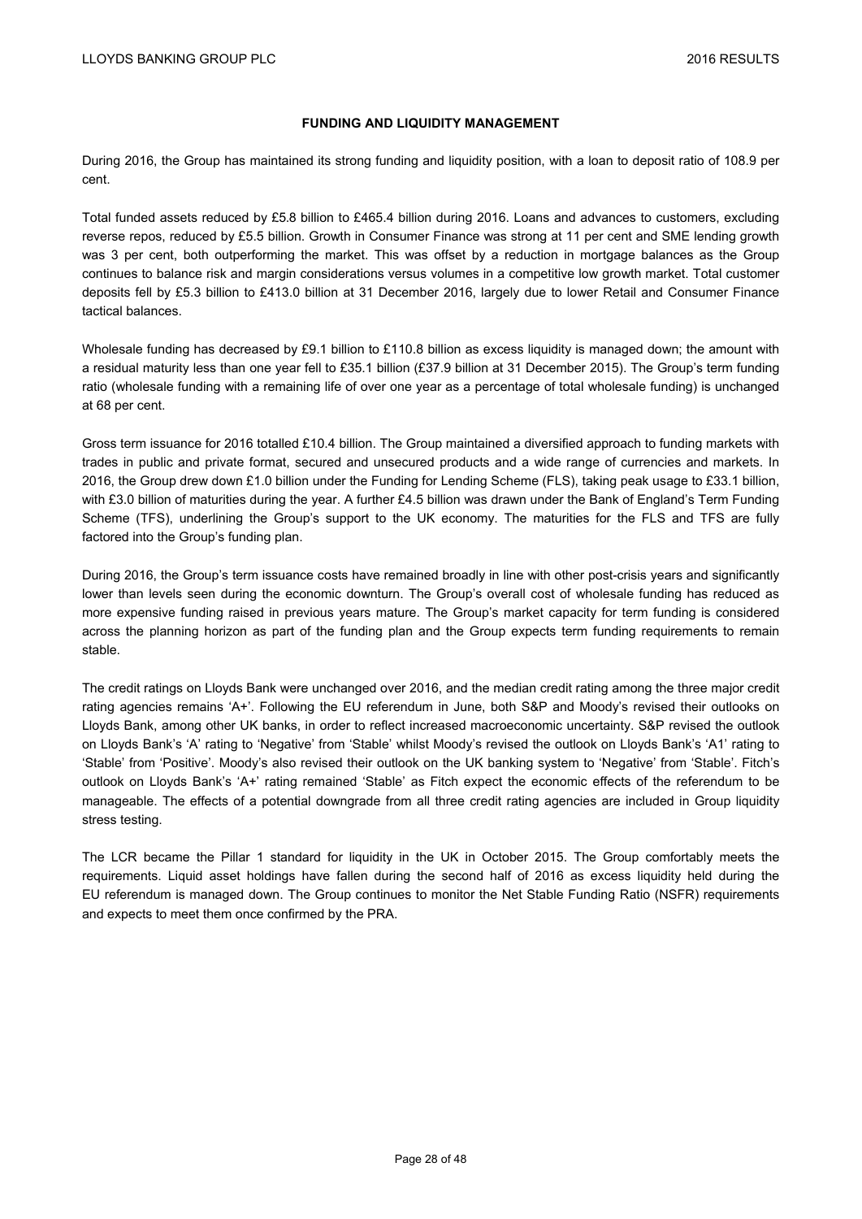## FUNDING AND LIQUIDITY MANAGEMENT

During 2016, the Group has maintained its strong funding and liquidity position, with a loan to deposit ratio of 108.9 per cent.

Total funded assets reduced by £5.8 billion to £465.4 billion during 2016. Loans and advances to customers, excluding reverse repos, reduced by £5.5 billion. Growth in Consumer Finance was strong at 11 per cent and SME lending growth was 3 per cent, both outperforming the market. This was offset by a reduction in mortgage balances as the Group continues to balance risk and margin considerations versus volumes in a competitive low growth market. Total customer deposits fell by £5.3 billion to £413.0 billion at 31 December 2016, largely due to lower Retail and Consumer Finance tactical balances.

Wholesale funding has decreased by £9.1 billion to £110.8 billion as excess liquidity is managed down; the amount with a residual maturity less than one year fell to £35.1 billion (£37.9 billion at 31 December 2015). The Group's term funding ratio (wholesale funding with a remaining life of over one year as a percentage of total wholesale funding) is unchanged at 68 per cent.

Gross term issuance for 2016 totalled £10.4 billion. The Group maintained a diversified approach to funding markets with trades in public and private format, secured and unsecured products and a wide range of currencies and markets. In 2016, the Group drew down £1.0 billion under the Funding for Lending Scheme (FLS), taking peak usage to £33.1 billion, with £3.0 billion of maturities during the year. A further £4.5 billion was drawn under the Bank of England's Term Funding Scheme (TFS), underlining the Group's support to the UK economy. The maturities for the FLS and TFS are fully factored into the Group's funding plan.

During 2016, the Group's term issuance costs have remained broadly in line with other post-crisis years and significantly lower than levels seen during the economic downturn. The Group's overall cost of wholesale funding has reduced as more expensive funding raised in previous years mature. The Group's market capacity for term funding is considered across the planning horizon as part of the funding plan and the Group expects term funding requirements to remain stable.

The credit ratings on Lloyds Bank were unchanged over 2016, and the median credit rating among the three major credit rating agencies remains 'A+'. Following the EU referendum in June, both S&P and Moody's revised their outlooks on Lloyds Bank, among other UK banks, in order to reflect increased macroeconomic uncertainty. S&P revised the outlook on Lloyds Bank's 'A' rating to 'Negative' from 'Stable' whilst Moody's revised the outlook on Lloyds Bank's 'A1' rating to 'Stable' from 'Positive'. Moody's also revised their outlook on the UK banking system to 'Negative' from 'Stable'. Fitch's outlook on Lloyds Bank's 'A+' rating remained 'Stable' as Fitch expect the economic effects of the referendum to be manageable. The effects of a potential downgrade from all three credit rating agencies are included in Group liquidity stress testing.

The LCR became the Pillar 1 standard for liquidity in the UK in October 2015. The Group comfortably meets the requirements. Liquid asset holdings have fallen during the second half of 2016 as excess liquidity held during the EU referendum is managed down. The Group continues to monitor the Net Stable Funding Ratio (NSFR) requirements and expects to meet them once confirmed by the PRA.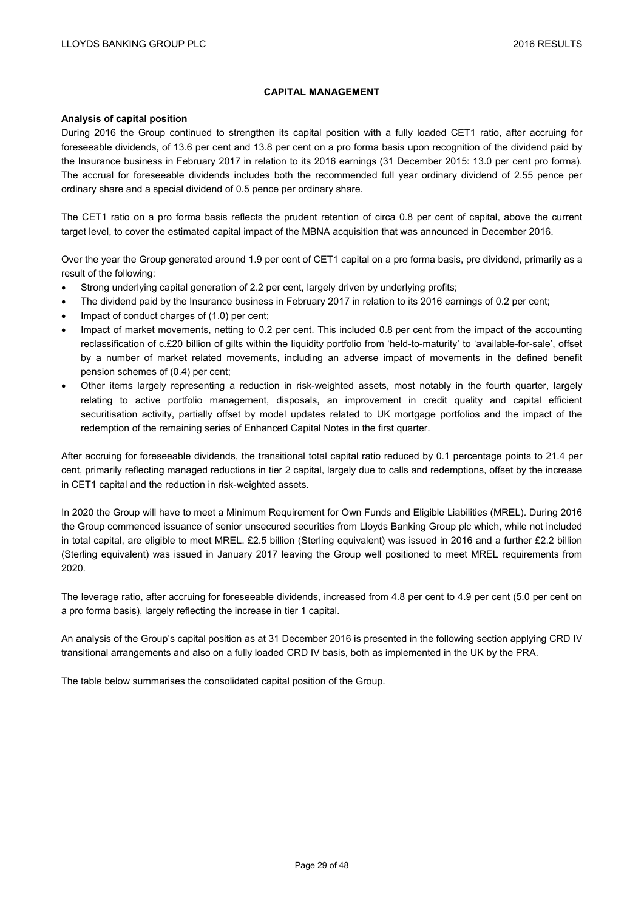## CAPITAL MANAGEMENT

### Analysis of capital position

During 2016 the Group continued to strengthen its capital position with a fully loaded CET1 ratio, after accruing for foreseeable dividends, of 13.6 per cent and 13.8 per cent on a pro forma basis upon recognition of the dividend paid by the Insurance business in February 2017 in relation to its 2016 earnings (31 December 2015: 13.0 per cent pro forma). The accrual for foreseeable dividends includes both the recommended full year ordinary dividend of 2.55 pence per ordinary share and a special dividend of 0.5 pence per ordinary share.

The CET1 ratio on a pro forma basis reflects the prudent retention of circa 0.8 per cent of capital, above the current target level, to cover the estimated capital impact of the MBNA acquisition that was announced in December 2016.

Over the year the Group generated around 1.9 per cent of CET1 capital on a pro forma basis, pre dividend, primarily as a result of the following:

- Strong underlying capital generation of 2.2 per cent, largely driven by underlying profits;
- The dividend paid by the Insurance business in February 2017 in relation to its 2016 earnings of 0.2 per cent;
- Impact of conduct charges of (1.0) per cent;
- Impact of market movements, netting to 0.2 per cent. This included 0.8 per cent from the impact of the accounting reclassification of c.£20 billion of gilts within the liquidity portfolio from 'held-to-maturity' to 'available-for-sale', offset by a number of market related movements, including an adverse impact of movements in the defined benefit pension schemes of (0.4) per cent;
- Other items largely representing a reduction in risk-weighted assets, most notably in the fourth quarter, largely relating to active portfolio management, disposals, an improvement in credit quality and capital efficient securitisation activity, partially offset by model updates related to UK mortgage portfolios and the impact of the redemption of the remaining series of Enhanced Capital Notes in the first quarter.

After accruing for foreseeable dividends, the transitional total capital ratio reduced by 0.1 percentage points to 21.4 per cent, primarily reflecting managed reductions in tier 2 capital, largely due to calls and redemptions, offset by the increase in CET1 capital and the reduction in risk-weighted assets.

In 2020 the Group will have to meet a Minimum Requirement for Own Funds and Eligible Liabilities (MREL). During 2016 the Group commenced issuance of senior unsecured securities from Lloyds Banking Group plc which, while not included in total capital, are eligible to meet MREL. £2.5 billion (Sterling equivalent) was issued in 2016 and a further £2.2 billion (Sterling equivalent) was issued in January 2017 leaving the Group well positioned to meet MREL requirements from 2020.

The leverage ratio, after accruing for foreseeable dividends, increased from 4.8 per cent to 4.9 per cent (5.0 per cent on a pro forma basis), largely reflecting the increase in tier 1 capital.

An analysis of the Group's capital position as at 31 December 2016 is presented in the following section applying CRD IV transitional arrangements and also on a fully loaded CRD IV basis, both as implemented in the UK by the PRA.

The table below summarises the consolidated capital position of the Group.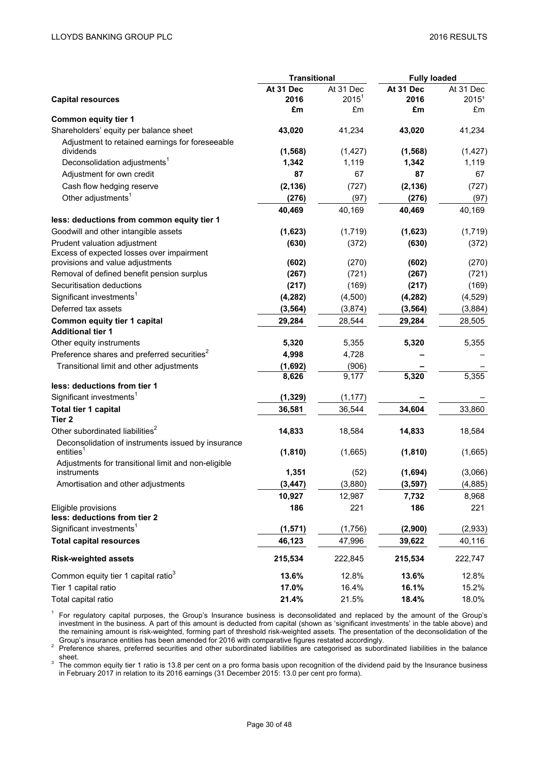| | Transitional | | Fully loaded | |
|---|---|---|---|---|
| **Capital resources** | **At 31 Dec 2016 £m** | At 31 Dec 2015[1] £m | **At 31 Dec 2016 £m** | At 31 Dec 2015[1] £m |
| **Common equity tier 1** | | | | |
| Shareholders' equity per balance sheet | **43,020** | 41,234 | **43,020** | 41,234 |
| Adjustment to retained earnings for foreseeable dividends | **(1,568)** | (1,427) | **(1,568)** | (1,427) |
| Deconsolidation adjustments[1] | **1,342** | 1,119 | **1,342** | 1,119 |
| Adjustment for own credit | **87** | 67 | **87** | 67 |
| Cash flow hedging reserve | **(2,136)** | (727) | **(2,136)** | (727) |
| Other adjustments[1] | **(276)** | (97) | **(276)** | (97) |
| | **40,469** | 40,169 | **40,469** | 40,169 |
| **less: deductions from common equity tier 1** | | | | |
| Goodwill and other intangible assets | **(1,623)** | (1,719) | **(1,623)** | (1,719) |
| Prudent valuation adjustment | **(630)** | (372) | **(630)** | (372) |
| Excess of expected losses over impairment provisions and value adjustments | **(602)** | (270) | **(602)** | (270) |
| Removal of defined benefit pension surplus | **(267)** | (721) | **(267)** | (721) |
| Securitisation deductions | **(217)** | (169) | **(217)** | (169) |
| Significant investments[1] | **(4,282)** | (4,500) | **(4,282)** | (4,529) |
| Deferred tax assets | **(3,564)** | (3,874) | **(3,564)** | (3,884) |
| **Common equity tier 1 capital** | **29,284** | 28,544 | **29,284** | 28,505 |
| **Additional tier 1** | | | | |
| Other equity instruments | **5,320** | 5,355 | **5,320** | 5,355 |
| Preference shares and preferred securities[2] | **4,998** | 4,728 | **–** | – |
| Transitional limit and other adjustments | **(1,692)** | (906) | **–** | – |
| | **8,626** | 9,177 | **5,320** | 5,355 |
| **less: deductions from tier 1** | | | | |
| Significant investments[1] | **(1,329)** | (1,177) | **–** | – |
| **Total tier 1 capital** | **36,581** | 36,544 | **34,604** | 33,860 |
| **Tier 2** | | | | |
| Other subordinated liabilities[2] | **14,833** | 18,584 | **14,833** | 18,584 |
| Deconsolidation of instruments issued by insurance entities[1] | **(1,810)** | (1,665) | **(1,810)** | (1,665) |
| Adjustments for transitional limit and non-eligible instruments | **1,351** | (52) | **(1,694)** | (3,066) |
| Amortisation and other adjustments | **(3,447)** | (3,880) | **(3,597)** | (4,885) |
| | **10,927** | 12,987 | **7,732** | 8,968 |
| Eligible provisions | **186** | 221 | **186** | 221 |
| **less: deductions from tier 2** | | | | |
| Significant investments[1] | **(1,571)** | (1,756) | **(2,900)** | (2,933) |
| **Total capital resources** | **46,123** | 47,996 | **39,622** | 40,116 |
| **Risk-weighted assets** | **215,534** | 222,845 | **215,534** | 222,747 |
| Common equity tier 1 capital ratio[3] | **13.6%** | 12.8% | **13.6%** | 12.8% |
| Tier 1 capital ratio | **17.0%** | 16.4% | **16.1%** | 15.2% |
| Total capital ratio | **21.4%** | 21.5% | **18.4%** | 18.0% |

[1] For regulatory capital purposes, the Group's Insurance business is deconsolidated and replaced by the amount of the Group's investment in the business. A part of this amount is deducted from capital (shown as 'significant investments' in the table above) and the remaining amount is risk-weighted, forming part of threshold risk-weighted assets. The presentation of the deconsolidation of the Group's insurance entities has been amended for 2016 with comparative figures restated accordingly.

[2] Preference shares, preferred securities and other subordinated liabilities are categorised as subordinated liabilities in the balance sheet.

[3] The common equity tier 1 ratio is 13.8 per cent on a pro forma basis upon recognition of the dividend paid by the Insurance business in February 2017 in relation to its 2016 earnings (31 December 2015: 13.0 per cent pro forma).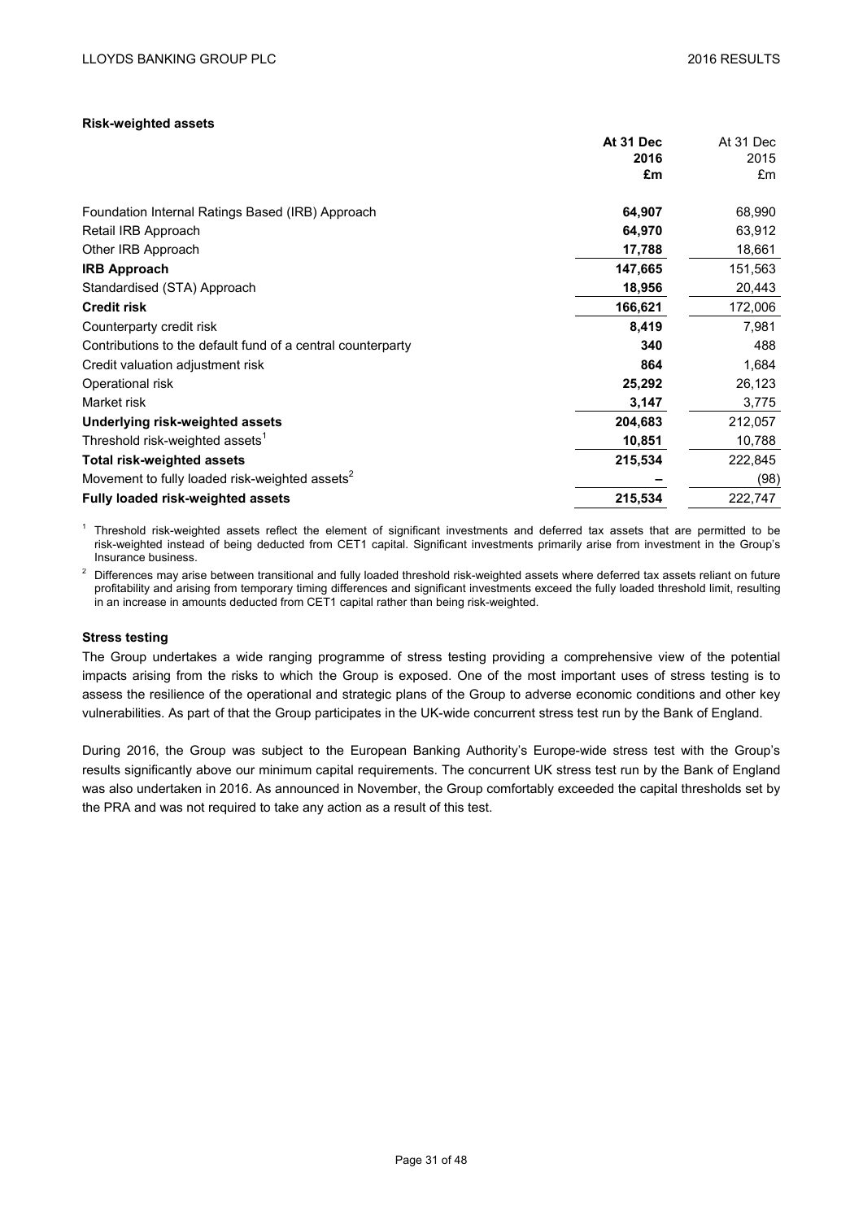**Risk-weighted assets**

| | At 31 Dec 2016 £m | At 31 Dec 2015 £m |
|---|---|---|
| Foundation Internal Ratings Based (IRB) Approach | **64,907** | 68,990 |
| Retail IRB Approach | **64,970** | 63,912 |
| Other IRB Approach | **17,788** | 18,661 |
| **IRB Approach** | **147,665** | 151,563 |
| Standardised (STA) Approach | **18,956** | 20,443 |
| **Credit risk** | **166,621** | 172,006 |
| Counterparty credit risk | **8,419** | 7,981 |
| Contributions to the default fund of a central counterparty | **340** | 488 |
| Credit valuation adjustment risk | **864** | 1,684 |
| Operational risk | **25,292** | 26,123 |
| Market risk | **3,147** | 3,775 |
| **Underlying risk-weighted assets** | **204,683** | 212,057 |
| Threshold risk-weighted assets[1] | **10,851** | 10,788 |
| **Total risk-weighted assets** | **215,534** | 222,845 |
| Movement to fully loaded risk-weighted assets[2] | **–** | (98) |
| **Fully loaded risk-weighted assets** | **215,534** | 222,747 |

[1] Threshold risk-weighted assets reflect the element of significant investments and deferred tax assets that are permitted to be risk-weighted instead of being deducted from CET1 capital. Significant investments primarily arise from investment in the Group's Insurance business.

[2] Differences may arise between transitional and fully loaded threshold risk-weighted assets where deferred tax assets reliant on future profitability and arising from temporary timing differences and significant investments exceed the fully loaded threshold limit, resulting in an increase in amounts deducted from CET1 capital rather than being risk-weighted.

**Stress testing**

The Group undertakes a wide ranging programme of stress testing providing a comprehensive view of the potential impacts arising from the risks to which the Group is exposed. One of the most important uses of stress testing is to assess the resilience of the operational and strategic plans of the Group to adverse economic conditions and other key vulnerabilities. As part of that the Group participates in the UK-wide concurrent stress test run by the Bank of England.

During 2016, the Group was subject to the European Banking Authority's Europe-wide stress test with the Group's results significantly above our minimum capital requirements. The concurrent UK stress test run by the Bank of England was also undertaken in 2016. As announced in November, the Group comfortably exceeded the capital thresholds set by the PRA and was not required to take any action as a result of this test.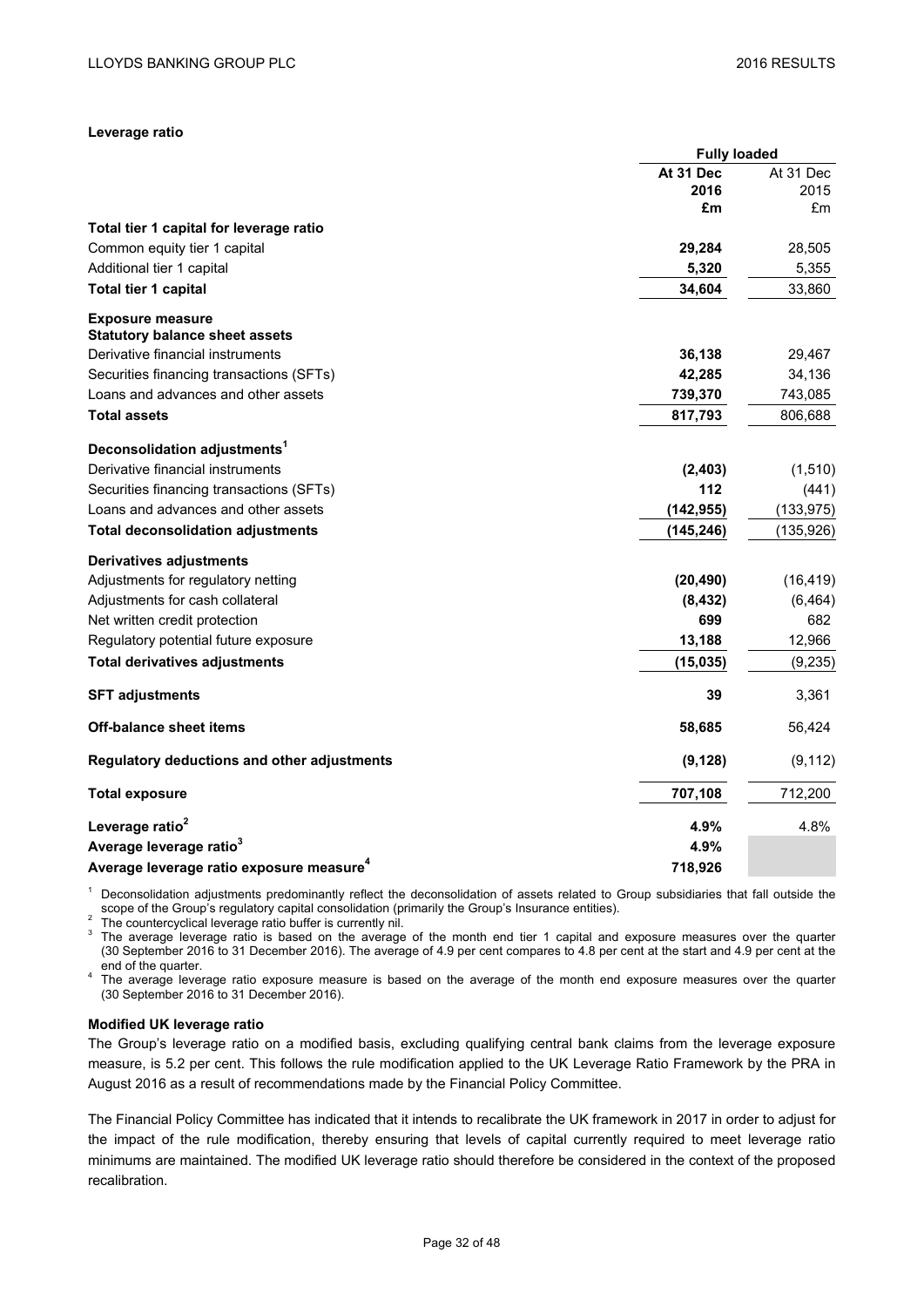**Leverage ratio**

| | Fully loaded | |
|---|---|---|
| | **At 31 Dec 2016 £m** | At 31 Dec 2015 £m |
| **Total tier 1 capital for leverage ratio** | | |
| Common equity tier 1 capital | **29,284** | 28,505 |
| Additional tier 1 capital | **5,320** | 5,355 |
| **Total tier 1 capital** | **34,604** | 33,860 |
| **Exposure measure** | | |
| **Statutory balance sheet assets** | | |
| Derivative financial instruments | **36,138** | 29,467 |
| Securities financing transactions (SFTs) | **42,285** | 34,136 |
| Loans and advances and other assets | **739,370** | 743,085 |
| **Total assets** | **817,793** | 806,688 |
| **Deconsolidation adjustments**[1] | | |
| Derivative financial instruments | **(2,403)** | (1,510) |
| Securities financing transactions (SFTs) | **112** | (441) |
| Loans and advances and other assets | **(142,955)** | (133,975) |
| **Total deconsolidation adjustments** | **(145,246)** | (135,926) |
| **Derivatives adjustments** | | |
| Adjustments for regulatory netting | **(20,490)** | (16,419) |
| Adjustments for cash collateral | **(8,432)** | (6,464) |
| Net written credit protection | **699** | 682 |
| Regulatory potential future exposure | **13,188** | 12,966 |
| **Total derivatives adjustments** | **(15,035)** | (9,235) |
| **SFT adjustments** | **39** | 3,361 |
| **Off-balance sheet items** | **58,685** | 56,424 |
| **Regulatory deductions and other adjustments** | **(9,128)** | (9,112) |
| **Total exposure** | **707,108** | 712,200 |
| **Leverage ratio**[2] | **4.9%** | 4.8% |
| **Average leverage ratio**[3] | **4.9%** | |
| **Average leverage ratio exposure measure**[4] | **718,926** | |

[1] Deconsolidation adjustments predominantly reflect the deconsolidation of assets related to Group subsidiaries that fall outside the scope of the Group's regulatory capital consolidation (primarily the Group's Insurance entities).

[2] The countercyclical leverage ratio buffer is currently nil.

[3] The average leverage ratio is based on the average of the month end tier 1 capital and exposure measures over the quarter (30 September 2016 to 31 December 2016). The average of 4.9 per cent compares to 4.8 per cent at the start and 4.9 per cent at the end of the quarter.

[4] The average leverage ratio exposure measure is based on the average of the month end exposure measures over the quarter (30 September 2016 to 31 December 2016).

**Modified UK leverage ratio**

The Group's leverage ratio on a modified basis, excluding qualifying central bank claims from the leverage exposure measure, is 5.2 per cent. This follows the rule modification applied to the UK Leverage Ratio Framework by the PRA in August 2016 as a result of recommendations made by the Financial Policy Committee.

The Financial Policy Committee has indicated that it intends to recalibrate the UK framework in 2017 in order to adjust for the impact of the rule modification, thereby ensuring that levels of capital currently required to meet leverage ratio minimums are maintained. The modified UK leverage ratio should therefore be considered in the context of the proposed recalibration.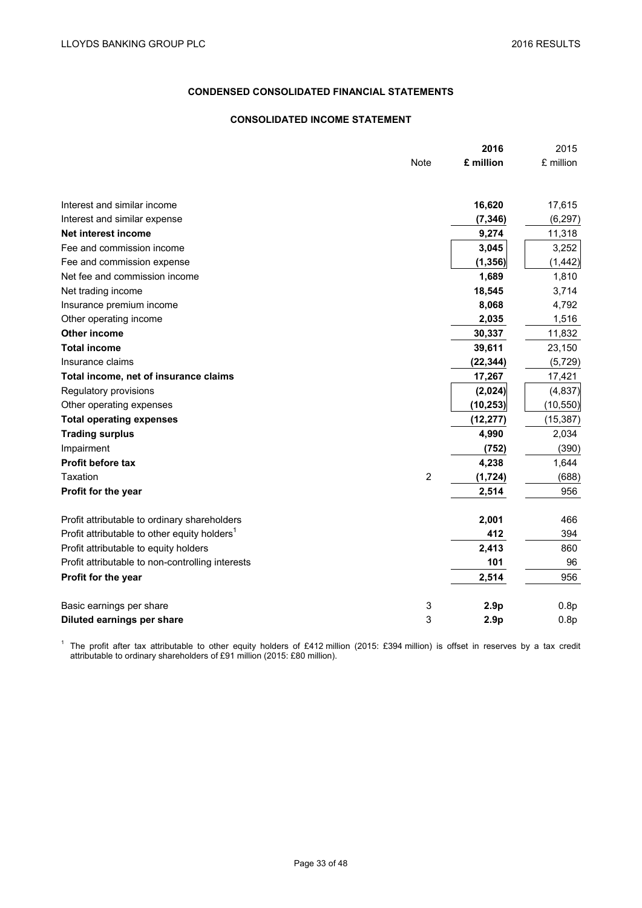## CONDENSED CONSOLIDATED FINANCIAL STATEMENTS

### CONSOLIDATED INCOME STATEMENT

| | Note | **2016 £ million** | 2015 £ million |
|---|---|---|---|
| Interest and similar income | | **16,620** | 17,615 |
| Interest and similar expense | | **(7,346)** | (6,297) |
| **Net interest income** | | **9,274** | 11,318 |
| Fee and commission income | | **3,045** | 3,252 |
| Fee and commission expense | | **(1,356)** | (1,442) |
| Net fee and commission income | | **1,689** | 1,810 |
| Net trading income | | **18,545** | 3,714 |
| Insurance premium income | | **8,068** | 4,792 |
| Other operating income | | **2,035** | 1,516 |
| **Other income** | | **30,337** | 11,832 |
| **Total income** | | **39,611** | 23,150 |
| Insurance claims | | **(22,344)** | (5,729) |
| **Total income, net of insurance claims** | | **17,267** | 17,421 |
| Regulatory provisions | | **(2,024)** | (4,837) |
| Other operating expenses | | **(10,253)** | (10,550) |
| **Total operating expenses** | | **(12,277)** | (15,387) |
| **Trading surplus** | | **4,990** | 2,034 |
| Impairment | | **(752)** | (390) |
| **Profit before tax** | | **4,238** | 1,644 |
| Taxation | 2 | **(1,724)** | (688) |
| **Profit for the year** | | **2,514** | 956 |
| | | | |
| Profit attributable to ordinary shareholders | | **2,001** | 466 |
| Profit attributable to other equity holders[1] | | **412** | 394 |
| Profit attributable to equity holders | | **2,413** | 860 |
| Profit attributable to non-controlling interests | | **101** | 96 |
| **Profit for the year** | | **2,514** | 956 |
| | | | |
| Basic earnings per share | 3 | **2.9p** | 0.8p |
| **Diluted earnings per share** | 3 | **2.9p** | 0.8p |

[1] The profit after tax attributable to other equity holders of £412 million (2015: £394 million) is offset in reserves by a tax credit attributable to ordinary shareholders of £91 million (2015: £80 million).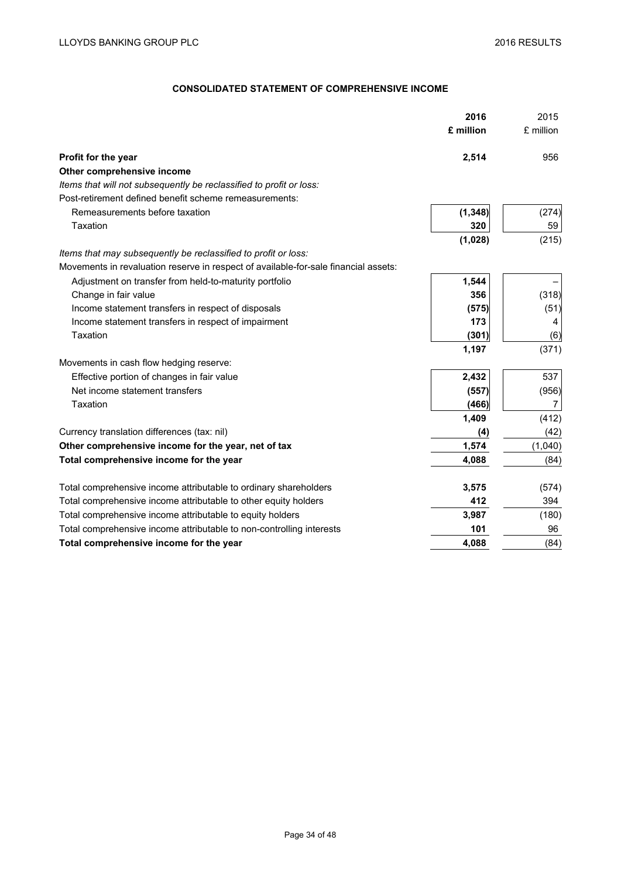## CONSOLIDATED STATEMENT OF COMPREHENSIVE INCOME

| | 2016 £ million | 2015 £ million |
|---|---|---|
| **Profit for the year** | **2,514** | 956 |
| **Other comprehensive income** | | |
| *Items that will not subsequently be reclassified to profit or loss:* | | |
| Post-retirement defined benefit scheme remeasurements: | | |
| Remeasurements before taxation | **(1,348)** | (274) |
| Taxation | **320** | 59 |
| | **(1,028)** | (215) |
| *Items that may subsequently be reclassified to profit or loss:* | | |
| Movements in revaluation reserve in respect of available-for-sale financial assets: | | |
| Adjustment on transfer from held-to-maturity portfolio | **1,544** | – |
| Change in fair value | **356** | (318) |
| Income statement transfers in respect of disposals | **(575)** | (51) |
| Income statement transfers in respect of impairment | **173** | 4 |
| Taxation | **(301)** | (6) |
| | **1,197** | (371) |
| Movements in cash flow hedging reserve: | | |
| Effective portion of changes in fair value | **2,432** | 537 |
| Net income statement transfers | **(557)** | (956) |
| Taxation | **(466)** | 7 |
| | **1,409** | (412) |
| Currency translation differences (tax: nil) | **(4)** | (42) |
| **Other comprehensive income for the year, net of tax** | **1,574** | (1,040) |
| **Total comprehensive income for the year** | **4,088** | (84) |
| | | |
| Total comprehensive income attributable to ordinary shareholders | **3,575** | (574) |
| Total comprehensive income attributable to other equity holders | **412** | 394 |
| Total comprehensive income attributable to equity holders | **3,987** | (180) |
| Total comprehensive income attributable to non-controlling interests | **101** | 96 |
| **Total comprehensive income for the year** | **4,088** | (84) |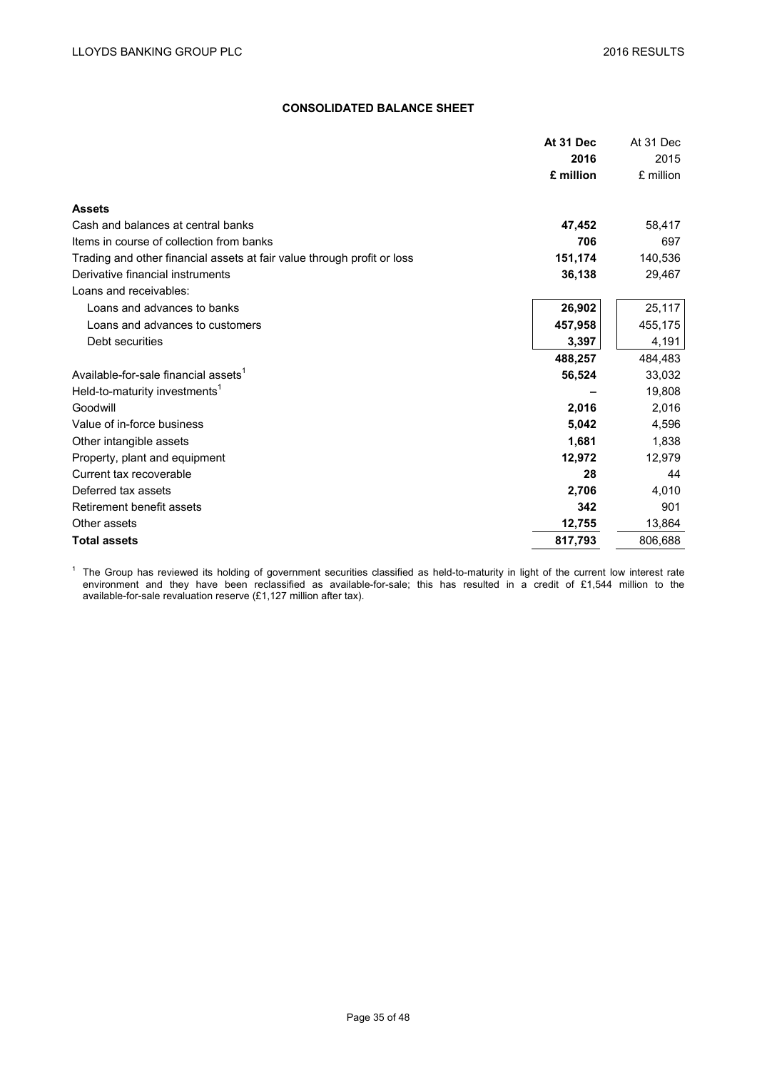## CONSOLIDATED BALANCE SHEET

| | At 31 Dec 2016 £ million | At 31 Dec 2015 £ million |
|---|---|---|
| **Assets** | | |
| Cash and balances at central banks | **47,452** | 58,417 |
| Items in course of collection from banks | **706** | 697 |
| Trading and other financial assets at fair value through profit or loss | **151,174** | 140,536 |
| Derivative financial instruments | **36,138** | 29,467 |
| Loans and receivables: | | |
| Loans and advances to banks | **26,902** | 25,117 |
| Loans and advances to customers | **457,958** | 455,175 |
| Debt securities | **3,397** | 4,191 |
| | **488,257** | 484,483 |
| Available-for-sale financial assets[1] | **56,524** | 33,032 |
| Held-to-maturity investments[1] | **–** | 19,808 |
| Goodwill | **2,016** | 2,016 |
| Value of in-force business | **5,042** | 4,596 |
| Other intangible assets | **1,681** | 1,838 |
| Property, plant and equipment | **12,972** | 12,979 |
| Current tax recoverable | **28** | 44 |
| Deferred tax assets | **2,706** | 4,010 |
| Retirement benefit assets | **342** | 901 |
| Other assets | **12,755** | 13,864 |
| **Total assets** | **817,793** | 806,688 |

[1] The Group has reviewed its holding of government securities classified as held-to-maturity in light of the current low interest rate environment and they have been reclassified as available-for-sale; this has resulted in a credit of £1,544 million to the available-for-sale revaluation reserve (£1,127 million after tax).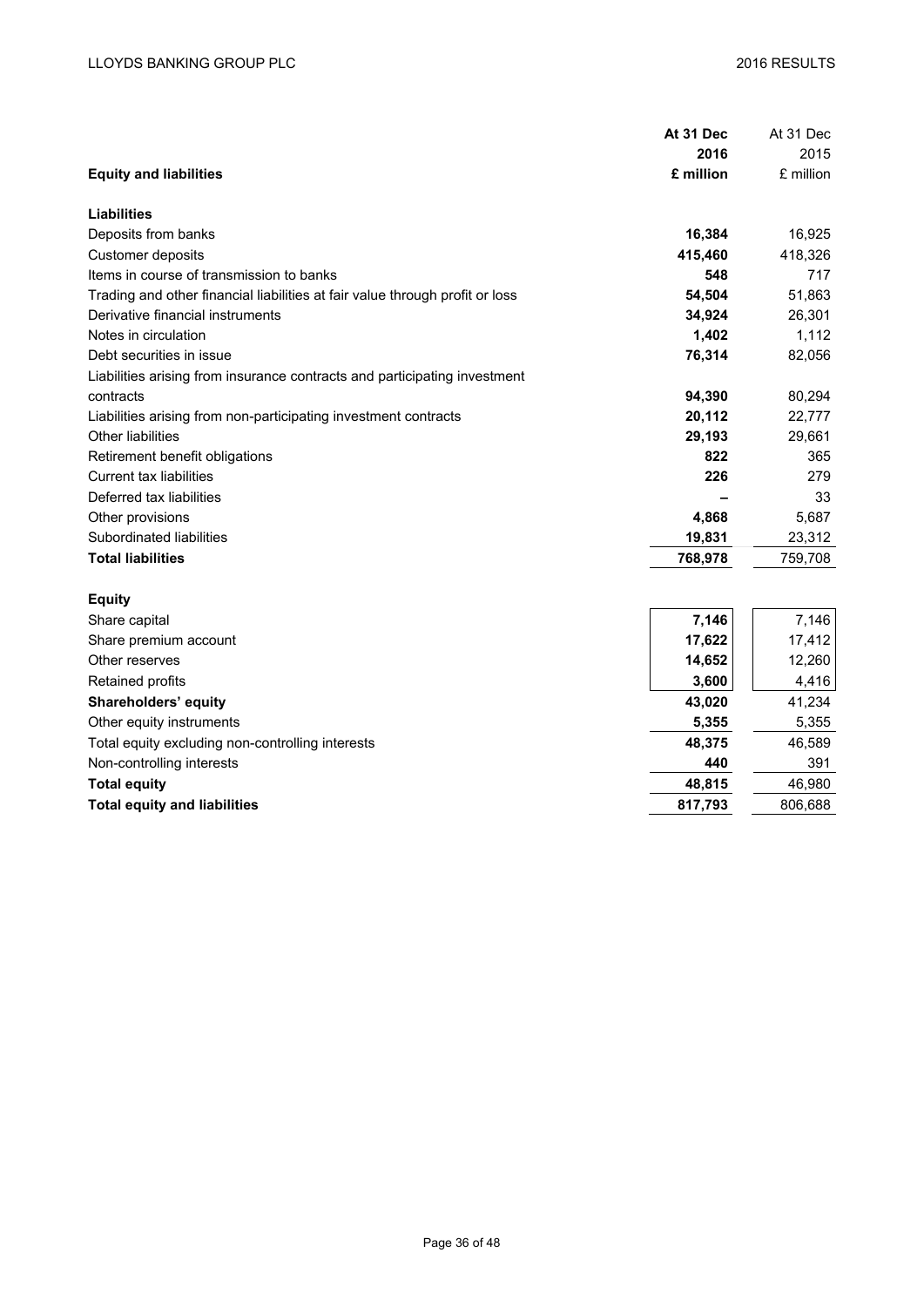| **Equity and liabilities** | **At 31 Dec 2016 £ million** | At 31 Dec 2015 £ million |
|---|---|---|
| **Liabilities** | | |
| Deposits from banks | **16,384** | 16,925 |
| Customer deposits | **415,460** | 418,326 |
| Items in course of transmission to banks | **548** | 717 |
| Trading and other financial liabilities at fair value through profit or loss | **54,504** | 51,863 |
| Derivative financial instruments | **34,924** | 26,301 |
| Notes in circulation | **1,402** | 1,112 |
| Debt securities in issue | **76,314** | 82,056 |
| Liabilities arising from insurance contracts and participating investment contracts | **94,390** | 80,294 |
| Liabilities arising from non-participating investment contracts | **20,112** | 22,777 |
| Other liabilities | **29,193** | 29,661 |
| Retirement benefit obligations | **822** | 365 |
| Current tax liabilities | **226** | 279 |
| Deferred tax liabilities | **–** | 33 |
| Other provisions | **4,868** | 5,687 |
| Subordinated liabilities | **19,831** | 23,312 |
| **Total liabilities** | **768,978** | 759,708 |
| | | |
| **Equity** | | |
| Share capital | **7,146** | 7,146 |
| Share premium account | **17,622** | 17,412 |
| Other reserves | **14,652** | 12,260 |
| Retained profits | **3,600** | 4,416 |
| **Shareholders' equity** | **43,020** | 41,234 |
| Other equity instruments | **5,355** | 5,355 |
| Total equity excluding non-controlling interests | **48,375** | 46,589 |
| Non-controlling interests | **440** | 391 |
| **Total equity** | **48,815** | 46,980 |
| **Total equity and liabilities** | **817,793** | 806,688 |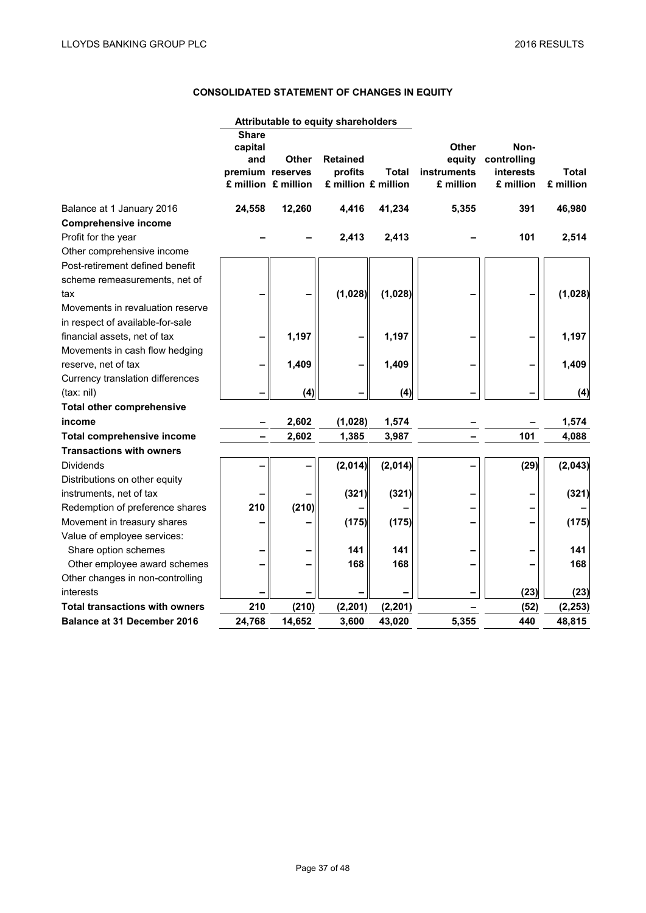# CONSOLIDATED STATEMENT OF CHANGES IN EQUITY

| | Attributable to equity shareholders | | | | | | |
|---|---|---|---|---|---|---|---|
| | Share capital and premium £ million | Other reserves £ million | Retained profits £ million | Total £ million | Other equity instruments £ million | Non-controlling interests £ million | Total £ million |
| **Balance at 1 January 2016** | **24,558** | **12,260** | **4,416** | **41,234** | **5,355** | **391** | **46,980** |
| **Comprehensive income** | | | | | | | |
| Profit for the year | – | – | 2,413 | 2,413 | – | 101 | 2,514 |
| Other comprehensive income | | | | | | | |
| Post-retirement defined benefit scheme remeasurements, net of tax | – | – | (1,028) | (1,028) | – | – | (1,028) |
| Movements in revaluation reserve in respect of available-for-sale financial assets, net of tax | – | 1,197 | – | 1,197 | – | – | 1,197 |
| Movements in cash flow hedging reserve, net of tax | – | 1,409 | – | 1,409 | – | – | 1,409 |
| Currency translation differences (tax: nil) | – | (4) | – | (4) | – | – | (4) |
| **Total other comprehensive income** | – | 2,602 | (1,028) | 1,574 | – | – | 1,574 |
| **Total comprehensive income** | – | 2,602 | 1,385 | 3,987 | – | 101 | 4,088 |
| **Transactions with owners** | | | | | | | |
| Dividends | – | – | (2,014) | (2,014) | – | (29) | (2,043) |
| Distributions on other equity instruments, net of tax | – | – | (321) | (321) | – | – | (321) |
| Redemption of preference shares | 210 | (210) | – | – | – | – | – |
| Movement in treasury shares | – | – | (175) | (175) | – | – | (175) |
| Value of employee services: | | | | | | | |
| Share option schemes | – | – | 141 | 141 | – | – | 141 |
| Other employee award schemes | – | – | 168 | 168 | – | – | 168 |
| Other changes in non-controlling interests | – | – | – | – | – | (23) | (23) |
| **Total transactions with owners** | 210 | (210) | (2,201) | (2,201) | – | (52) | (2,253) |
| **Balance at 31 December 2016** | 24,768 | 14,652 | 3,600 | 43,020 | 5,355 | 440 | 48,815 |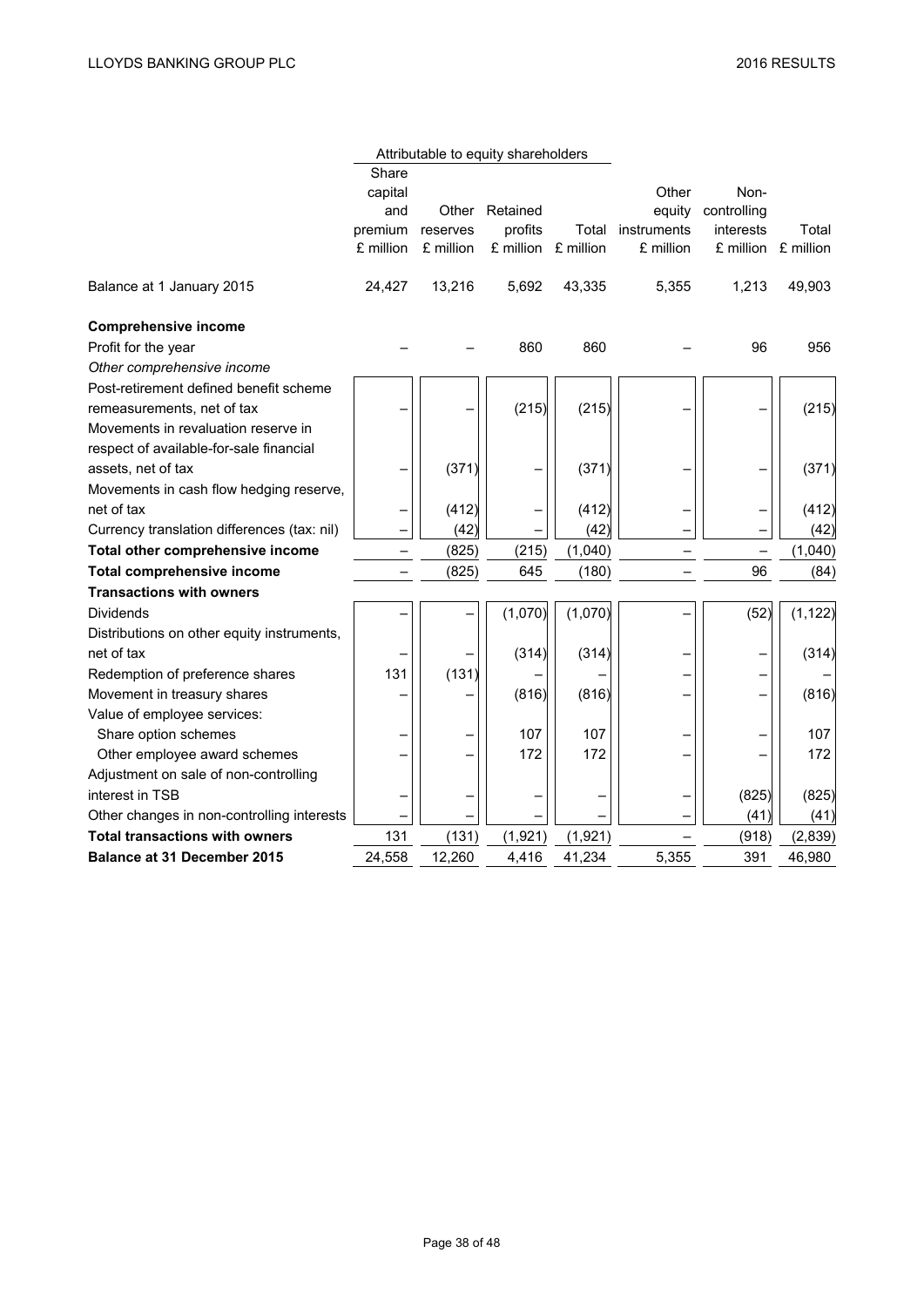| | Attributable to equity shareholders | | | | | | |
|---|---|---|---|---|---|---|---|
| | Share capital and premium £ million | Other reserves £ million | Retained profits £ million | Total £ million | Other equity instruments £ million | Non-controlling interests £ million | Total £ million |
| Balance at 1 January 2015 | 24,427 | 13,216 | 5,692 | 43,335 | 5,355 | 1,213 | 49,903 |
| **Comprehensive income** | | | | | | | |
| Profit for the year | – | – | 860 | 860 | – | 96 | 956 |
| *Other comprehensive income* | | | | | | | |
| Post-retirement defined benefit scheme remeasurements, net of tax | – | – | (215) | (215) | – | – | (215) |
| Movements in revaluation reserve in respect of available-for-sale financial assets, net of tax | – | (371) | – | (371) | – | – | (371) |
| Movements in cash flow hedging reserve, net of tax | – | (412) | – | (412) | – | – | (412) |
| Currency translation differences (tax: nil) | – | (42) | – | (42) | – | – | (42) |
| **Total other comprehensive income** | – | (825) | (215) | (1,040) | – | – | (1,040) |
| **Total comprehensive income** | – | (825) | 645 | (180) | – | 96 | (84) |
| **Transactions with owners** | | | | | | | |
| Dividends | – | – | (1,070) | (1,070) | – | (52) | (1,122) |
| Distributions on other equity instruments, net of tax | – | – | (314) | (314) | – | – | (314) |
| Redemption of preference shares | 131 | (131) | – | – | – | – | – |
| Movement in treasury shares | – | – | (816) | (816) | – | – | (816) |
| Value of employee services: | | | | | | | |
| Share option schemes | – | – | 107 | 107 | – | – | 107 |
| Other employee award schemes | – | – | 172 | 172 | – | – | 172 |
| Adjustment on sale of non-controlling interest in TSB | – | – | – | – | – | (825) | (825) |
| Other changes in non-controlling interests | – | – | – | – | – | (41) | (41) |
| **Total transactions with owners** | 131 | (131) | (1,921) | (1,921) | – | (918) | (2,839) |
| **Balance at 31 December 2015** | 24,558 | 12,260 | 4,416 | 41,234 | 5,355 | 391 | 46,980 |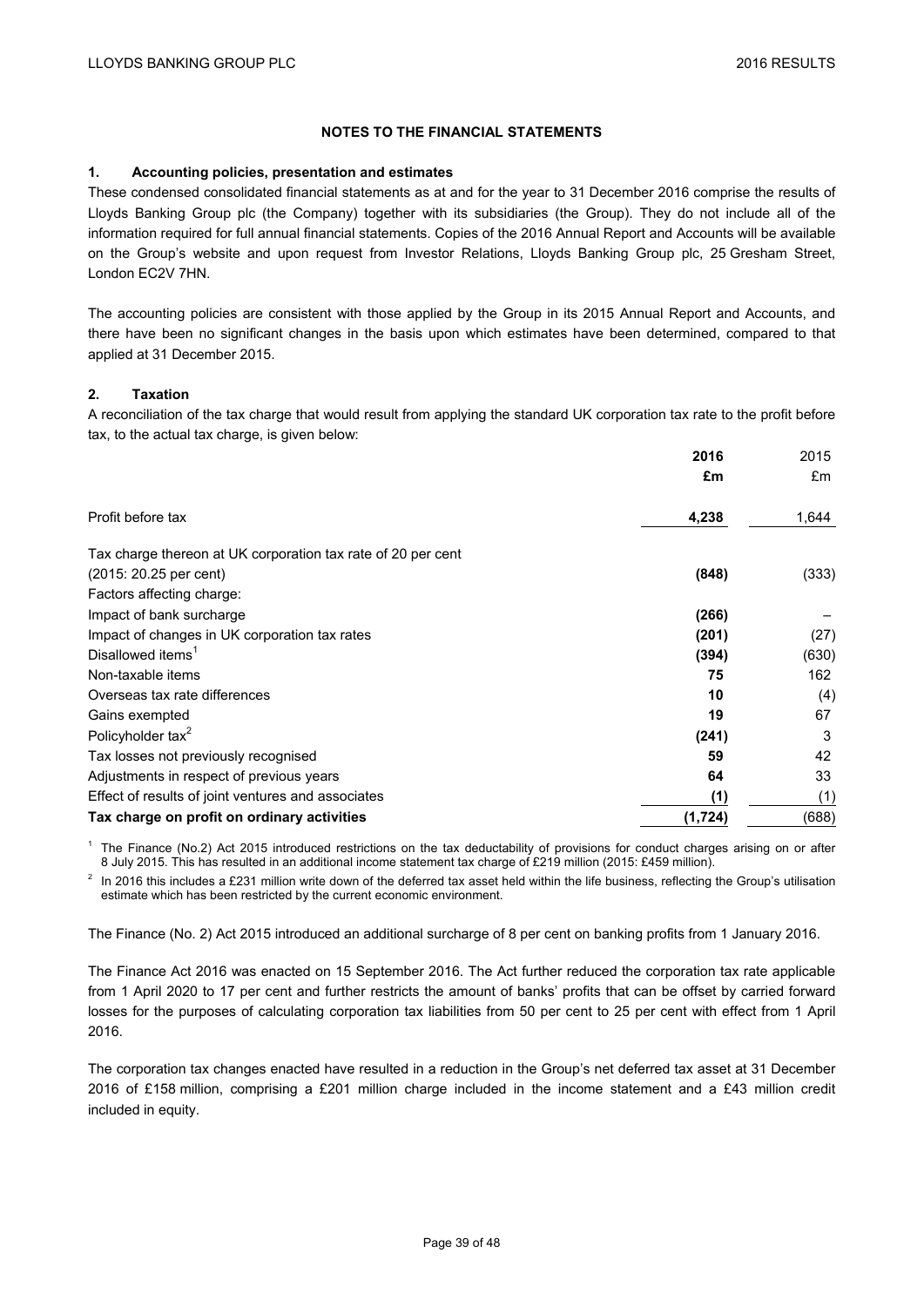## NOTES TO THE FINANCIAL STATEMENTS

### 1. Accounting policies, presentation and estimates

These condensed consolidated financial statements as at and for the year to 31 December 2016 comprise the results of Lloyds Banking Group plc (the Company) together with its subsidiaries (the Group). They do not include all of the information required for full annual financial statements. Copies of the 2016 Annual Report and Accounts will be available on the Group's website and upon request from Investor Relations, Lloyds Banking Group plc, 25 Gresham Street, London EC2V 7HN.

The accounting policies are consistent with those applied by the Group in its 2015 Annual Report and Accounts, and there have been no significant changes in the basis upon which estimates have been determined, compared to that applied at 31 December 2015.

### 2. Taxation

A reconciliation of the tax charge that would result from applying the standard UK corporation tax rate to the profit before tax, to the actual tax charge, is given below:

| | **2016** | 2015 |
|---|---|---|
| | **£m** | £m |
| Profit before tax | **4,238** | 1,644 |
| Tax charge thereon at UK corporation tax rate of 20 per cent (2015: 20.25 per cent) | **(848)** | (333) |
| Factors affecting charge: | | |
| Impact of bank surcharge | **(266)** | – |
| Impact of changes in UK corporation tax rates | **(201)** | (27) |
| Disallowed items[1] | **(394)** | (630) |
| Non-taxable items | **75** | 162 |
| Overseas tax rate differences | **10** | (4) |
| Gains exempted | **19** | 67 |
| Policyholder tax[2] | **(241)** | 3 |
| Tax losses not previously recognised | **59** | 42 |
| Adjustments in respect of previous years | **64** | 33 |
| Effect of results of joint ventures and associates | **(1)** | (1) |
| **Tax charge on profit on ordinary activities** | **(1,724)** | (688) |

[1] The Finance (No.2) Act 2015 introduced restrictions on the tax deductability of provisions for conduct charges arising on or after 8 July 2015. This has resulted in an additional income statement tax charge of £219 million (2015: £459 million).

[2] In 2016 this includes a £231 million write down of the deferred tax asset held within the life business, reflecting the Group's utilisation estimate which has been restricted by the current economic environment.

The Finance (No. 2) Act 2015 introduced an additional surcharge of 8 per cent on banking profits from 1 January 2016.

The Finance Act 2016 was enacted on 15 September 2016. The Act further reduced the corporation tax rate applicable from 1 April 2020 to 17 per cent and further restricts the amount of banks' profits that can be offset by carried forward losses for the purposes of calculating corporation tax liabilities from 50 per cent to 25 per cent with effect from 1 April 2016.

The corporation tax changes enacted have resulted in a reduction in the Group's net deferred tax asset at 31 December 2016 of £158 million, comprising a £201 million charge included in the income statement and a £43 million credit included in equity.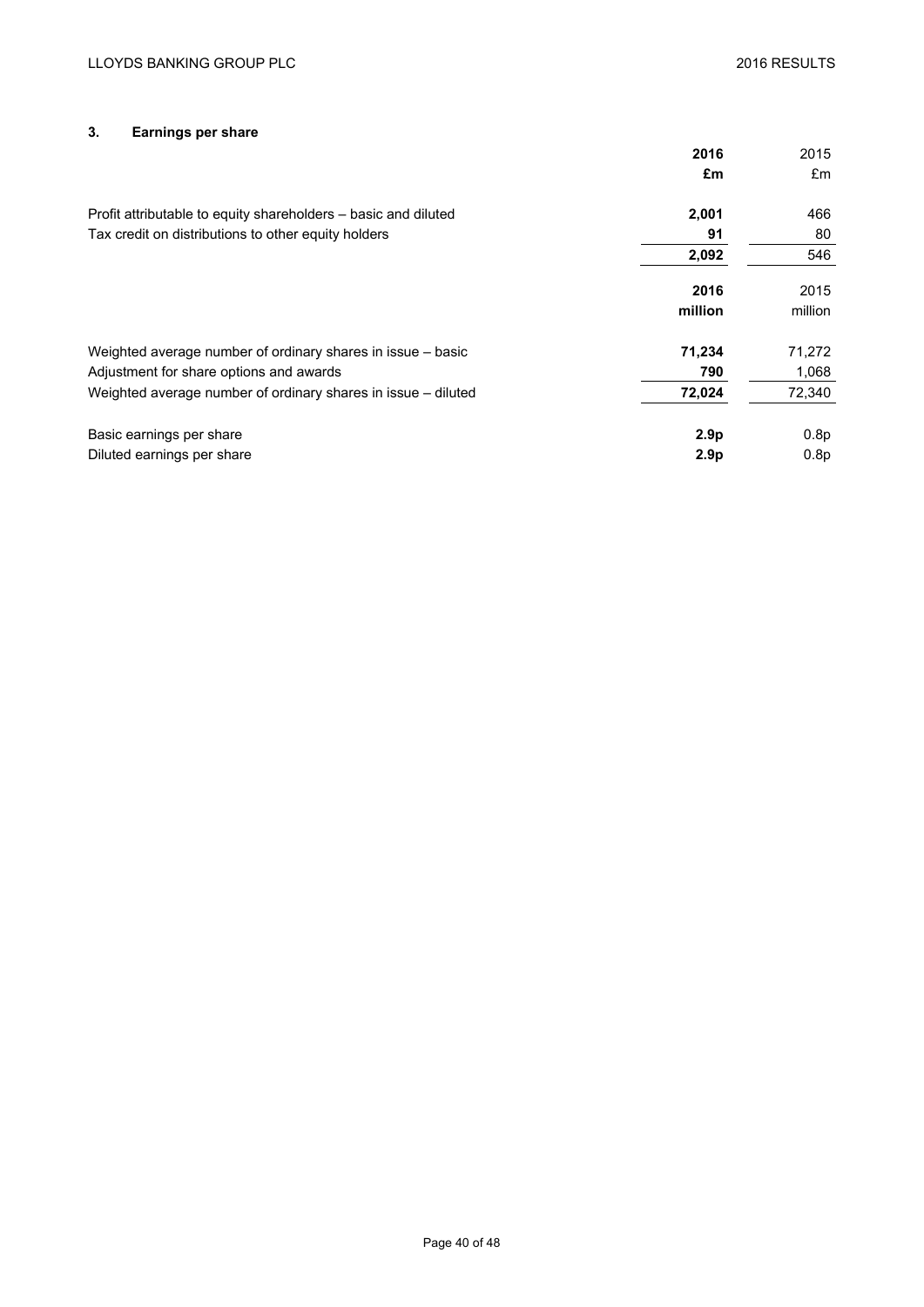### 3. Earnings per share

| | 2016 | 2015 |
|---|---|---|
| | **£m** | £m |
| Profit attributable to equity shareholders – basic and diluted | **2,001** | 466 |
| Tax credit on distributions to other equity holders | **91** | 80 |
| | **2,092** | 546 |

| | 2016 | 2015 |
|---|---|---|
| | **million** | million |
| Weighted average number of ordinary shares in issue – basic | **71,234** | 71,272 |
| Adjustment for share options and awards | **790** | 1,068 |
| Weighted average number of ordinary shares in issue – diluted | **72,024** | 72,340 |
| Basic earnings per share | **2.9p** | 0.8p |
| Diluted earnings per share | **2.9p** | 0.8p |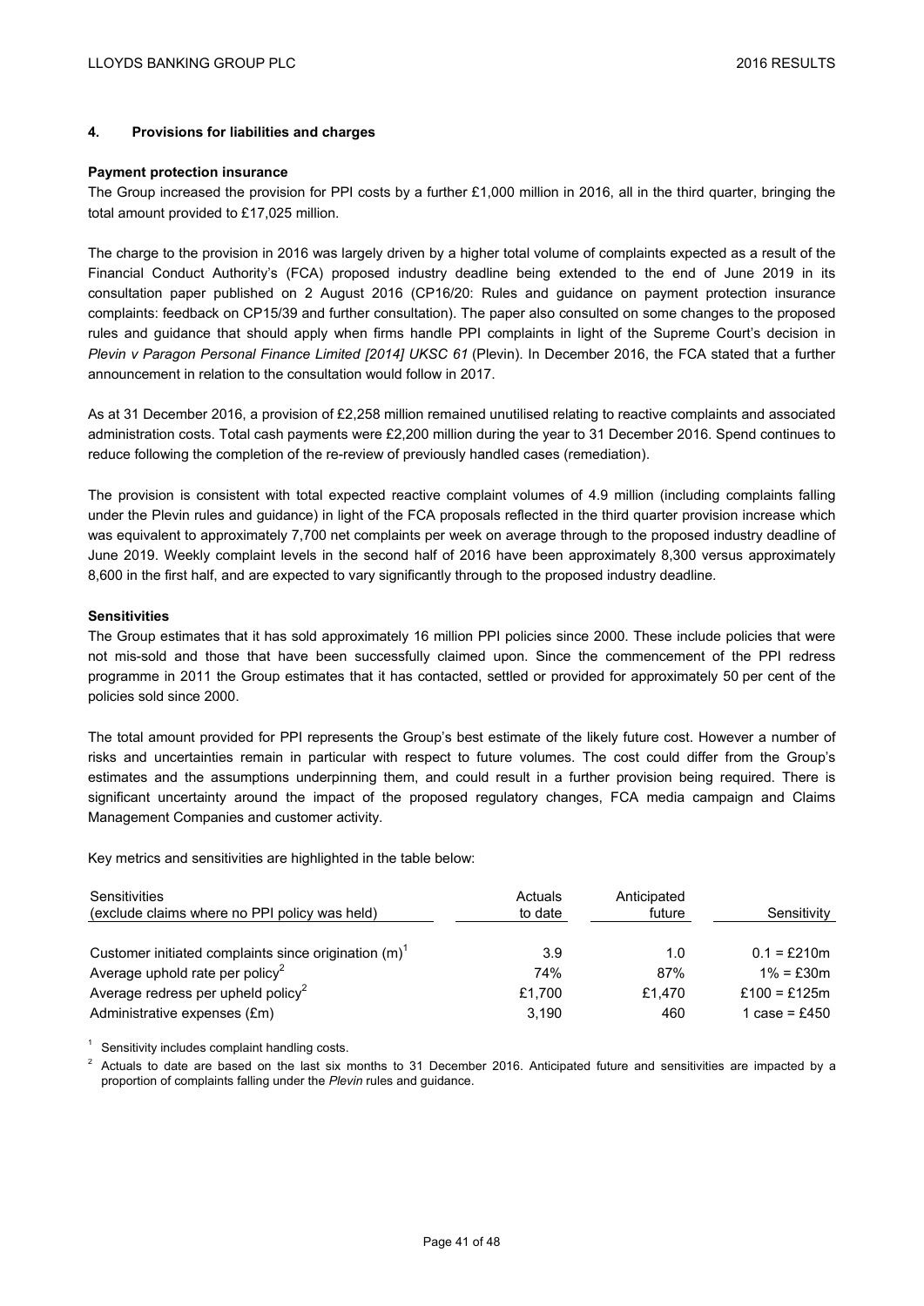### 4. Provisions for liabilities and charges

**Payment protection insurance**

The Group increased the provision for PPI costs by a further £1,000 million in 2016, all in the third quarter, bringing the total amount provided to £17,025 million.

The charge to the provision in 2016 was largely driven by a higher total volume of complaints expected as a result of the Financial Conduct Authority's (FCA) proposed industry deadline being extended to the end of June 2019 in its consultation paper published on 2 August 2016 (CP16/20: Rules and guidance on payment protection insurance complaints: feedback on CP15/39 and further consultation). The paper also consulted on some changes to the proposed rules and guidance that should apply when firms handle PPI complaints in light of the Supreme Court's decision in *Plevin v Paragon Personal Finance Limited [2014] UKSC 61* (Plevin). In December 2016, the FCA stated that a further announcement in relation to the consultation would follow in 2017.

As at 31 December 2016, a provision of £2,258 million remained unutilised relating to reactive complaints and associated administration costs. Total cash payments were £2,200 million during the year to 31 December 2016. Spend continues to reduce following the completion of the re-review of previously handled cases (remediation).

The provision is consistent with total expected reactive complaint volumes of 4.9 million (including complaints falling under the Plevin rules and guidance) in light of the FCA proposals reflected in the third quarter provision increase which was equivalent to approximately 7,700 net complaints per week on average through to the proposed industry deadline of June 2019. Weekly complaint levels in the second half of 2016 have been approximately 8,300 versus approximately 8,600 in the first half, and are expected to vary significantly through to the proposed industry deadline.

**Sensitivities**

The Group estimates that it has sold approximately 16 million PPI policies since 2000. These include policies that were not mis-sold and those that have been successfully claimed upon. Since the commencement of the PPI redress programme in 2011 the Group estimates that it has contacted, settled or provided for approximately 50 per cent of the policies sold since 2000.

The total amount provided for PPI represents the Group's best estimate of the likely future cost. However a number of risks and uncertainties remain in particular with respect to future volumes. The cost could differ from the Group's estimates and the assumptions underpinning them, and could result in a further provision being required. There is significant uncertainty around the impact of the proposed regulatory changes, FCA media campaign and Claims Management Companies and customer activity.

Key metrics and sensitivities are highlighted in the table below:

| Sensitivities (exclude claims where no PPI policy was held) | Actuals to date | Anticipated future | Sensitivity |
|---|---|---|---|
| Customer initiated complaints since origination (m)[1] | 3.9 | 1.0 | 0.1 = £210m |
| Average uphold rate per policy[2] | 74% | 87% | 1% = £30m |
| Average redress per upheld policy[2] | £1,700 | £1,470 | £100 = £125m |
| Administrative expenses (£m) | 3,190 | 460 | 1 case = £450 |

[1] Sensitivity includes complaint handling costs.

[2] Actuals to date are based on the last six months to 31 December 2016. Anticipated future and sensitivities are impacted by a proportion of complaints falling under the *Plevin* rules and guidance.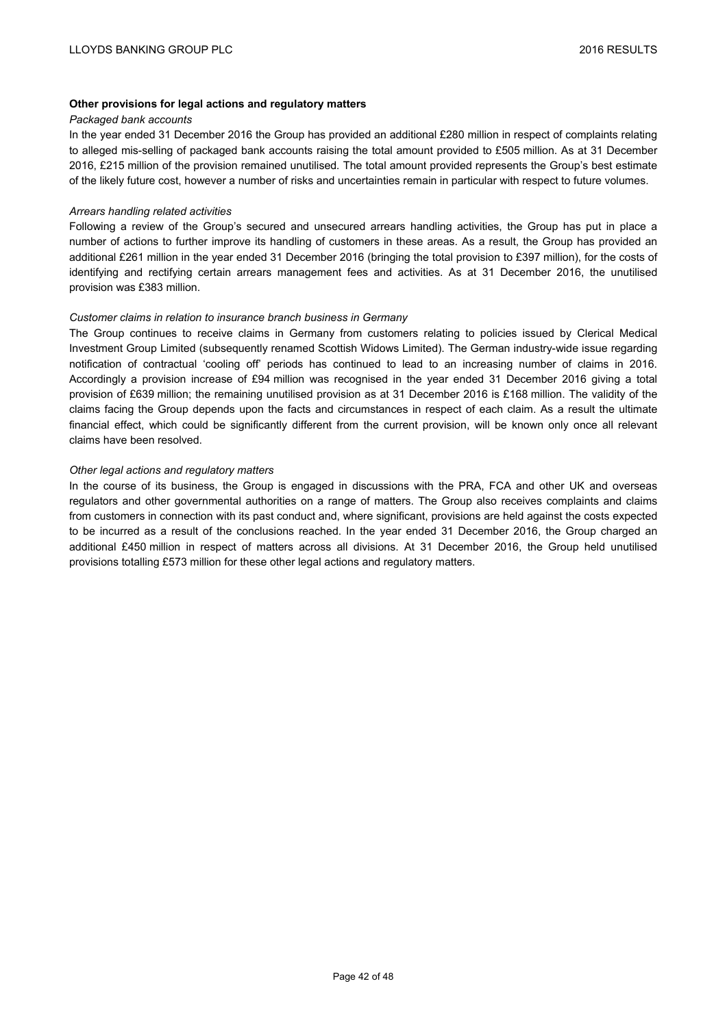**Other provisions for legal actions and regulatory matters**

*Packaged bank accounts*

In the year ended 31 December 2016 the Group has provided an additional £280 million in respect of complaints relating to alleged mis-selling of packaged bank accounts raising the total amount provided to £505 million. As at 31 December 2016, £215 million of the provision remained unutilised. The total amount provided represents the Group's best estimate of the likely future cost, however a number of risks and uncertainties remain in particular with respect to future volumes.

*Arrears handling related activities*

Following a review of the Group's secured and unsecured arrears handling activities, the Group has put in place a number of actions to further improve its handling of customers in these areas. As a result, the Group has provided an additional £261 million in the year ended 31 December 2016 (bringing the total provision to £397 million), for the costs of identifying and rectifying certain arrears management fees and activities. As at 31 December 2016, the unutilised provision was £383 million.

*Customer claims in relation to insurance branch business in Germany*

The Group continues to receive claims in Germany from customers relating to policies issued by Clerical Medical Investment Group Limited (subsequently renamed Scottish Widows Limited). The German industry-wide issue regarding notification of contractual 'cooling off' periods has continued to lead to an increasing number of claims in 2016. Accordingly a provision increase of £94 million was recognised in the year ended 31 December 2016 giving a total provision of £639 million; the remaining unutilised provision as at 31 December 2016 is £168 million. The validity of the claims facing the Group depends upon the facts and circumstances in respect of each claim. As a result the ultimate financial effect, which could be significantly different from the current provision, will be known only once all relevant claims have been resolved.

*Other legal actions and regulatory matters*

In the course of its business, the Group is engaged in discussions with the PRA, FCA and other UK and overseas regulators and other governmental authorities on a range of matters. The Group also receives complaints and claims from customers in connection with its past conduct and, where significant, provisions are held against the costs expected to be incurred as a result of the conclusions reached. In the year ended 31 December 2016, the Group charged an additional £450 million in respect of matters across all divisions. At 31 December 2016, the Group held unutilised provisions totalling £573 million for these other legal actions and regulatory matters.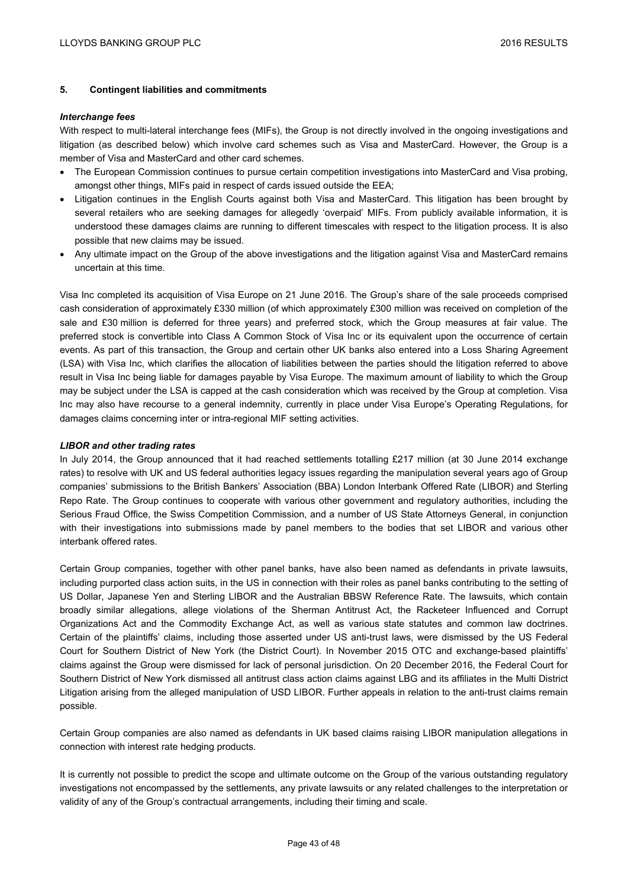## 5. Contingent liabilities and commitments

***Interchange fees***

With respect to multi-lateral interchange fees (MIFs), the Group is not directly involved in the ongoing investigations and litigation (as described below) which involve card schemes such as Visa and MasterCard. However, the Group is a member of Visa and MasterCard and other card schemes.

- The European Commission continues to pursue certain competition investigations into MasterCard and Visa probing, amongst other things, MIFs paid in respect of cards issued outside the EEA;
- Litigation continues in the English Courts against both Visa and MasterCard. This litigation has been brought by several retailers who are seeking damages for allegedly 'overpaid' MIFs. From publicly available information, it is understood these damages claims are running to different timescales with respect to the litigation process. It is also possible that new claims may be issued.
- Any ultimate impact on the Group of the above investigations and the litigation against Visa and MasterCard remains uncertain at this time.

Visa Inc completed its acquisition of Visa Europe on 21 June 2016. The Group's share of the sale proceeds comprised cash consideration of approximately £330 million (of which approximately £300 million was received on completion of the sale and £30 million is deferred for three years) and preferred stock, which the Group measures at fair value. The preferred stock is convertible into Class A Common Stock of Visa Inc or its equivalent upon the occurrence of certain events. As part of this transaction, the Group and certain other UK banks also entered into a Loss Sharing Agreement (LSA) with Visa Inc, which clarifies the allocation of liabilities between the parties should the litigation referred to above result in Visa Inc being liable for damages payable by Visa Europe. The maximum amount of liability to which the Group may be subject under the LSA is capped at the cash consideration which was received by the Group at completion. Visa Inc may also have recourse to a general indemnity, currently in place under Visa Europe's Operating Regulations, for damages claims concerning inter or intra-regional MIF setting activities.

***LIBOR and other trading rates***

In July 2014, the Group announced that it had reached settlements totalling £217 million (at 30 June 2014 exchange rates) to resolve with UK and US federal authorities legacy issues regarding the manipulation several years ago of Group companies' submissions to the British Bankers' Association (BBA) London Interbank Offered Rate (LIBOR) and Sterling Repo Rate. The Group continues to cooperate with various other government and regulatory authorities, including the Serious Fraud Office, the Swiss Competition Commission, and a number of US State Attorneys General, in conjunction with their investigations into submissions made by panel members to the bodies that set LIBOR and various other interbank offered rates.

Certain Group companies, together with other panel banks, have also been named as defendants in private lawsuits, including purported class action suits, in the US in connection with their roles as panel banks contributing to the setting of US Dollar, Japanese Yen and Sterling LIBOR and the Australian BBSW Reference Rate. The lawsuits, which contain broadly similar allegations, allege violations of the Sherman Antitrust Act, the Racketeer Influenced and Corrupt Organizations Act and the Commodity Exchange Act, as well as various state statutes and common law doctrines. Certain of the plaintiffs' claims, including those asserted under US anti-trust laws, were dismissed by the US Federal Court for Southern District of New York (the District Court). In November 2015 OTC and exchange-based plaintiffs' claims against the Group were dismissed for lack of personal jurisdiction. On 20 December 2016, the Federal Court for Southern District of New York dismissed all antitrust class action claims against LBG and its affiliates in the Multi District Litigation arising from the alleged manipulation of USD LIBOR. Further appeals in relation to the anti-trust claims remain possible.

Certain Group companies are also named as defendants in UK based claims raising LIBOR manipulation allegations in connection with interest rate hedging products.

It is currently not possible to predict the scope and ultimate outcome on the Group of the various outstanding regulatory investigations not encompassed by the settlements, any private lawsuits or any related challenges to the interpretation or validity of any of the Group's contractual arrangements, including their timing and scale.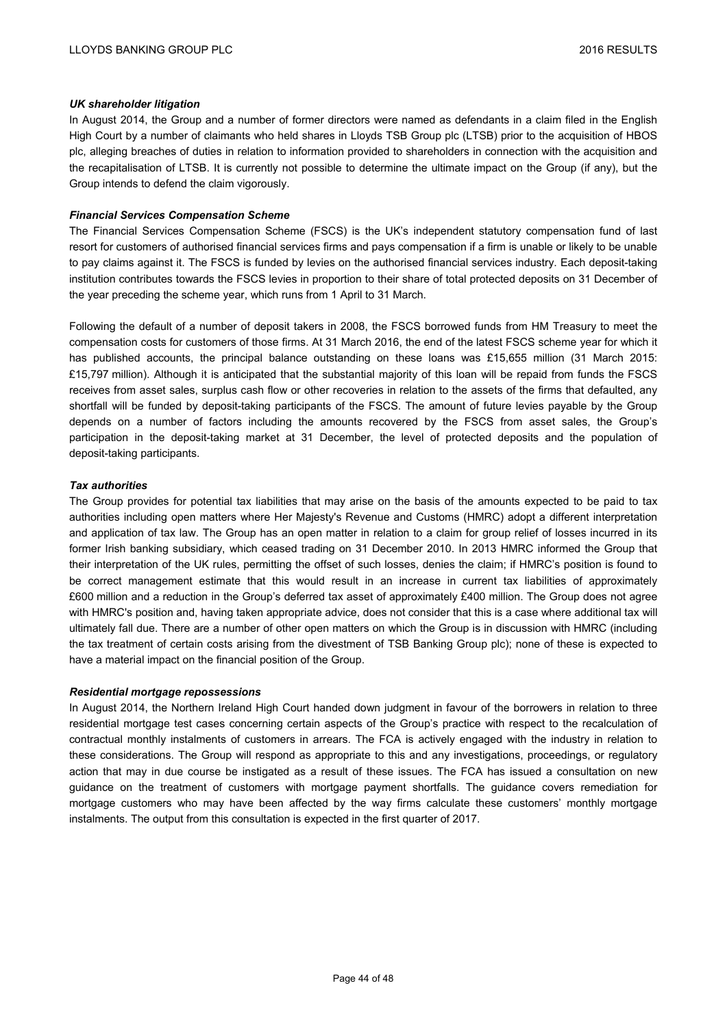### *UK shareholder litigation*

In August 2014, the Group and a number of former directors were named as defendants in a claim filed in the English High Court by a number of claimants who held shares in Lloyds TSB Group plc (LTSB) prior to the acquisition of HBOS plc, alleging breaches of duties in relation to information provided to shareholders in connection with the acquisition and the recapitalisation of LTSB. It is currently not possible to determine the ultimate impact on the Group (if any), but the Group intends to defend the claim vigorously.

### *Financial Services Compensation Scheme*

The Financial Services Compensation Scheme (FSCS) is the UK's independent statutory compensation fund of last resort for customers of authorised financial services firms and pays compensation if a firm is unable or likely to be unable to pay claims against it. The FSCS is funded by levies on the authorised financial services industry. Each deposit-taking institution contributes towards the FSCS levies in proportion to their share of total protected deposits on 31 December of the year preceding the scheme year, which runs from 1 April to 31 March.

Following the default of a number of deposit takers in 2008, the FSCS borrowed funds from HM Treasury to meet the compensation costs for customers of those firms. At 31 March 2016, the end of the latest FSCS scheme year for which it has published accounts, the principal balance outstanding on these loans was £15,655 million (31 March 2015: £15,797 million). Although it is anticipated that the substantial majority of this loan will be repaid from funds the FSCS receives from asset sales, surplus cash flow or other recoveries in relation to the assets of the firms that defaulted, any shortfall will be funded by deposit-taking participants of the FSCS. The amount of future levies payable by the Group depends on a number of factors including the amounts recovered by the FSCS from asset sales, the Group's participation in the deposit-taking market at 31 December, the level of protected deposits and the population of deposit-taking participants.

### *Tax authorities*

The Group provides for potential tax liabilities that may arise on the basis of the amounts expected to be paid to tax authorities including open matters where Her Majesty's Revenue and Customs (HMRC) adopt a different interpretation and application of tax law. The Group has an open matter in relation to a claim for group relief of losses incurred in its former Irish banking subsidiary, which ceased trading on 31 December 2010. In 2013 HMRC informed the Group that their interpretation of the UK rules, permitting the offset of such losses, denies the claim; if HMRC's position is found to be correct management estimate that this would result in an increase in current tax liabilities of approximately £600 million and a reduction in the Group's deferred tax asset of approximately £400 million. The Group does not agree with HMRC's position and, having taken appropriate advice, does not consider that this is a case where additional tax will ultimately fall due. There are a number of other open matters on which the Group is in discussion with HMRC (including the tax treatment of certain costs arising from the divestment of TSB Banking Group plc); none of these is expected to have a material impact on the financial position of the Group.

### *Residential mortgage repossessions*

In August 2014, the Northern Ireland High Court handed down judgment in favour of the borrowers in relation to three residential mortgage test cases concerning certain aspects of the Group's practice with respect to the recalculation of contractual monthly instalments of customers in arrears. The FCA is actively engaged with the industry in relation to these considerations. The Group will respond as appropriate to this and any investigations, proceedings, or regulatory action that may in due course be instigated as a result of these issues. The FCA has issued a consultation on new guidance on the treatment of customers with mortgage payment shortfalls. The guidance covers remediation for mortgage customers who may have been affected by the way firms calculate these customers' monthly mortgage instalments. The output from this consultation is expected in the first quarter of 2017.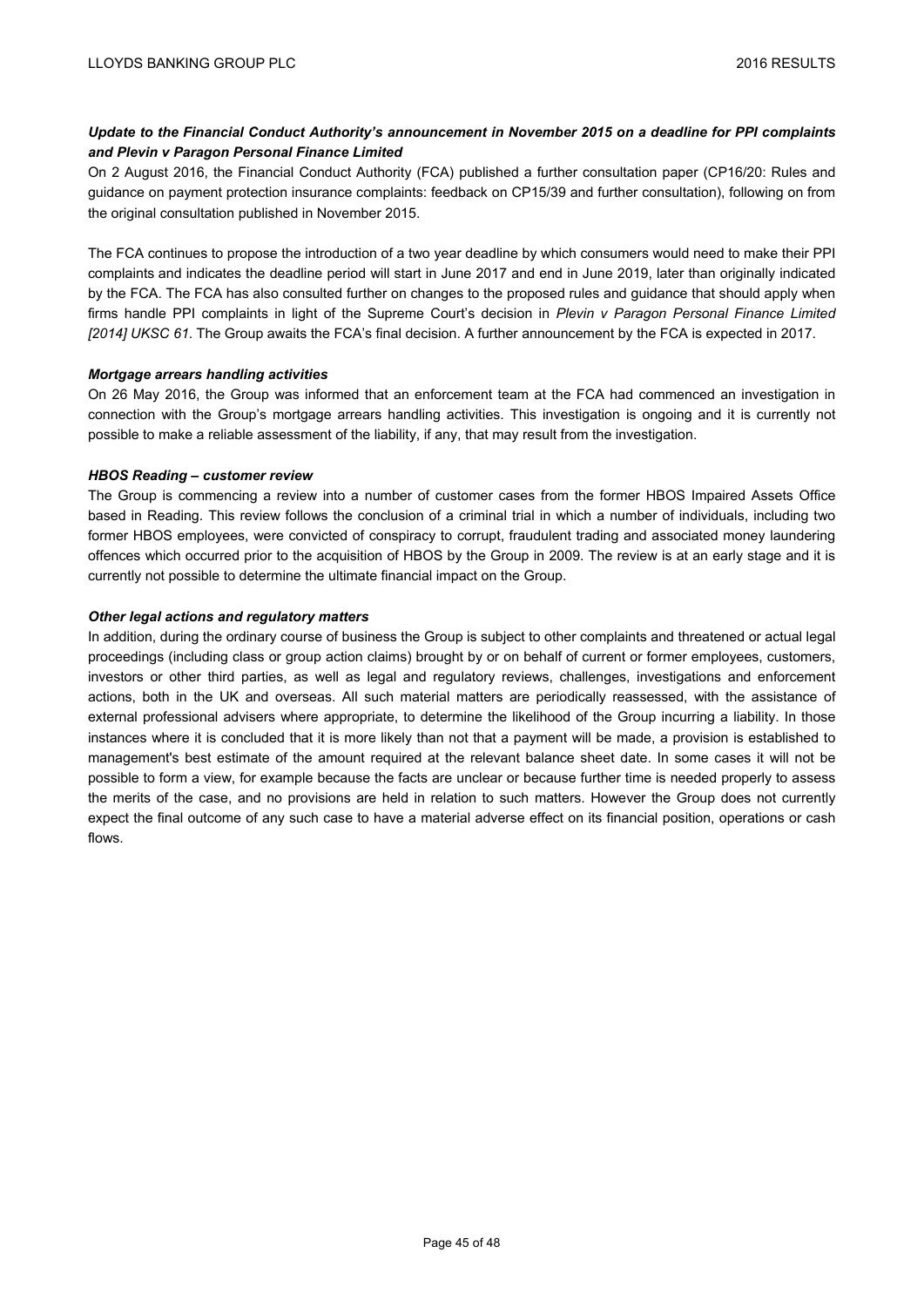***Update to the Financial Conduct Authority's announcement in November 2015 on a deadline for PPI complaints and Plevin v Paragon Personal Finance Limited***

On 2 August 2016, the Financial Conduct Authority (FCA) published a further consultation paper (CP16/20: Rules and guidance on payment protection insurance complaints: feedback on CP15/39 and further consultation), following on from the original consultation published in November 2015.

The FCA continues to propose the introduction of a two year deadline by which consumers would need to make their PPI complaints and indicates the deadline period will start in June 2017 and end in June 2019, later than originally indicated by the FCA. The FCA has also consulted further on changes to the proposed rules and guidance that should apply when firms handle PPI complaints in light of the Supreme Court's decision in *Plevin v Paragon Personal Finance Limited [2014] UKSC 61*. The Group awaits the FCA's final decision. A further announcement by the FCA is expected in 2017.

***Mortgage arrears handling activities***

On 26 May 2016, the Group was informed that an enforcement team at the FCA had commenced an investigation in connection with the Group's mortgage arrears handling activities. This investigation is ongoing and it is currently not possible to make a reliable assessment of the liability, if any, that may result from the investigation.

***HBOS Reading – customer review***

The Group is commencing a review into a number of customer cases from the former HBOS Impaired Assets Office based in Reading. This review follows the conclusion of a criminal trial in which a number of individuals, including two former HBOS employees, were convicted of conspiracy to corrupt, fraudulent trading and associated money laundering offences which occurred prior to the acquisition of HBOS by the Group in 2009. The review is at an early stage and it is currently not possible to determine the ultimate financial impact on the Group.

***Other legal actions and regulatory matters***

In addition, during the ordinary course of business the Group is subject to other complaints and threatened or actual legal proceedings (including class or group action claims) brought by or on behalf of current or former employees, customers, investors or other third parties, as well as legal and regulatory reviews, challenges, investigations and enforcement actions, both in the UK and overseas. All such material matters are periodically reassessed, with the assistance of external professional advisers where appropriate, to determine the likelihood of the Group incurring a liability. In those instances where it is concluded that it is more likely than not that a payment will be made, a provision is established to management's best estimate of the amount required at the relevant balance sheet date. In some cases it will not be possible to form a view, for example because the facts are unclear or because further time is needed properly to assess the merits of the case, and no provisions are held in relation to such matters. However the Group does not currently expect the final outcome of any such case to have a material adverse effect on its financial position, operations or cash flows.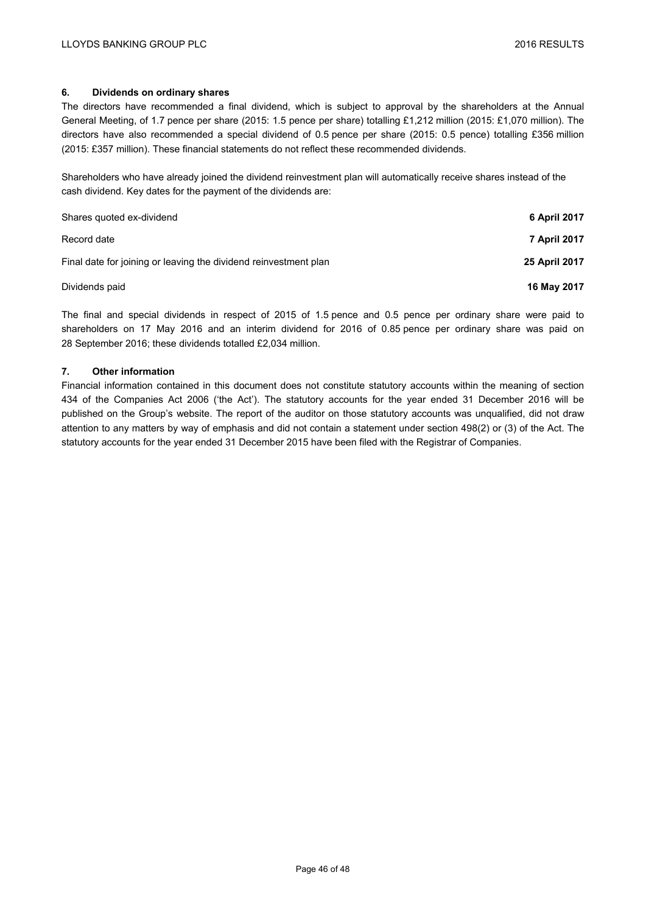### 6. Dividends on ordinary shares

The directors have recommended a final dividend, which is subject to approval by the shareholders at the Annual General Meeting, of 1.7 pence per share (2015: 1.5 pence per share) totalling £1,212 million (2015: £1,070 million). The directors have also recommended a special dividend of 0.5 pence per share (2015: 0.5 pence) totalling £356 million (2015: £357 million). These financial statements do not reflect these recommended dividends.

Shareholders who have already joined the dividend reinvestment plan will automatically receive shares instead of the cash dividend. Key dates for the payment of the dividends are:

| | |
|---|---|
| Shares quoted ex-dividend | **6 April 2017** |
| Record date | **7 April 2017** |
| Final date for joining or leaving the dividend reinvestment plan | **25 April 2017** |
| Dividends paid | **16 May 2017** |

The final and special dividends in respect of 2015 of 1.5 pence and 0.5 pence per ordinary share were paid to shareholders on 17 May 2016 and an interim dividend for 2016 of 0.85 pence per ordinary share was paid on 28 September 2016; these dividends totalled £2,034 million.

### 7. Other information

Financial information contained in this document does not constitute statutory accounts within the meaning of section 434 of the Companies Act 2006 ('the Act'). The statutory accounts for the year ended 31 December 2016 will be published on the Group's website. The report of the auditor on those statutory accounts was unqualified, did not draw attention to any matters by way of emphasis and did not contain a statement under section 498(2) or (3) of the Act. The statutory accounts for the year ended 31 December 2015 have been filed with the Registrar of Companies.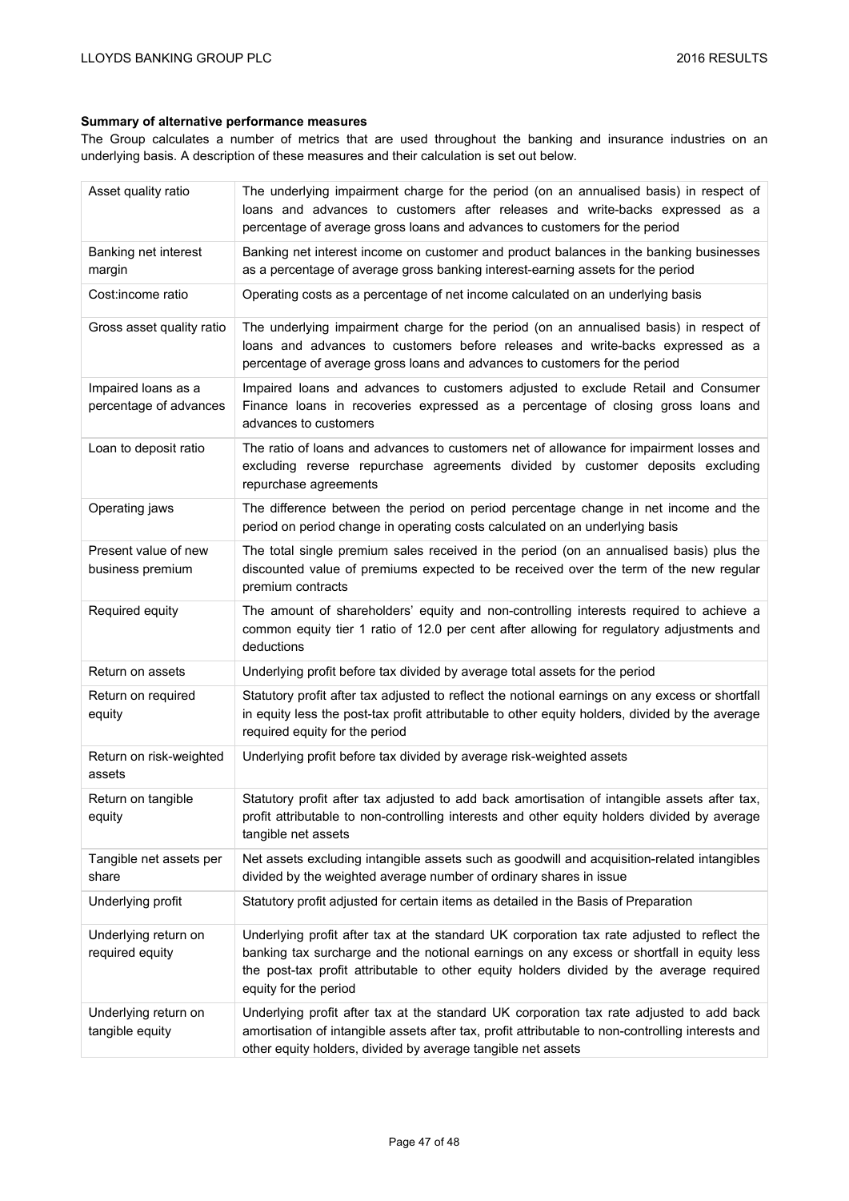**Summary of alternative performance measures**

The Group calculates a number of metrics that are used throughout the banking and insurance industries on an underlying basis. A description of these measures and their calculation is set out below.

| | |
|---|---|
| Asset quality ratio | The underlying impairment charge for the period (on an annualised basis) in respect of loans and advances to customers after releases and write-backs expressed as a percentage of average gross loans and advances to customers for the period |
| Banking net interest margin | Banking net interest income on customer and product balances in the banking businesses as a percentage of average gross banking interest-earning assets for the period |
| Cost:income ratio | Operating costs as a percentage of net income calculated on an underlying basis |
| Gross asset quality ratio | The underlying impairment charge for the period (on an annualised basis) in respect of loans and advances to customers before releases and write-backs expressed as a percentage of average gross loans and advances to customers for the period |
| Impaired loans as a percentage of advances | Impaired loans and advances to customers adjusted to exclude Retail and Consumer Finance loans in recoveries expressed as a percentage of closing gross loans and advances to customers |
| Loan to deposit ratio | The ratio of loans and advances to customers net of allowance for impairment losses and excluding reverse repurchase agreements divided by customer deposits excluding repurchase agreements |
| Operating jaws | The difference between the period on period percentage change in net income and the period on period change in operating costs calculated on an underlying basis |
| Present value of new business premium | The total single premium sales received in the period (on an annualised basis) plus the discounted value of premiums expected to be received over the term of the new regular premium contracts |
| Required equity | The amount of shareholders' equity and non-controlling interests required to achieve a common equity tier 1 ratio of 12.0 per cent after allowing for regulatory adjustments and deductions |
| Return on assets | Underlying profit before tax divided by average total assets for the period |
| Return on required equity | Statutory profit after tax adjusted to reflect the notional earnings on any excess or shortfall in equity less the post-tax profit attributable to other equity holders, divided by the average required equity for the period |
| Return on risk-weighted assets | Underlying profit before tax divided by average risk-weighted assets |
| Return on tangible equity | Statutory profit after tax adjusted to add back amortisation of intangible assets after tax, profit attributable to non-controlling interests and other equity holders divided by average tangible net assets |
| Tangible net assets per share | Net assets excluding intangible assets such as goodwill and acquisition-related intangibles divided by the weighted average number of ordinary shares in issue |
| Underlying profit | Statutory profit adjusted for certain items as detailed in the Basis of Preparation |
| Underlying return on required equity | Underlying profit after tax at the standard UK corporation tax rate adjusted to reflect the banking tax surcharge and the notional earnings on any excess or shortfall in equity less the post-tax profit attributable to other equity holders divided by the average required equity for the period |
| Underlying return on tangible equity | Underlying profit after tax at the standard UK corporation tax rate adjusted to add back amortisation of intangible assets after tax, profit attributable to non-controlling interests and other equity holders, divided by average tangible net assets |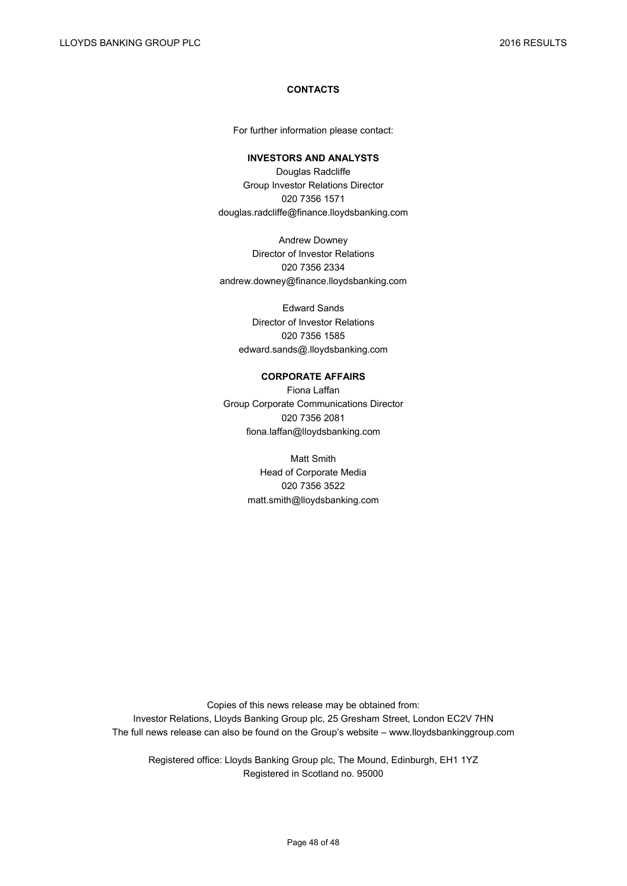## CONTACTS

For further information please contact:

**INVESTORS AND ANALYSTS**

Douglas Radcliffe
Group Investor Relations Director
020 7356 1571
douglas.radcliffe@finance.lloydsbanking.com

Andrew Downey
Director of Investor Relations
020 7356 2334
andrew.downey@finance.lloydsbanking.com

Edward Sands
Director of Investor Relations
020 7356 1585
edward.sands@.lloydsbanking.com

**CORPORATE AFFAIRS**

Fiona Laffan
Group Corporate Communications Director
020 7356 2081
fiona.laffan@lloydsbanking.com

Matt Smith
Head of Corporate Media
020 7356 3522
matt.smith@lloydsbanking.com

Copies of this news release may be obtained from:
Investor Relations, Lloyds Banking Group plc, 25 Gresham Street, London EC2V 7HN
The full news release can also be found on the Group's website – www.lloydsbankinggroup.com

Registered office: Lloyds Banking Group plc, The Mound, Edinburgh, EH1 1YZ
Registered in Scotland no. 95000